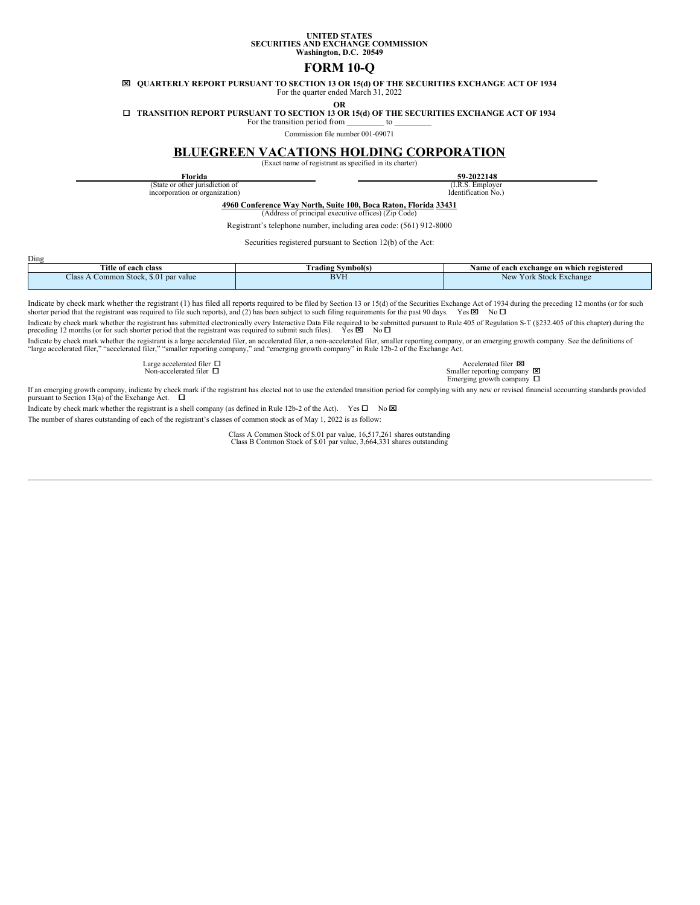**UNITED STATES**
**SECURITIES AND EXCHANGE COMMISSION**
**Washington, D.C. 20549**

# FORM 10-Q

☒ **QUARTERLY REPORT PURSUANT TO SECTION 13 OR 15(d) OF THE SECURITIES EXCHANGE ACT OF 1934**
For the quarter ended March 31, 2022

**OR**

☐ **TRANSITION REPORT PURSUANT TO SECTION 13 OR 15(d) OF THE SECURITIES EXCHANGE ACT OF 1934**
For the transition period from _________ to _________

Commission file number 001-09071

# BLUEGREEN VACATIONS HOLDING CORPORATION

(Exact name of registrant as specified in its charter)

| **Florida** | **59-2022148** |
|---|---|
| (State or other jurisdiction of incorporation or organization) | (I.R.S. Employer Identification No.) |

**4960 Conference Way North, Suite 100, Boca Raton, Florida 33431**
(Address of principal executive offices) (Zip Code)

Registrant's telephone number, including area code: (561) 912-8000

Securities registered pursuant to Section 12(b) of the Act:

Ding

| Title of each class | Trading Symbol(s) | Name of each exchange on which registered |
|---|---|---|
| Class A Common Stock, $.01 par value | BVH | New York Stock Exchange |

Indicate by check mark whether the registrant (1) has filed all reports required to be filed by Section 13 or 15(d) of the Securities Exchange Act of 1934 during the preceding 12 months (or for such shorter period that the registrant was required to file such reports), and (2) has been subject to such filing requirements for the past 90 days. Yes ☒ No ☐

Indicate by check mark whether the registrant has submitted electronically every Interactive Data File required to be submitted pursuant to Rule 405 of Regulation S-T (§232.405 of this chapter) during the preceding 12 months (or for such shorter period that the registrant was required to submit such files). Yes ☒ No ☐

Indicate by check mark whether the registrant is a large accelerated filer, an accelerated filer, a non-accelerated filer, smaller reporting company, or an emerging growth company. See the definitions of "large accelerated filer," "accelerated filer," "smaller reporting company," and "emerging growth company" in Rule 12b-2 of the Exchange Act.

| | |
|---|---|
| Large accelerated filer ☐ | Accelerated filer ☒ |
| Non-accelerated filer ☐ | Smaller reporting company ☒ |
| | Emerging growth company ☐ |

If an emerging growth company, indicate by check mark if the registrant has elected not to use the extended transition period for complying with any new or revised financial accounting standards provided pursuant to Section 13(a) of the Exchange Act. ☐

Indicate by check mark whether the registrant is a shell company (as defined in Rule 12b-2 of the Act). Yes ☐ No ☒

The number of shares outstanding of each of the registrant's classes of common stock as of May 1, 2022 is as follow:

Class A Common Stock of $.01 par value, 16,517,261 shares outstanding
Class B Common Stock of $.01 par value, 3,664,331 shares outstanding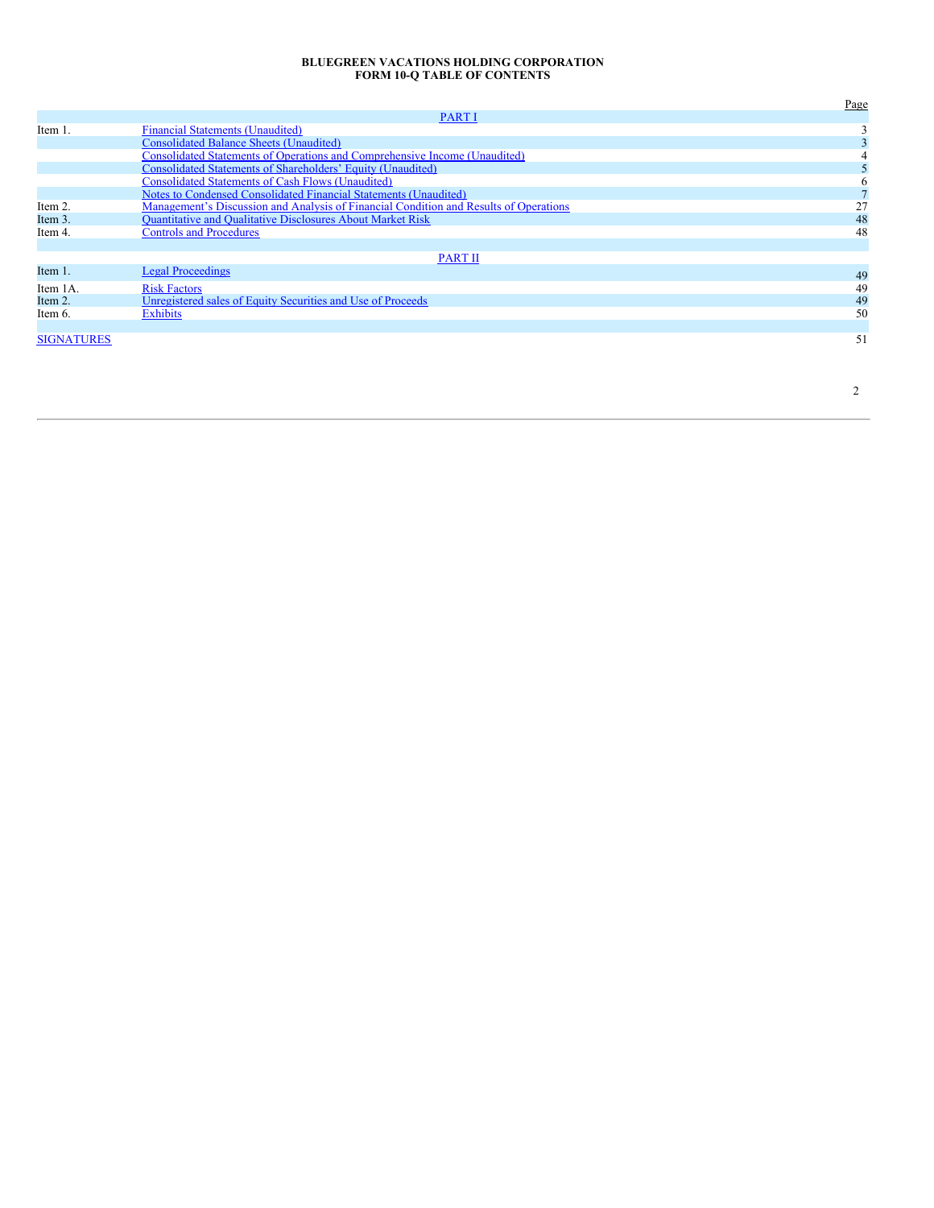**BLUEGREEN VACATIONS HOLDING CORPORATION**
**FORM 10-Q TABLE OF CONTENTS**

| | | Page |
|---|---|---|
| | PART I | |
| Item 1. | Financial Statements (Unaudited) | 3 |
| | Consolidated Balance Sheets (Unaudited) | 3 |
| | Consolidated Statements of Operations and Comprehensive Income (Unaudited) | 4 |
| | Consolidated Statements of Shareholders' Equity (Unaudited) | 5 |
| | Consolidated Statements of Cash Flows (Unaudited) | 6 |
| | Notes to Condensed Consolidated Financial Statements (Unaudited) | 7 |
| Item 2. | Management's Discussion and Analysis of Financial Condition and Results of Operations | 27 |
| Item 3. | Quantitative and Qualitative Disclosures About Market Risk | 48 |
| Item 4. | Controls and Procedures | 48 |
| | PART II | |
| Item 1. | Legal Proceedings | 49 |
| Item 1A. | Risk Factors | 49 |
| Item 2. | Unregistered sales of Equity Securities and Use of Proceeds | 49 |
| Item 6. | Exhibits | 50 |
| SIGNATURES | | 51 |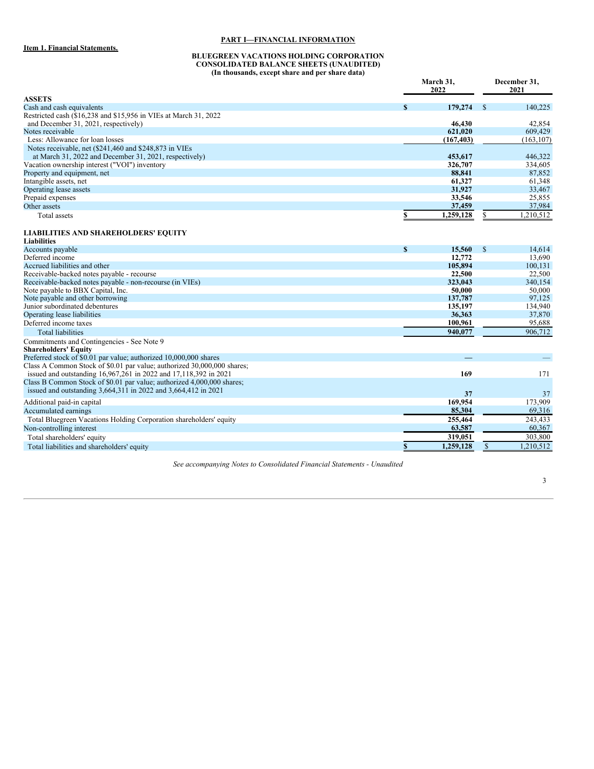## PART I—FINANCIAL INFORMATION

**Item 1. Financial Statements.**

**BLUEGREEN VACATIONS HOLDING CORPORATION**
**CONSOLIDATED BALANCE SHEETS (UNAUDITED)**
**(In thousands, except share and per share data)**

| | March 31, 2022 | December 31, 2021 |
|---|---|---|
| **ASSETS** | | |
| Cash and cash equivalents | **$ 179,274** | $ 140,225 |
| Restricted cash ($16,238 and $15,956 in VIEs at March 31, 2022 and December 31, 2021, respectively) | **46,430** | 42,854 |
| Notes receivable | **621,020** | 609,429 |
| Less: Allowance for loan losses | **(167,403)** | (163,107) |
| Notes receivable, net ($241,460 and $248,873 in VIEs at March 31, 2022 and December 31, 2021, respectively) | **453,617** | 446,322 |
| Vacation ownership interest ("VOI") inventory | **326,707** | 334,605 |
| Property and equipment, net | **88,841** | 87,852 |
| Intangible assets, net | **61,327** | 61,348 |
| Operating lease assets | **31,927** | 33,467 |
| Prepaid expenses | **33,546** | 25,855 |
| Other assets | **37,459** | 37,984 |
| Total assets | **$ 1,259,128** | $ 1,210,512 |
| **LIABILITIES AND SHAREHOLDERS' EQUITY** | | |
| **Liabilities** | | |
| Accounts payable | **$ 15,560** | $ 14,614 |
| Deferred income | **12,772** | 13,690 |
| Accrued liabilities and other | **105,894** | 100,131 |
| Receivable-backed notes payable - recourse | **22,500** | 22,500 |
| Receivable-backed notes payable - non-recourse (in VIEs) | **323,043** | 340,154 |
| Note payable to BBX Capital, Inc. | **50,000** | 50,000 |
| Note payable and other borrowing | **137,787** | 97,125 |
| Junior subordinated debentures | **135,197** | 134,940 |
| Operating lease liabilities | **36,363** | 37,870 |
| Deferred income taxes | **100,961** | 95,688 |
| Total liabilities | **940,077** | 906,712 |
| Commitments and Contingencies - See Note 9 | | |
| **Shareholders' Equity** | | |
| Preferred stock of $0.01 par value; authorized 10,000,000 shares | **—** | — |
| Class A Common Stock of $0.01 par value; authorized 30,000,000 shares; issued and outstanding 16,967,261 in 2022 and 17,118,392 in 2021 | **169** | 171 |
| Class B Common Stock of $0.01 par value; authorized 4,000,000 shares; issued and outstanding 3,664,311 in 2022 and 3,664,412 in 2021 | **37** | 37 |
| Additional paid-in capital | **169,954** | 173,909 |
| Accumulated earnings | **85,304** | 69,316 |
| Total Bluegreen Vacations Holding Corporation shareholders' equity | **255,464** | 243,433 |
| Non-controlling interest | **63,587** | 60,367 |
| Total shareholders' equity | **319,051** | 303,800 |
| Total liabilities and shareholders' equity | **$ 1,259,128** | $ 1,210,512 |

*See accompanying Notes to Consolidated Financial Statements - Unaudited*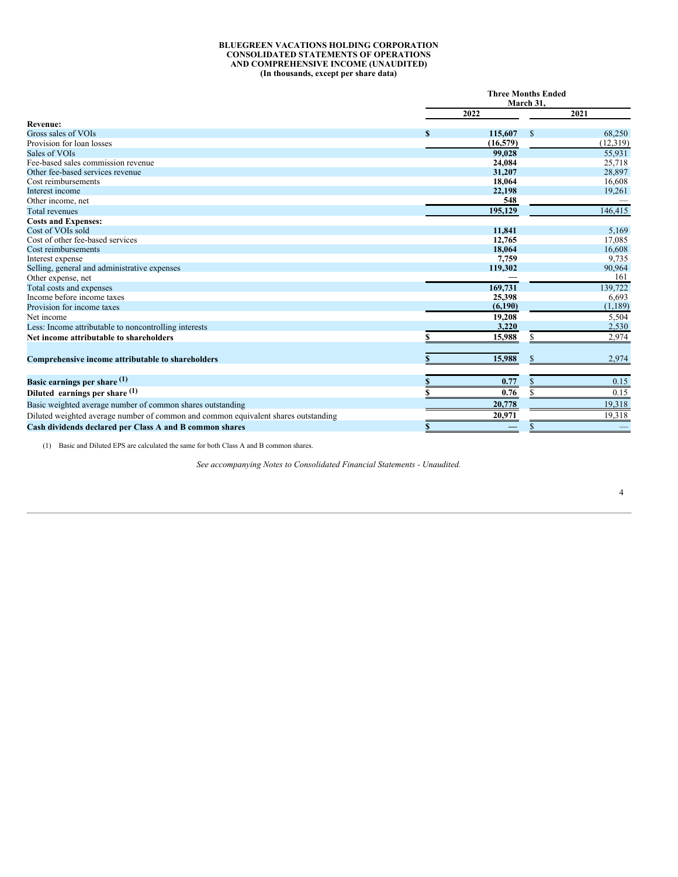**BLUEGREEN VACATIONS HOLDING CORPORATION**
**CONSOLIDATED STATEMENTS OF OPERATIONS**
**AND COMPREHENSIVE INCOME (UNAUDITED)**
**(In thousands, except per share data)**

| | Three Months Ended March 31, | |
|---|---|---|
| | 2022 | 2021 |
| **Revenue:** | | |
| Gross sales of VOIs | $ 115,607 | $ 68,250 |
| Provision for loan losses | (16,579) | (12,319) |
| Sales of VOIs | 99,028 | 55,931 |
| Fee-based sales commission revenue | 24,084 | 25,718 |
| Other fee-based services revenue | 31,207 | 28,897 |
| Cost reimbursements | 18,064 | 16,608 |
| Interest income | 22,198 | 19,261 |
| Other income, net | 548 | — |
| Total revenues | 195,129 | 146,415 |
| **Costs and Expenses:** | | |
| Cost of VOIs sold | 11,841 | 5,169 |
| Cost of other fee-based services | 12,765 | 17,085 |
| Cost reimbursements | 18,064 | 16,608 |
| Interest expense | 7,759 | 9,735 |
| Selling, general and administrative expenses | 119,302 | 90,964 |
| Other expense, net | — | 161 |
| Total costs and expenses | 169,731 | 139,722 |
| Income before income taxes | 25,398 | 6,693 |
| Provision for income taxes | (6,190) | (1,189) |
| Net income | 19,208 | 5,504 |
| Less: Income attributable to noncontrolling interests | 3,220 | 2,530 |
| **Net income attributable to shareholders** | $ 15,988 | $ 2,974 |
| | | |
| **Comprehensive income attributable to shareholders** | $ 15,988 | $ 2,974 |
| | | |
| **Basic earnings per share [(1)]** | $ 0.77 | $ 0.15 |
| **Diluted earnings per share [(1)]** | $ 0.76 | $ 0.15 |
| Basic weighted average number of common shares outstanding | 20,778 | 19,318 |
| Diluted weighted average number of common and common equivalent shares outstanding | 20,971 | 19,318 |
| **Cash dividends declared per Class A and B common shares** | $ — | $ — |

(1) Basic and Diluted EPS are calculated the same for both Class A and B common shares.

*See accompanying Notes to Consolidated Financial Statements - Unaudited.*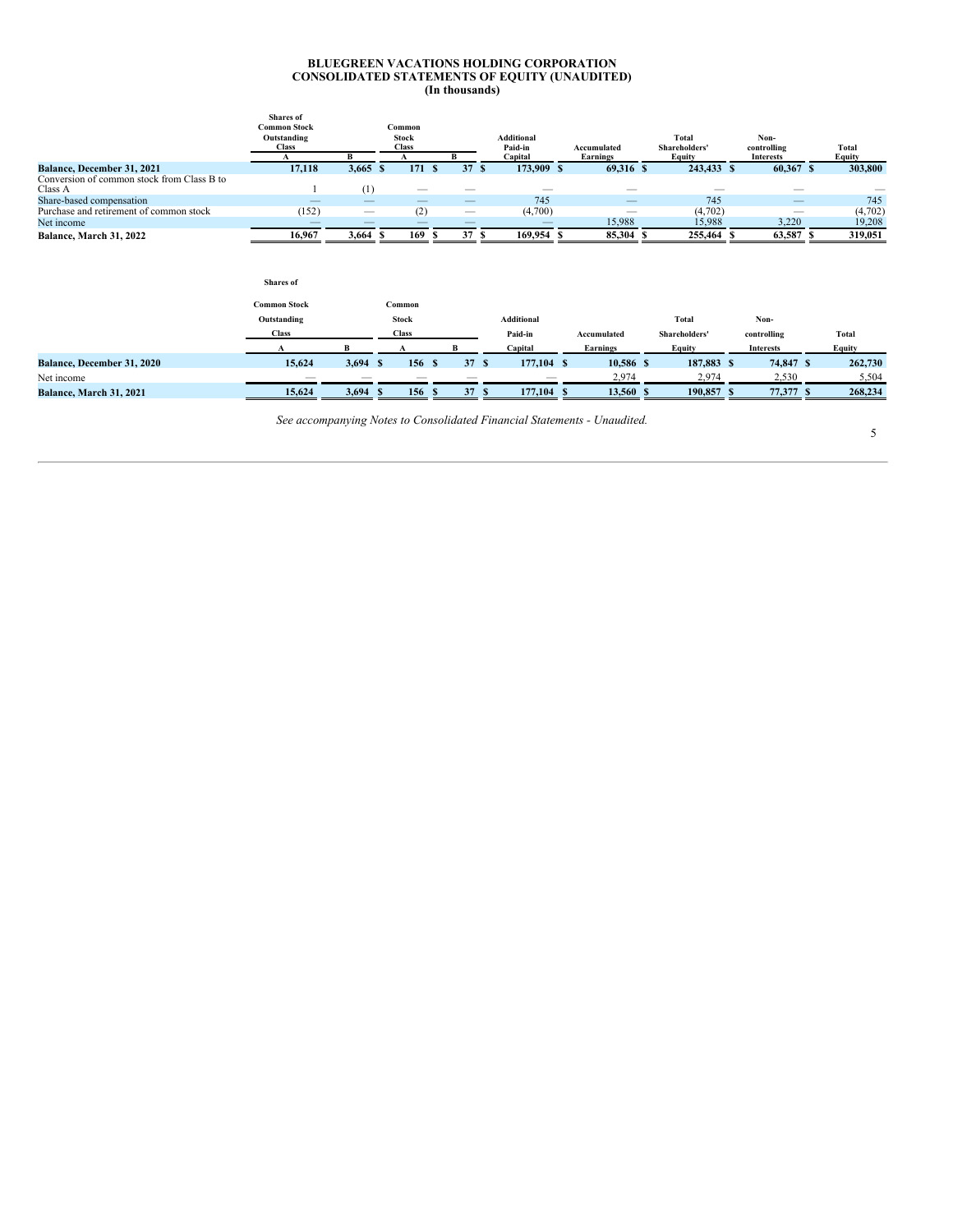# BLUEGREEN VACATIONS HOLDING CORPORATION
## CONSOLIDATED STATEMENTS OF EQUITY (UNAUDITED)
### (In thousands)

| | Shares of Common Stock Outstanding Class | | Common Stock Class | | Additional Paid-in | Accumulated | Total Shareholders' | Non-controlling | Total |
|---|---|---|---|---|---|---|---|---|---|
| | A | B | A | B | Capital | Earnings | Equity | Interests | Equity |
| **Balance, December 31, 2021** | **17,118** | **3,665** | **$ 171** | **$ 37** | **$ 173,909** | **$ 69,316** | **$ 243,433** | **$ 60,367** | **$ 303,800** |
| Conversion of common stock from Class B to Class A | 1 | (1) | — | — | — | — | — | — | — |
| Share-based compensation | — | — | — | — | 745 | — | 745 | — | 745 |
| Purchase and retirement of common stock | (152) | — | (2) | — | (4,700) | — | (4,702) | — | (4,702) |
| Net income | — | — | — | — | — | 15,988 | 15,988 | 3,220 | 19,208 |
| **Balance, March 31, 2022** | **16,967** | **3,664** | **$ 169** | **$ 37** | **$ 169,954** | **$ 85,304** | **$ 255,464** | **$ 63,587** | **$ 319,051** |

| | Shares of Common Stock Outstanding Class | | Common Stock Class | | Additional Paid-in | Accumulated | Total Shareholders' | Non-controlling | Total |
|---|---|---|---|---|---|---|---|---|---|
| | A | B | A | B | Capital | Earnings | Equity | Interests | Equity |
| **Balance, December 31, 2020** | **15,624** | **3,694** | **$ 156** | **$ 37** | **$ 177,104** | **$ 10,586** | **$ 187,883** | **$ 74,847** | **$ 262,730** |
| Net income | — | — | — | — | — | 2,974 | 2,974 | 2,530 | 5,504 |
| **Balance, March 31, 2021** | **15,624** | **3,694** | **$ 156** | **$ 37** | **$ 177,104** | **$ 13,560** | **$ 190,857** | **$ 77,377** | **$ 268,234** |

*See accompanying Notes to Consolidated Financial Statements - Unaudited.*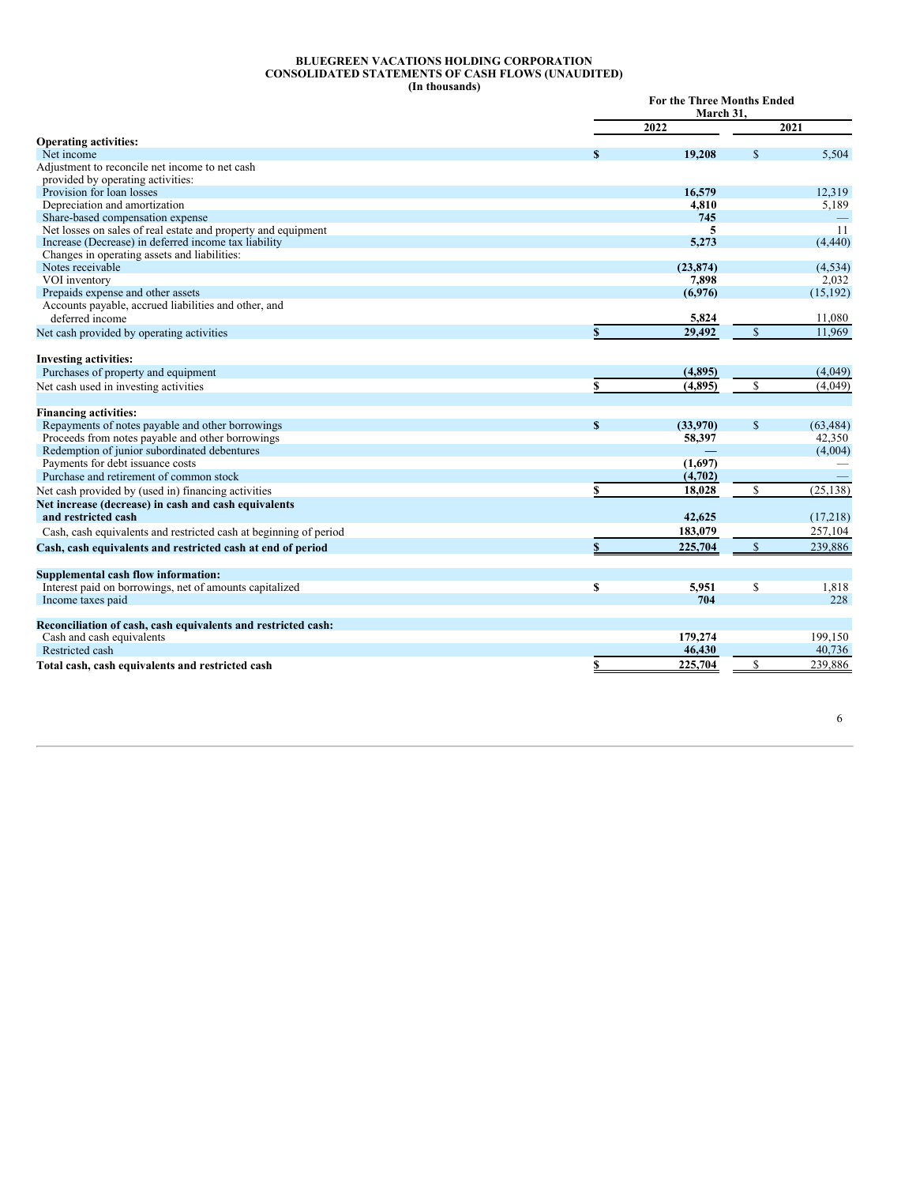**BLUEGREEN VACATIONS HOLDING CORPORATION**
**CONSOLIDATED STATEMENTS OF CASH FLOWS (UNAUDITED)**
**(In thousands)**

| | For the Three Months Ended March 31, | |
|---|---|---|
| | 2022 | 2021 |
| **Operating activities:** | | |
| Net income | $ 19,208 | $ 5,504 |
| Adjustment to reconcile net income to net cash provided by operating activities: | | |
| Provision for loan losses | 16,579 | 12,319 |
| Depreciation and amortization | 4,810 | 5,189 |
| Share-based compensation expense | 745 | — |
| Net losses on sales of real estate and property and equipment | 5 | 11 |
| Increase (Decrease) in deferred income tax liability | 5,273 | (4,440) |
| Changes in operating assets and liabilities: | | |
| Notes receivable | (23,874) | (4,534) |
| VOI inventory | 7,898 | 2,032 |
| Prepaids expense and other assets | (6,976) | (15,192) |
| Accounts payable, accrued liabilities and other, and deferred income | 5,824 | 11,080 |
| Net cash provided by operating activities | $ 29,492 | $ 11,969 |
| **Investing activities:** | | |
| Purchases of property and equipment | (4,895) | (4,049) |
| Net cash used in investing activities | $ (4,895) | $ (4,049) |
| **Financing activities:** | | |
| Repayments of notes payable and other borrowings | $ (33,970) | $ (63,484) |
| Proceeds from notes payable and other borrowings | 58,397 | 42,350 |
| Redemption of junior subordinated debentures | — | (4,004) |
| Payments for debt issuance costs | (1,697) | — |
| Purchase and retirement of common stock | (4,702) | — |
| Net cash provided by (used in) financing activities | $ 18,028 | $ (25,138) |
| **Net increase (decrease) in cash and cash equivalents and restricted cash** | 42,625 | (17,218) |
| Cash, cash equivalents and restricted cash at beginning of period | 183,079 | 257,104 |
| **Cash, cash equivalents and restricted cash at end of period** | $ 225,704 | $ 239,886 |
| **Supplemental cash flow information:** | | |
| Interest paid on borrowings, net of amounts capitalized | $ 5,951 | $ 1,818 |
| Income taxes paid | 704 | 228 |
| **Reconciliation of cash, cash equivalents and restricted cash:** | | |
| Cash and cash equivalents | 179,274 | 199,150 |
| Restricted cash | 46,430 | 40,736 |
| **Total cash, cash equivalents and restricted cash** | $ 225,704 | $ 239,886 |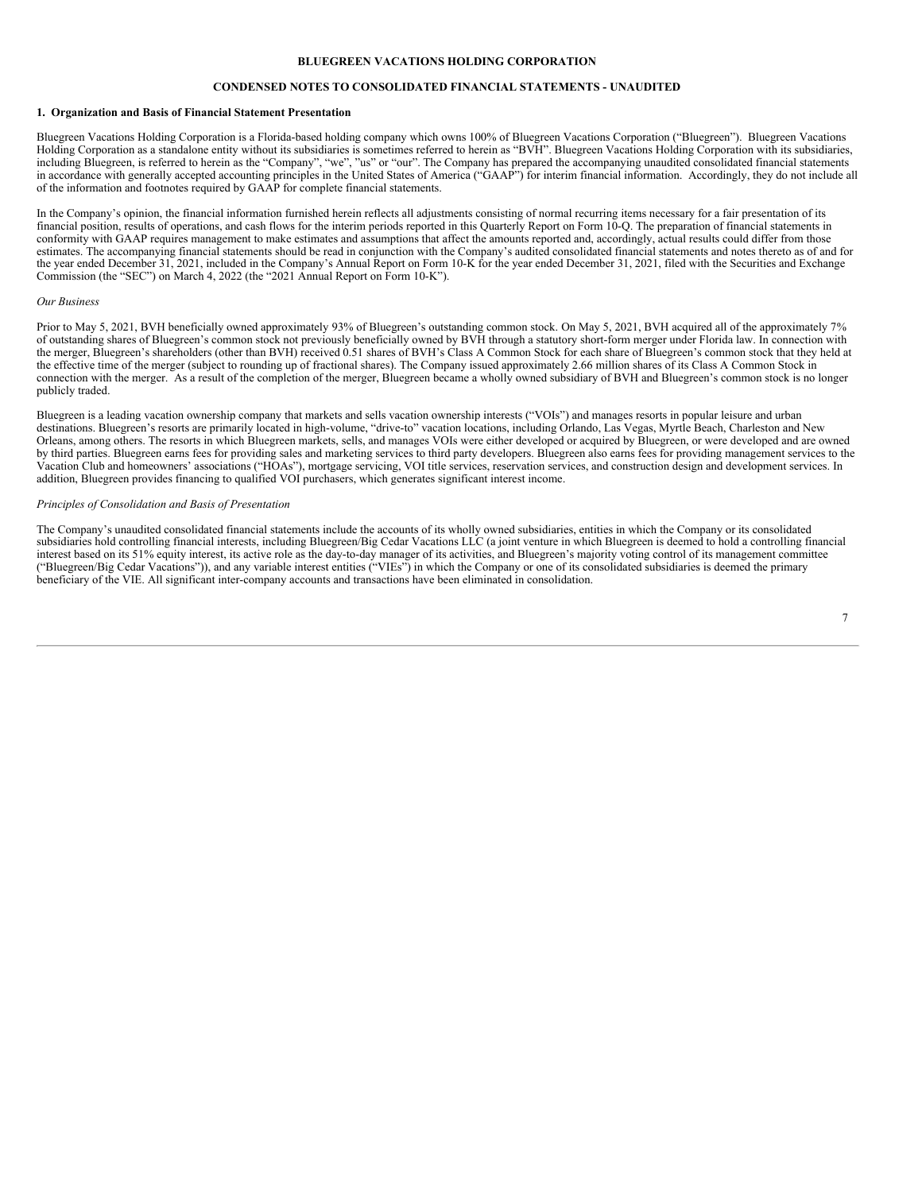**BLUEGREEN VACATIONS HOLDING CORPORATION**

**CONDENSED NOTES TO CONSOLIDATED FINANCIAL STATEMENTS - UNAUDITED**

**1. Organization and Basis of Financial Statement Presentation**

Bluegreen Vacations Holding Corporation is a Florida-based holding company which owns 100% of Bluegreen Vacations Corporation ("Bluegreen"). Bluegreen Vacations Holding Corporation as a standalone entity without its subsidiaries is sometimes referred to herein as "BVH". Bluegreen Vacations Holding Corporation with its subsidiaries, including Bluegreen, is referred to herein as the "Company", "we", "us" or "our". The Company has prepared the accompanying unaudited consolidated financial statements in accordance with generally accepted accounting principles in the United States of America ("GAAP") for interim financial information. Accordingly, they do not include all of the information and footnotes required by GAAP for complete financial statements.

In the Company's opinion, the financial information furnished herein reflects all adjustments consisting of normal recurring items necessary for a fair presentation of its financial position, results of operations, and cash flows for the interim periods reported in this Quarterly Report on Form 10-Q. The preparation of financial statements in conformity with GAAP requires management to make estimates and assumptions that affect the amounts reported and, accordingly, actual results could differ from those estimates. The accompanying financial statements should be read in conjunction with the Company's audited consolidated financial statements and notes thereto as of and for the year ended December 31, 2021, included in the Company's Annual Report on Form 10-K for the year ended December 31, 2021, filed with the Securities and Exchange Commission (the "SEC") on March 4, 2022 (the "2021 Annual Report on Form 10-K").

*Our Business*

Prior to May 5, 2021, BVH beneficially owned approximately 93% of Bluegreen's outstanding common stock. On May 5, 2021, BVH acquired all of the approximately 7% of outstanding shares of Bluegreen's common stock not previously beneficially owned by BVH through a statutory short-form merger under Florida law. In connection with the merger, Bluegreen's shareholders (other than BVH) received 0.51 shares of BVH's Class A Common Stock for each share of Bluegreen's common stock that they held at the effective time of the merger (subject to rounding up of fractional shares). The Company issued approximately 2.66 million shares of its Class A Common Stock in connection with the merger. As a result of the completion of the merger, Bluegreen became a wholly owned subsidiary of BVH and Bluegreen's common stock is no longer publicly traded.

Bluegreen is a leading vacation ownership company that markets and sells vacation ownership interests ("VOIs") and manages resorts in popular leisure and urban destinations. Bluegreen's resorts are primarily located in high-volume, "drive-to" vacation locations, including Orlando, Las Vegas, Myrtle Beach, Charleston and New Orleans, among others. The resorts in which Bluegreen markets, sells, and manages VOIs were either developed or acquired by Bluegreen, or were developed and are owned by third parties. Bluegreen earns fees for providing sales and marketing services to third party developers. Bluegreen also earns fees for providing management services to the Vacation Club and homeowners' associations ("HOAs"), mortgage servicing, VOI title services, reservation services, and construction design and development services. In addition, Bluegreen provides financing to qualified VOI purchasers, which generates significant interest income.

*Principles of Consolidation and Basis of Presentation*

The Company's unaudited consolidated financial statements include the accounts of its wholly owned subsidiaries, entities in which the Company or its consolidated subsidiaries hold controlling financial interests, including Bluegreen/Big Cedar Vacations LLC (a joint venture in which Bluegreen is deemed to hold a controlling financial interest based on its 51% equity interest, its active role as the day-to-day manager of its activities, and Bluegreen's majority voting control of its management committee ("Bluegreen/Big Cedar Vacations")), and any variable interest entities ("VIEs") in which the Company or one of its consolidated subsidiaries is deemed the primary beneficiary of the VIE. All significant inter-company accounts and transactions have been eliminated in consolidation.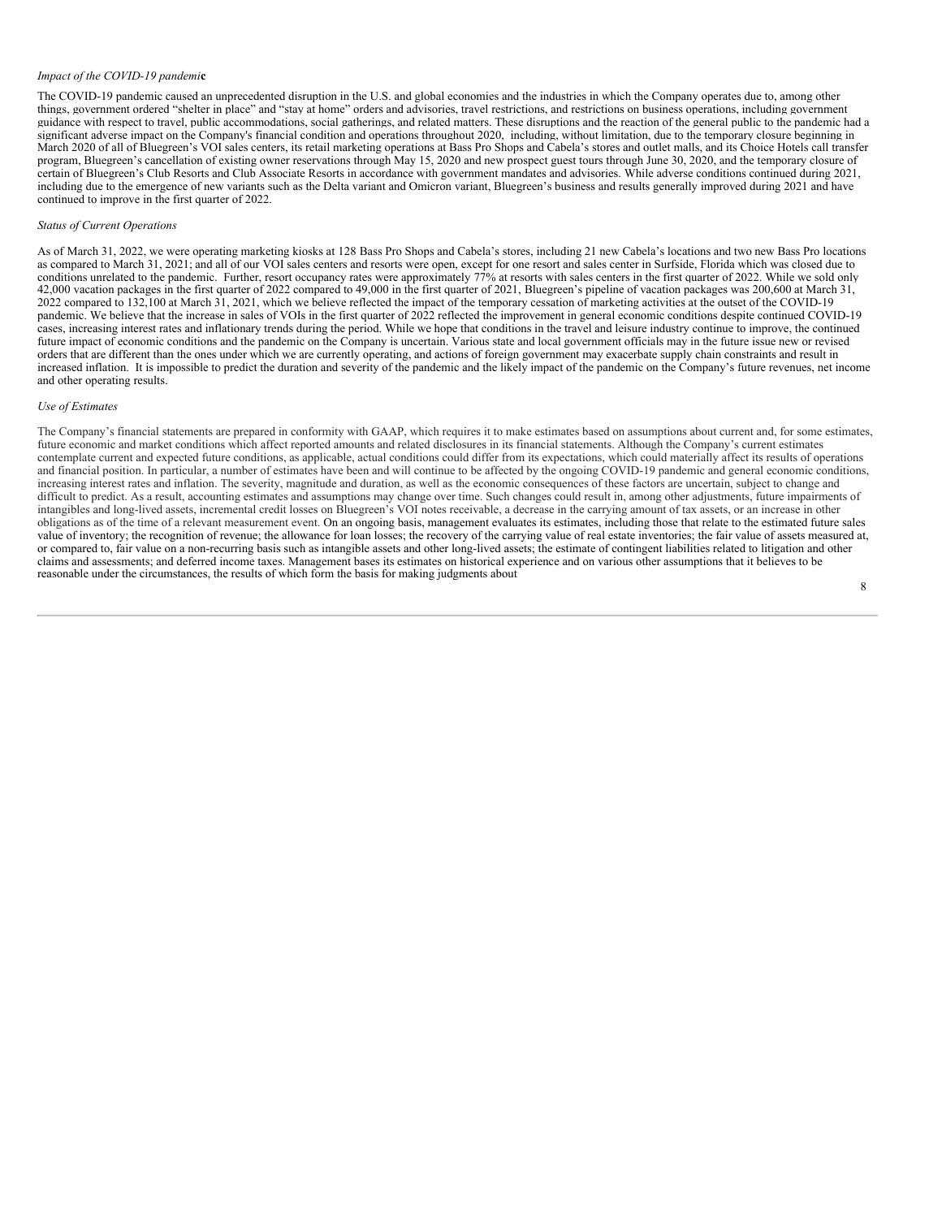*Impact of the COVID-19 pandemic*

The COVID-19 pandemic caused an unprecedented disruption in the U.S. and global economies and the industries in which the Company operates due to, among other things, government ordered "shelter in place" and "stay at home" orders and advisories, travel restrictions, and restrictions on business operations, including government guidance with respect to travel, public accommodations, social gatherings, and related matters. These disruptions and the reaction of the general public to the pandemic had a significant adverse impact on the Company's financial condition and operations throughout 2020, including, without limitation, due to the temporary closure beginning in March 2020 of all of Bluegreen's VOI sales centers, its retail marketing operations at Bass Pro Shops and Cabela's stores and outlet malls, and its Choice Hotels call transfer program, Bluegreen's cancellation of existing owner reservations through May 15, 2020 and new prospect guest tours through June 30, 2020, and the temporary closure of certain of Bluegreen's Club Resorts and Club Associate Resorts in accordance with government mandates and advisories. While adverse conditions continued during 2021, including due to the emergence of new variants such as the Delta variant and Omicron variant, Bluegreen's business and results generally improved during 2021 and have continued to improve in the first quarter of 2022.

*Status of Current Operations*

As of March 31, 2022, we were operating marketing kiosks at 128 Bass Pro Shops and Cabela's stores, including 21 new Cabela's locations and two new Bass Pro locations as compared to March 31, 2021; and all of our VOI sales centers and resorts were open, except for one resort and sales center in Surfside, Florida which was closed due to conditions unrelated to the pandemic. Further, resort occupancy rates were approximately 77% at resorts with sales centers in the first quarter of 2022. While we sold only 42,000 vacation packages in the first quarter of 2022 compared to 49,000 in the first quarter of 2021, Bluegreen's pipeline of vacation packages was 200,600 at March 31, 2022 compared to 132,100 at March 31, 2021, which we believe reflected the impact of the temporary cessation of marketing activities at the outset of the COVID-19 pandemic. We believe that the increase in sales of VOIs in the first quarter of 2022 reflected the improvement in general economic conditions despite continued COVID-19 cases, increasing interest rates and inflationary trends during the period. While we hope that conditions in the travel and leisure industry continue to improve, the continued future impact of economic conditions and the pandemic on the Company is uncertain. Various state and local government officials may in the future issue new or revised orders that are different than the ones under which we are currently operating, and actions of foreign government may exacerbate supply chain constraints and result in increased inflation. It is impossible to predict the duration and severity of the pandemic and the likely impact of the pandemic on the Company's future revenues, net income and other operating results.

*Use of Estimates*

The Company's financial statements are prepared in conformity with GAAP, which requires it to make estimates based on assumptions about current and, for some estimates, future economic and market conditions which affect reported amounts and related disclosures in its financial statements. Although the Company's current estimates contemplate current and expected future conditions, as applicable, actual conditions could differ from its expectations, which could materially affect its results of operations and financial position. In particular, a number of estimates have been and will continue to be affected by the ongoing COVID-19 pandemic and general economic conditions, increasing interest rates and inflation. The severity, magnitude and duration, as well as the economic consequences of these factors are uncertain, subject to change and difficult to predict. As a result, accounting estimates and assumptions may change over time. Such changes could result in, among other adjustments, future impairments of intangibles and long-lived assets, incremental credit losses on Bluegreen's VOI notes receivable, a decrease in the carrying amount of tax assets, or an increase in other obligations as of the time of a relevant measurement event. On an ongoing basis, management evaluates its estimates, including those that relate to the estimated future sales value of inventory; the recognition of revenue; the allowance for loan losses; the recovery of the carrying value of real estate inventories; the fair value of assets measured at, or compared to, fair value on a non-recurring basis such as intangible assets and other long-lived assets; the estimate of contingent liabilities related to litigation and other claims and assessments; and deferred income taxes. Management bases its estimates on historical experience and on various other assumptions that it believes to be reasonable under the circumstances, the results of which form the basis for making judgments about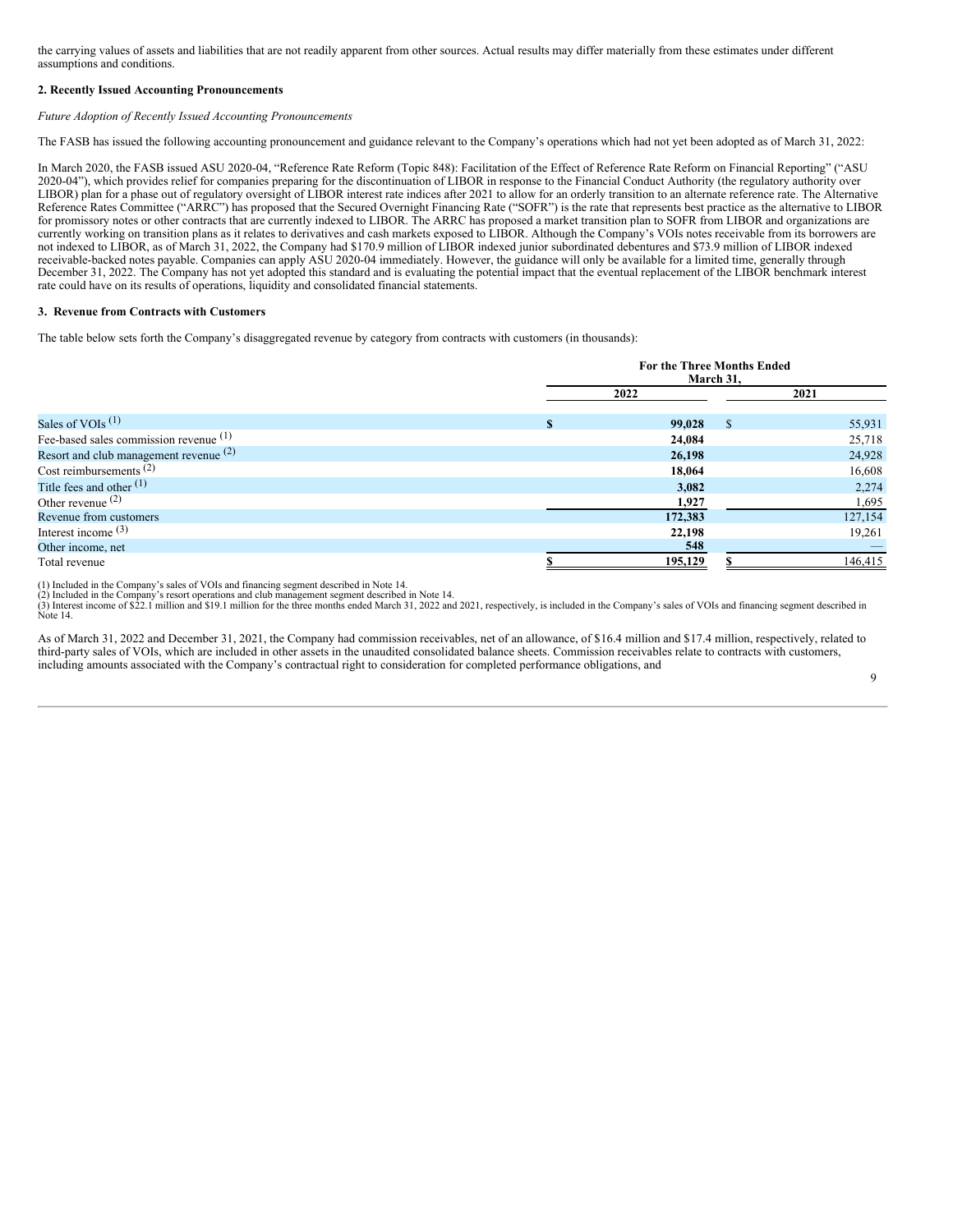the carrying values of assets and liabilities that are not readily apparent from other sources. Actual results may differ materially from these estimates under different assumptions and conditions.

**2. Recently Issued Accounting Pronouncements**

*Future Adoption of Recently Issued Accounting Pronouncements*

The FASB has issued the following accounting pronouncement and guidance relevant to the Company's operations which had not yet been adopted as of March 31, 2022:

In March 2020, the FASB issued ASU 2020-04, "Reference Rate Reform (Topic 848): Facilitation of the Effect of Reference Rate Reform on Financial Reporting" ("ASU 2020-04"), which provides relief for companies preparing for the discontinuation of LIBOR in response to the Financial Conduct Authority (the regulatory authority over LIBOR) plan for a phase out of regulatory oversight of LIBOR interest rate indices after 2021 to allow for an orderly transition to an alternate reference rate. The Alternative Reference Rates Committee ("ARRC") has proposed that the Secured Overnight Financing Rate ("SOFR") is the rate that represents best practice as the alternative to LIBOR for promissory notes or other contracts that are currently indexed to LIBOR. The ARRC has proposed a market transition plan to SOFR from LIBOR and organizations are currently working on transition plans as it relates to derivatives and cash markets exposed to LIBOR. Although the Company's VOIs notes receivable from its borrowers are not indexed to LIBOR, as of March 31, 2022, the Company had $170.9 million of LIBOR indexed junior subordinated debentures and $73.9 million of LIBOR indexed receivable-backed notes payable. Companies can apply ASU 2020-04 immediately. However, the guidance will only be available for a limited time, generally through December 31, 2022. The Company has not yet adopted this standard and is evaluating the potential impact that the eventual replacement of the LIBOR benchmark interest rate could have on its results of operations, liquidity and consolidated financial statements.

**3. Revenue from Contracts with Customers**

The table below sets forth the Company's disaggregated revenue by category from contracts with customers (in thousands):

| | For the Three Months Ended March 31, | |
|---|---|---|
| | 2022 | 2021 |
| Sales of VOIs [(1)] | $ 99,028 | $ 55,931 |
| Fee-based sales commission revenue [(1)] | 24,084 | 25,718 |
| Resort and club management revenue [(2)] | 26,198 | 24,928 |
| Cost reimbursements [(2)] | 18,064 | 16,608 |
| Title fees and other [(1)] | 3,082 | 2,274 |
| Other revenue [(2)] | 1,927 | 1,695 |
| Revenue from customers | 172,383 | 127,154 |
| Interest income [(3)] | 22,198 | 19,261 |
| Other income, net | 548 | — |
| Total revenue | $ 195,129 | $ 146,415 |

(1) Included in the Company's sales of VOIs and financing segment described in Note 14.
(2) Included in the Company's resort operations and club management segment described in Note 14.
(3) Interest income of $22.1 million and $19.1 million for the three months ended March 31, 2022 and 2021, respectively, is included in the Company's sales of VOIs and financing segment described in Note 14.

As of March 31, 2022 and December 31, 2021, the Company had commission receivables, net of an allowance, of $16.4 million and $17.4 million, respectively, related to third-party sales of VOIs, which are included in other assets in the unaudited consolidated balance sheets. Commission receivables relate to contracts with customers, including amounts associated with the Company's contractual right to consideration for completed performance obligations, and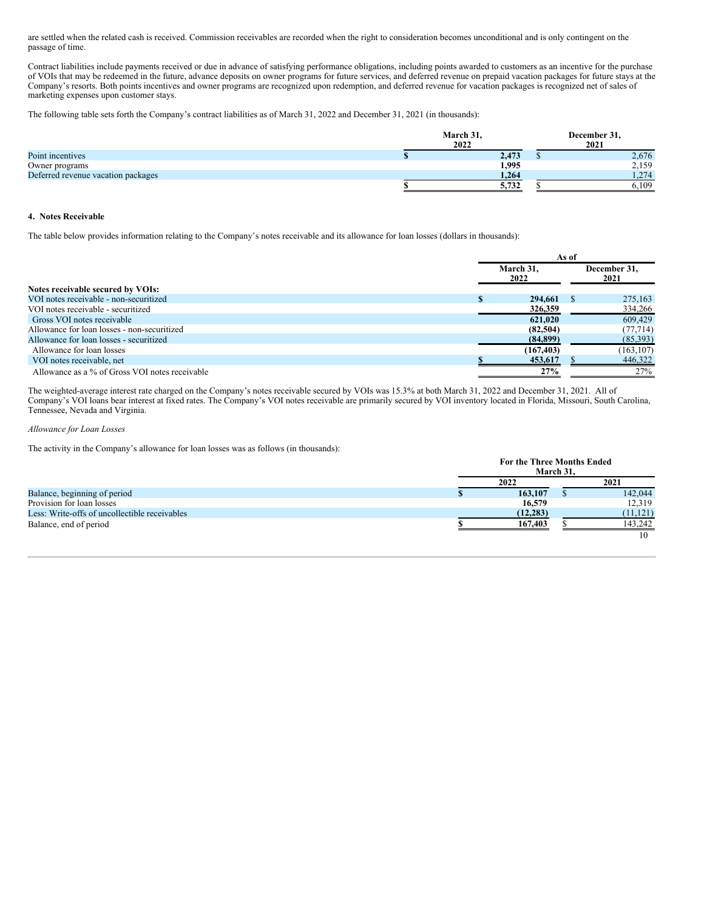are settled when the related cash is received. Commission receivables are recorded when the right to consideration becomes unconditional and is only contingent on the passage of time.

Contract liabilities include payments received or due in advance of satisfying performance obligations, including points awarded to customers as an incentive for the purchase of VOIs that may be redeemed in the future, advance deposits on owner programs for future services, and deferred revenue on prepaid vacation packages for future stays at the Company's resorts. Both points incentives and owner programs are recognized upon redemption, and deferred revenue for vacation packages is recognized net of sales of marketing expenses upon customer stays.

The following table sets forth the Company's contract liabilities as of March 31, 2022 and December 31, 2021 (in thousands):

| | March 31, 2022 | December 31, 2021 |
|---|---|---|
| Point incentives | $ 2,473 | $ 2,676 |
| Owner programs | 1,995 | 2,159 |
| Deferred revenue vacation packages | 1,264 | 1,274 |
| | $ 5,732 | $ 6,109 |

**4. Notes Receivable**

The table below provides information relating to the Company's notes receivable and its allowance for loan losses (dollars in thousands):

| | As of | |
|---|---|---|
| | March 31, 2022 | December 31, 2021 |
| **Notes receivable secured by VOIs:** | | |
| VOI notes receivable - non-securitized | $ 294,661 | $ 275,163 |
| VOI notes receivable - securitized | 326,359 | 334,266 |
| Gross VOI notes receivable | 621,020 | 609,429 |
| Allowance for loan losses - non-securitized | (82,504) | (77,714) |
| Allowance for loan losses - securitized | (84,899) | (85,393) |
| Allowance for loan losses | (167,403) | (163,107) |
| VOI notes receivable, net | $ 453,617 | $ 446,322 |
| Allowance as a % of Gross VOI notes receivable | 27% | 27% |

The weighted-average interest rate charged on the Company's notes receivable secured by VOIs was 15.3% at both March 31, 2022 and December 31, 2021. All of Company's VOI loans bear interest at fixed rates. The Company's VOI notes receivable are primarily secured by VOI inventory located in Florida, Missouri, South Carolina, Tennessee, Nevada and Virginia.

*Allowance for Loan Losses*

The activity in the Company's allowance for loan losses was as follows (in thousands):

| | For the Three Months Ended March 31, | |
|---|---|---|
| | 2022 | 2021 |
| Balance, beginning of period | $ 163,107 | $ 142,044 |
| Provision for loan losses | 16,579 | 12,319 |
| Less: Write-offs of uncollectible receivables | (12,283) | (11,121) |
| Balance, end of period | $ 167,403 | $ 143,242 |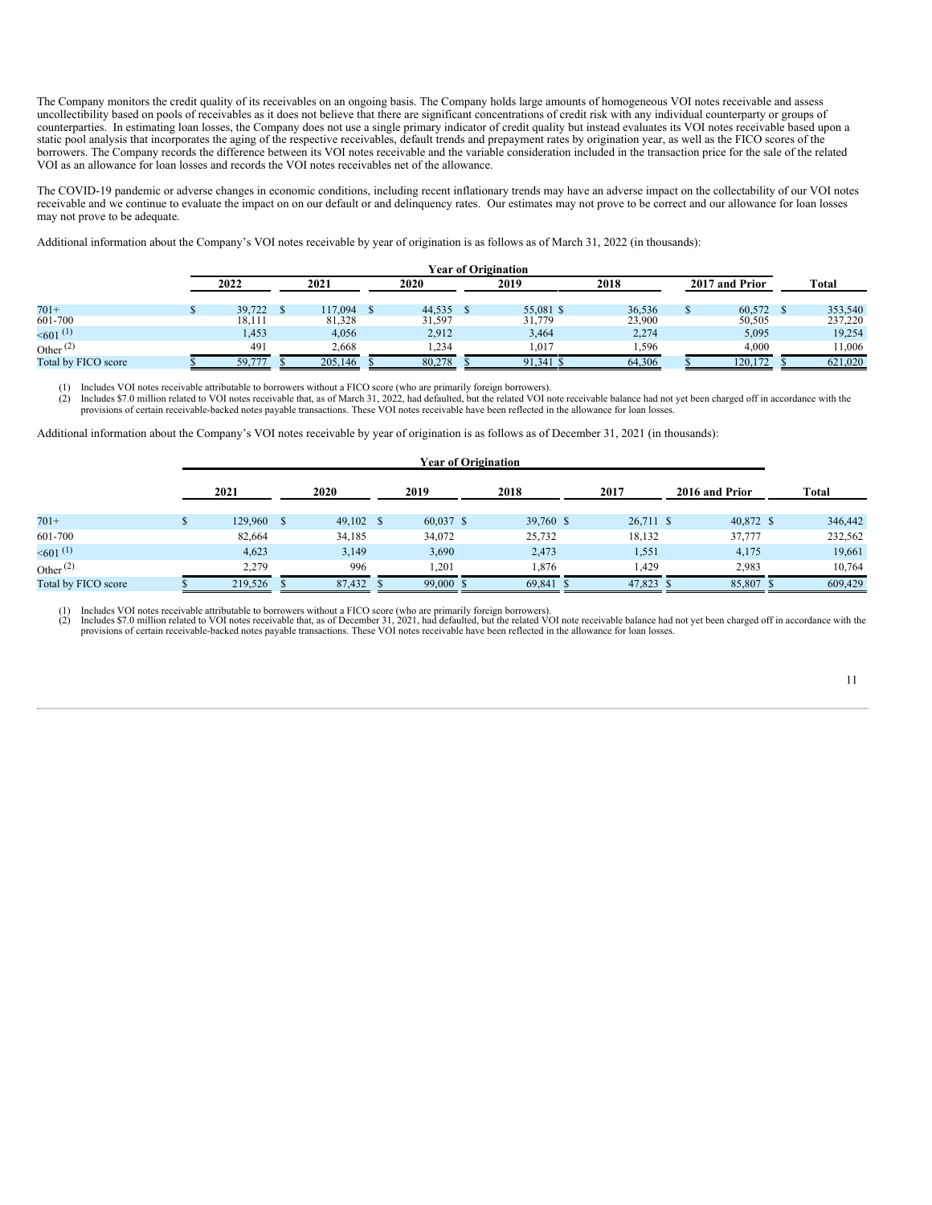The Company monitors the credit quality of its receivables on an ongoing basis. The Company holds large amounts of homogeneous VOI notes receivable and assess uncollectibility based on pools of receivables as it does not believe that there are significant concentrations of credit risk with any individual counterparty or groups of counterparties. In estimating loan losses, the Company does not use a single primary indicator of credit quality but instead evaluates its VOI notes receivable based upon a static pool analysis that incorporates the aging of the respective receivables, default trends and prepayment rates by origination year, as well as the FICO scores of the borrowers. The Company records the difference between its VOI notes receivable and the variable consideration included in the transaction price for the sale of the related VOI as an allowance for loan losses and records the VOI notes receivables net of the allowance.

The COVID-19 pandemic or adverse changes in economic conditions, including recent inflationary trends may have an adverse impact on the collectability of our VOI notes receivable and we continue to evaluate the impact on on our default or and delinquency rates. Our estimates may not prove to be correct and our allowance for loan losses may not prove to be adequate.

Additional information about the Company's VOI notes receivable by year of origination is as follows as of March 31, 2022 (in thousands):

| | Year of Origination | | | | | | |
|---|---|---|---|---|---|---|---|
| | 2022 | 2021 | 2020 | 2019 | 2018 | 2017 and Prior | Total |
| 701+ | $ 39,722 | $ 117,094 | $ 44,535 | $ 55,081 | $ 36,536 | $ 60,572 | $ 353,540 |
| 601-700 | 18,111 | 81,328 | 31,597 | 31,779 | 23,900 | 50,505 | 237,220 |
| <601 [1] | 1,453 | 4,056 | 2,912 | 3,464 | 2,274 | 5,095 | 19,254 |
| Other [2] | 491 | 2,668 | 1,234 | 1,017 | 1,596 | 4,000 | 11,006 |
| Total by FICO score | $ 59,777 | $ 205,146 | $ 80,278 | $ 91,341 | $ 64,306 | $ 120,172 | $ 621,020 |

(1) Includes VOI notes receivable attributable to borrowers without a FICO score (who are primarily foreign borrowers).
(2) Includes $7.0 million related to VOI notes receivable that, as of March 31, 2022, had defaulted, but the related VOI note receivable balance had not yet been charged off in accordance with the provisions of certain receivable-backed notes payable transactions. These VOI notes receivable have been reflected in the allowance for loan losses.

Additional information about the Company's VOI notes receivable by year of origination is as follows as of December 31, 2021 (in thousands):

| | Year of Origination | | | | | | |
|---|---|---|---|---|---|---|---|
| | 2021 | 2020 | 2019 | 2018 | 2017 | 2016 and Prior | Total |
| 701+ | $ 129,960 | $ 49,102 | $ 60,037 | $ 39,760 | $ 26,711 | $ 40,872 | $ 346,442 |
| 601-700 | 82,664 | 34,185 | 34,072 | 25,732 | 18,132 | 37,777 | 232,562 |
| <601 [1] | 4,623 | 3,149 | 3,690 | 2,473 | 1,551 | 4,175 | 19,661 |
| Other [2] | 2,279 | 996 | 1,201 | 1,876 | 1,429 | 2,983 | 10,764 |
| Total by FICO score | $ 219,526 | $ 87,432 | $ 99,000 | $ 69,841 | $ 47,823 | $ 85,807 | $ 609,429 |

(1) Includes VOI notes receivable attributable to borrowers without a FICO score (who are primarily foreign borrowers).
(2) Includes $7.0 million related to VOI notes receivable that, as of December 31, 2021, had defaulted, but the related VOI note receivable balance had not yet been charged off in accordance with the provisions of certain receivable-backed notes payable transactions. These VOI notes receivable have been reflected in the allowance for loan losses.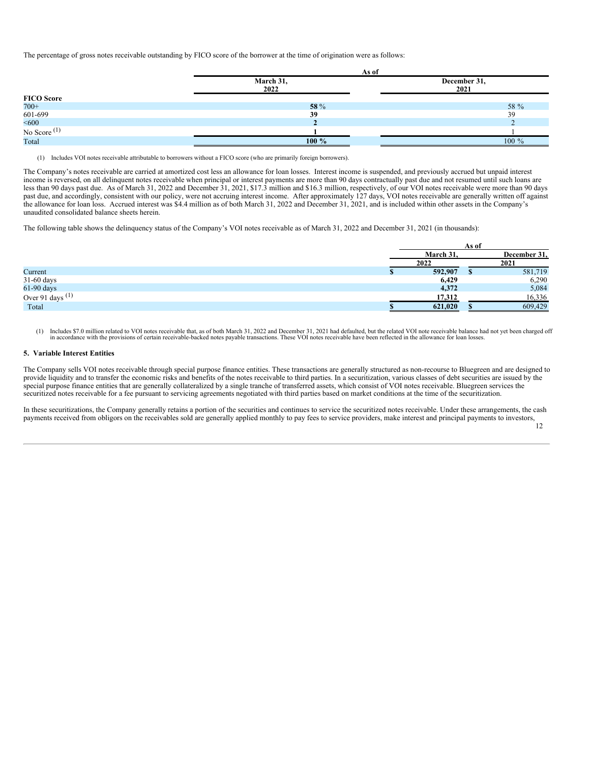The percentage of gross notes receivable outstanding by FICO score of the borrower at the time of origination were as follows:

| | As of | |
|---|---|---|
| | March 31, 2022 | December 31, 2021 |
| **FICO Score** | | |
| 700+ | **58** % | 58 % |
| 601-699 | **39** | 39 |
| <600 | **2** | 2 |
| No Score [(1)] | **1** | 1 |
| Total | **100** % | 100 % |

(1) Includes VOI notes receivable attributable to borrowers without a FICO score (who are primarily foreign borrowers).

The Company's notes receivable are carried at amortized cost less an allowance for loan losses. Interest income is suspended, and previously accrued but unpaid interest income is reversed, on all delinquent notes receivable when principal or interest payments are more than 90 days contractually past due and not resumed until such loans are less than 90 days past due. As of March 31, 2022 and December 31, 2021, $17.3 million and $16.3 million, respectively, of our VOI notes receivable were more than 90 days past due, and accordingly, consistent with our policy, were not accruing interest income. After approximately 127 days, VOI notes receivable are generally written off against the allowance for loan loss. Accrued interest was $4.4 million as of both March 31, 2022 and December 31, 2021, and is included within other assets in the Company's unaudited consolidated balance sheets herein.

The following table shows the delinquency status of the Company's VOI notes receivable as of March 31, 2022 and December 31, 2021 (in thousands):

| | As of | |
|---|---|---|
| | March 31, 2022 | December 31, 2021 |
| Current | $ **592,907** | $ 581,719 |
| 31-60 days | **6,429** | 6,290 |
| 61-90 days | **4,372** | 5,084 |
| Over 91 days [(1)] | **17,312** | 16,336 |
| Total | $ **621,020** | $ 609,429 |

(1) Includes $7.0 million related to VOI notes receivable that, as of both March 31, 2022 and December 31, 2021 had defaulted, but the related VOI note receivable balance had not yet been charged off in accordance with the provisions of certain receivable-backed notes payable transactions. These VOI notes receivable have been reflected in the allowance for loan losses.

## 5. Variable Interest Entities

The Company sells VOI notes receivable through special purpose finance entities. These transactions are generally structured as non-recourse to Bluegreen and are designed to provide liquidity and to transfer the economic risks and benefits of the notes receivable to third parties. In a securitization, various classes of debt securities are issued by the special purpose finance entities that are generally collateralized by a single tranche of transferred assets, which consist of VOI notes receivable. Bluegreen services the securitized notes receivable for a fee pursuant to servicing agreements negotiated with third parties based on market conditions at the time of the securitization.

In these securitizations, the Company generally retains a portion of the securities and continues to service the securitized notes receivable. Under these arrangements, the cash payments received from obligors on the receivables sold are generally applied monthly to pay fees to service providers, make interest and principal payments to investors,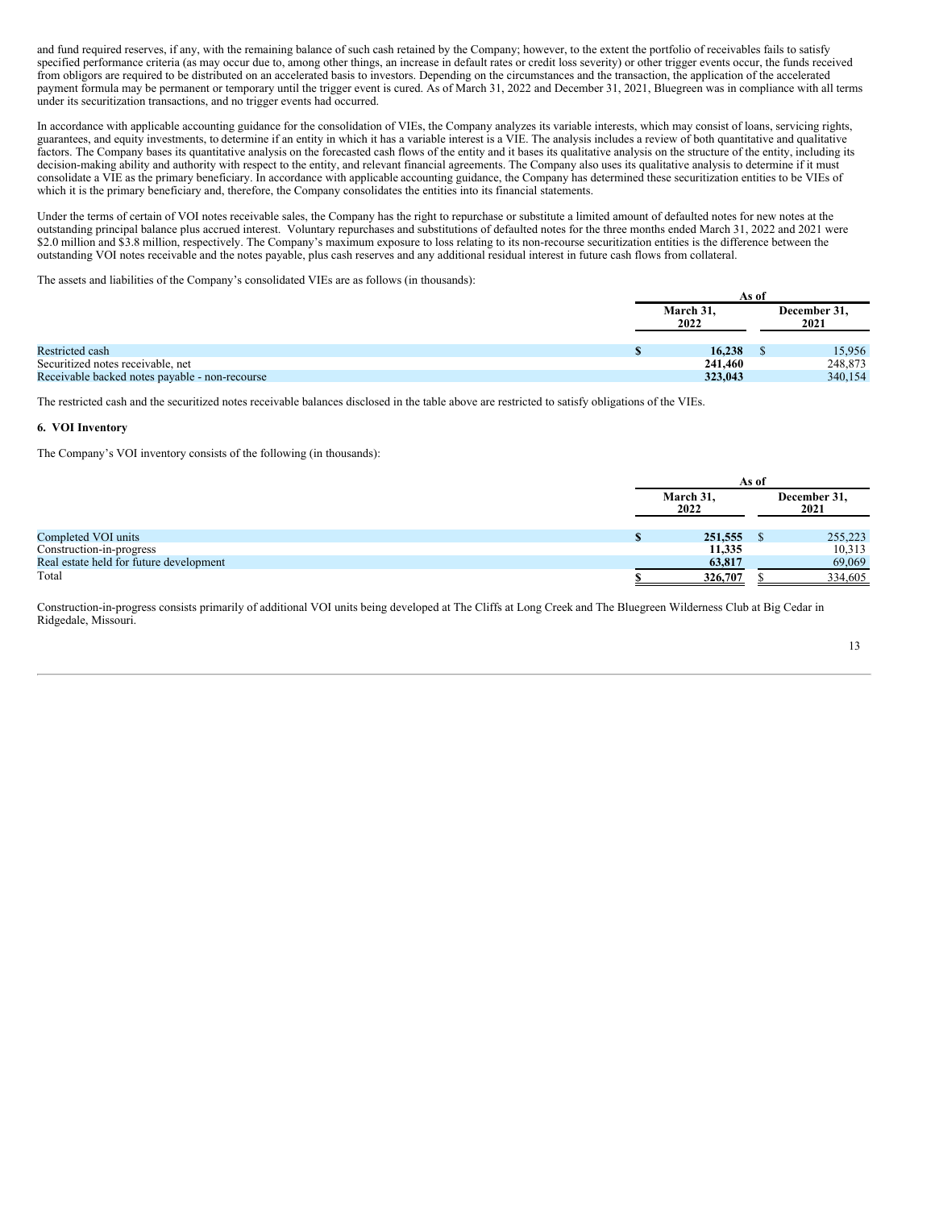and fund required reserves, if any, with the remaining balance of such cash retained by the Company; however, to the extent the portfolio of receivables fails to satisfy specified performance criteria (as may occur due to, among other things, an increase in default rates or credit loss severity) or other trigger events occur, the funds received from obligors are required to be distributed on an accelerated basis to investors. Depending on the circumstances and the transaction, the application of the accelerated payment formula may be permanent or temporary until the trigger event is cured. As of March 31, 2022 and December 31, 2021, Bluegreen was in compliance with all terms under its securitization transactions, and no trigger events had occurred.

In accordance with applicable accounting guidance for the consolidation of VIEs, the Company analyzes its variable interests, which may consist of loans, servicing rights, guarantees, and equity investments, to determine if an entity in which it has a variable interest is a VIE. The analysis includes a review of both quantitative and qualitative factors. The Company bases its quantitative analysis on the forecasted cash flows of the entity and it bases its qualitative analysis on the structure of the entity, including its decision-making ability and authority with respect to the entity, and relevant financial agreements. The Company also uses its qualitative analysis to determine if it must consolidate a VIE as the primary beneficiary. In accordance with applicable accounting guidance, the Company has determined these securitization entities to be VIEs of which it is the primary beneficiary and, therefore, the Company consolidates the entities into its financial statements.

Under the terms of certain of VOI notes receivable sales, the Company has the right to repurchase or substitute a limited amount of defaulted notes for new notes at the outstanding principal balance plus accrued interest. Voluntary repurchases and substitutions of defaulted notes for the three months ended March 31, 2022 and 2021 were \$2.0 million and \$3.8 million, respectively. The Company's maximum exposure to loss relating to its non-recourse securitization entities is the difference between the outstanding VOI notes receivable and the notes payable, plus cash reserves and any additional residual interest in future cash flows from collateral.

The assets and liabilities of the Company's consolidated VIEs are as follows (in thousands):

| | As of | |
|---|---|---|
| | March 31, 2022 | December 31, 2021 |
| Restricted cash | $ 16,238 | $ 15,956 |
| Securitized notes receivable, net | 241,460 | 248,873 |
| Receivable backed notes payable - non-recourse | 323,043 | 340,154 |

The restricted cash and the securitized notes receivable balances disclosed in the table above are restricted to satisfy obligations of the VIEs.

### 6. VOI Inventory

The Company's VOI inventory consists of the following (in thousands):

| | As of | |
|---|---|---|
| | March 31, 2022 | December 31, 2021 |
| Completed VOI units | $ 251,555 | $ 255,223 |
| Construction-in-progress | 11,335 | 10,313 |
| Real estate held for future development | 63,817 | 69,069 |
| Total | $ 326,707 | $ 334,605 |

Construction-in-progress consists primarily of additional VOI units being developed at The Cliffs at Long Creek and The Bluegreen Wilderness Club at Big Cedar in Ridgedale, Missouri.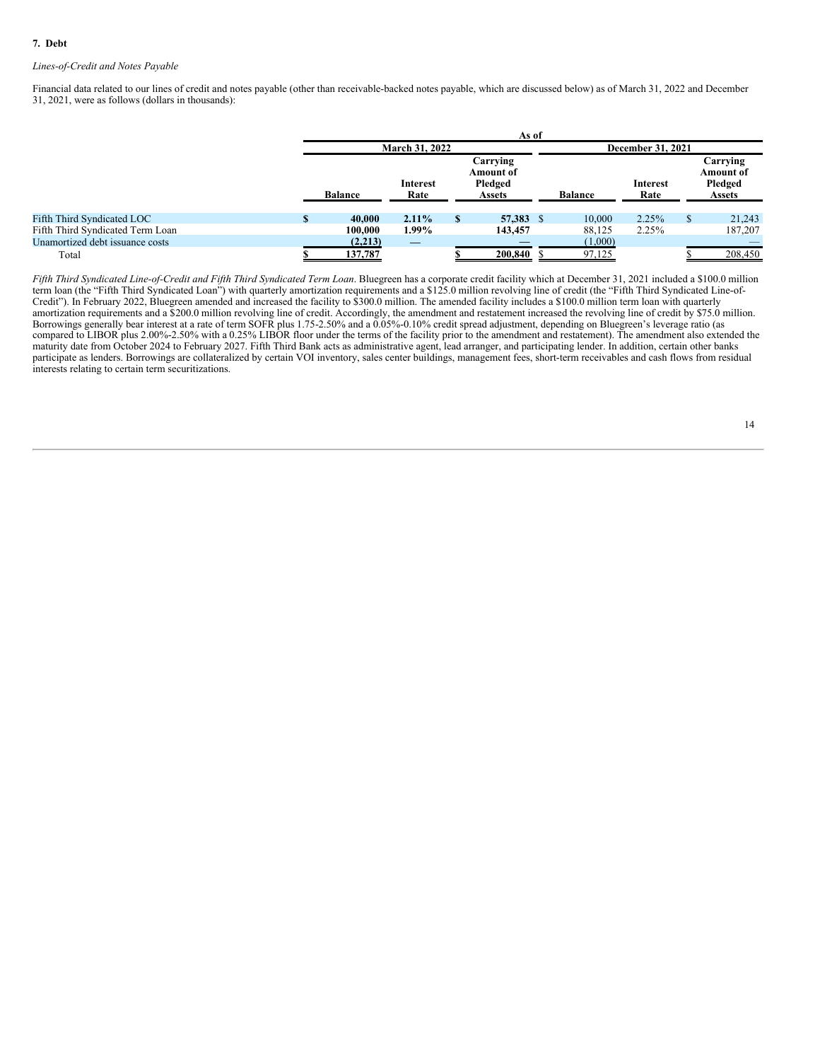**7. Debt**

*Lines-of-Credit and Notes Payable*

Financial data related to our lines of credit and notes payable (other than receivable-backed notes payable, which are discussed below) as of March 31, 2022 and December 31, 2021, were as follows (dollars in thousands):

| | As of | | | | | |
|---|---|---|---|---|---|---|
| | March 31, 2022 | | | December 31, 2021 | | |
| | Balance | Interest Rate | Carrying Amount of Pledged Assets | Balance | Interest Rate | Carrying Amount of Pledged Assets |
| Fifth Third Syndicated LOC | **$ 40,000** | **2.11%** | **$ 57,383** | $ 10,000 | 2.25% | $ 21,243 |
| Fifth Third Syndicated Term Loan | **100,000** | **1.99%** | **143,457** | 88,125 | 2.25% | 187,207 |
| Unamortized debt issuance costs | **(2,213)** | — | — | (1,000) | | — |
| Total | **$ 137,787** | | **$ 200,840** | $ 97,125 | | $ 208,450 |

*Fifth Third Syndicated Line-of-Credit and Fifth Third Syndicated Term Loan*. Bluegreen has a corporate credit facility which at December 31, 2021 included a $100.0 million term loan (the "Fifth Third Syndicated Loan") with quarterly amortization requirements and a $125.0 million revolving line of credit (the "Fifth Third Syndicated Line-of-Credit"). In February 2022, Bluegreen amended and increased the facility to $300.0 million. The amended facility includes a $100.0 million term loan with quarterly amortization requirements and a $200.0 million revolving line of credit. Accordingly, the amendment and restatement increased the revolving line of credit by $75.0 million. Borrowings generally bear interest at a rate of term SOFR plus 1.75-2.50% and a 0.05%-0.10% credit spread adjustment, depending on Bluegreen's leverage ratio (as compared to LIBOR plus 2.00%-2.50% with a 0.25% LIBOR floor under the terms of the facility prior to the amendment and restatement). The amendment also extended the maturity date from October 2024 to February 2027. Fifth Third Bank acts as administrative agent, lead arranger, and participating lender. In addition, certain other banks participate as lenders. Borrowings are collateralized by certain VOI inventory, sales center buildings, management fees, short-term receivables and cash flows from residual interests relating to certain term securitizations.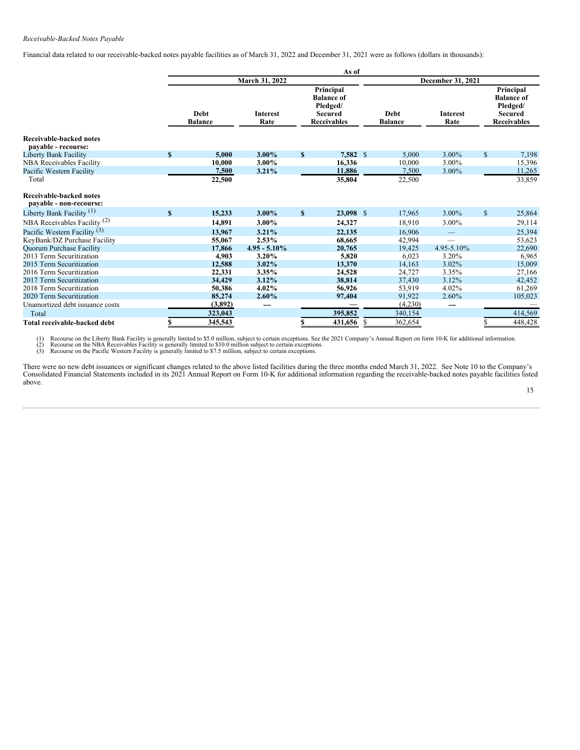*Receivable-Backed Notes Payable*

Financial data related to our receivable-backed notes payable facilities as of March 31, 2022 and December 31, 2021 were as follows (dollars in thousands):

| | As of | | | | | |
|---|---|---|---|---|---|---|
| | March 31, 2022 | | | December 31, 2021 | | |
| | Debt Balance | Interest Rate | Principal Balance of Pledged/ Secured Receivables | Debt Balance | Interest Rate | Principal Balance of Pledged/ Secured Receivables |
| **Receivable-backed notes payable - recourse:** | | | | | | |
| Liberty Bank Facility | **$ 5,000** | **3.00%** | **$ 7,582** | $ 5,000 | 3.00% | $ 7,198 |
| NBA Receivables Facility | **10,000** | **3.00%** | **16,336** | 10,000 | 3.00% | 15,396 |
| Pacific Western Facility | **7,500** | **3.21%** | **11,886** | 7,500 | 3.00% | 11,265 |
| Total | **22,500** | | **35,804** | 22,500 | | 33,859 |
| **Receivable-backed notes payable - non-recourse:** | | | | | | |
| Liberty Bank Facility (1) | **$ 15,233** | **3.00%** | **$ 23,098** | $ 17,965 | 3.00% | $ 25,864 |
| NBA Receivables Facility (2) | **14,891** | **3.00%** | **24,327** | 18,910 | 3.00% | 29,114 |
| Pacific Western Facility (3) | **13,967** | **3.21%** | **22,135** | 16,906 | — | 25,394 |
| KeyBank/DZ Purchase Facility | **55,067** | **2.53%** | **68,665** | 42,994 | — | 53,623 |
| Quorum Purchase Facility | **17,866** | **4.95 - 5.10%** | **20,765** | 19,425 | 4.95-5.10% | 22,690 |
| 2013 Term Securitization | **4,903** | **3.20%** | **5,820** | 6,023 | 3.20% | 6,965 |
| 2015 Term Securitization | **12,588** | **3.02%** | **13,370** | 14,163 | 3.02% | 15,009 |
| 2016 Term Securitization | **22,331** | **3.35%** | **24,528** | 24,727 | 3.35% | 27,166 |
| 2017 Term Securitization | **34,429** | **3.12%** | **38,814** | 37,430 | 3.12% | 42,452 |
| 2018 Term Securitization | **50,386** | **4.02%** | **56,926** | 53,919 | 4.02% | 61,269 |
| 2020 Term Securitization | **85,274** | **2.60%** | **97,404** | 91,922 | 2.60% | 105,023 |
| Unamortized debt issuance costs | **(3,892)** | **---** | **—** | (4,230) | --- | — |
| Total | **323,043** | | **395,852** | 340,154 | | 414,569 |
| **Total receivable-backed debt** | **$ 345,543** | | **$ 431,656** | $ 362,654 | | $ 448,428 |

(1) Recourse on the Liberty Bank Facility is generally limited to $5.0 million, subject to certain exceptions. See the 2021 Company's Annual Report on form 10-K for additional information.
(2) Recourse on the NBA Receivables Facility is generally limited to $10.0 million subject to certain exceptions.
(3) Recourse on the Pacific Western Facility is generally limited to $7.5 million, subject to certain exceptions.

There were no new debt issuances or significant changes related to the above listed facilities during the three months ended March 31, 2022. See Note 10 to the Company's Consolidated Financial Statements included in its 2021 Annual Report on Form 10-K for additional information regarding the receivable-backed notes payable facilities listed above.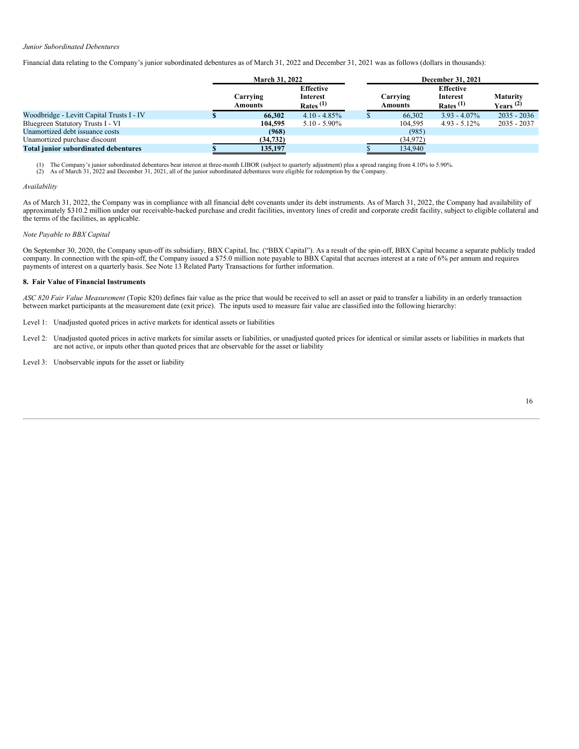*Junior Subordinated Debentures*

Financial data relating to the Company's junior subordinated debentures as of March 31, 2022 and December 31, 2021 was as follows (dollars in thousands):

| | March 31, 2022 | | December 31, 2021 | | |
|---|---|---|---|---|---|
| | Carrying Amounts | Effective Interest Rates [(1)] | Carrying Amounts | Effective Interest Rates [(1)] | Maturity Years [(2)] |
| Woodbridge - Levitt Capital Trusts I - IV | $ **66,302** | 4.10 - 4.85% | $ 66,302 | 3.93 - 4.07% | 2035 - 2036 |
| Bluegreen Statutory Trusts I - VI | **104,595** | 5.10 - 5.90% | 104,595 | 4.93 - 5.12% | 2035 - 2037 |
| Unamortized debt issuance costs | **(968)** | | (985) | | |
| Unamortized purchase discount | **(34,732)** | | (34,972) | | |
| **Total junior subordinated debentures** | $ **135,197** | | $ 134,940 | | |

(1) The Company's junior subordinated debentures bear interest at three-month LIBOR (subject to quarterly adjustment) plus a spread ranging from 4.10% to 5.90%.
(2) As of March 31, 2022 and December 31, 2021, all of the junior subordinated debentures were eligible for redemption by the Company.

*Availability*

As of March 31, 2022, the Company was in compliance with all financial debt covenants under its debt instruments. As of March 31, 2022, the Company had availability of approximately $310.2 million under our receivable-backed purchase and credit facilities, inventory lines of credit and corporate credit facility, subject to eligible collateral and the terms of the facilities, as applicable.

*Note Payable to BBX Capital*

On September 30, 2020, the Company spun-off its subsidiary, BBX Capital, Inc. ("BBX Capital"). As a result of the spin-off, BBX Capital became a separate publicly traded company. In connection with the spin-off, the Company issued a $75.0 million note payable to BBX Capital that accrues interest at a rate of 6% per annum and requires payments of interest on a quarterly basis. See Note 13 Related Party Transactions for further information.

**8. Fair Value of Financial Instruments**

*ASC 820 Fair Value Measurement* (Topic 820) defines fair value as the price that would be received to sell an asset or paid to transfer a liability in an orderly transaction between market participants at the measurement date (exit price). The inputs used to measure fair value are classified into the following hierarchy:

Level 1: Unadjusted quoted prices in active markets for identical assets or liabilities

Level 2: Unadjusted quoted prices in active markets for similar assets or liabilities, or unadjusted quoted prices for identical or similar assets or liabilities in markets that are not active, or inputs other than quoted prices that are observable for the asset or liability

Level 3: Unobservable inputs for the asset or liability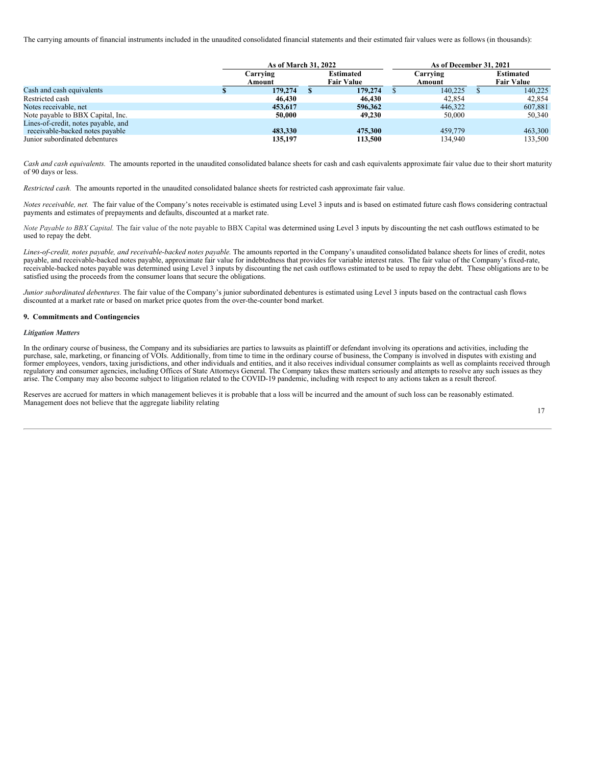The carrying amounts of financial instruments included in the unaudited consolidated financial statements and their estimated fair values were as follows (in thousands):

| | As of March 31, 2022 | | As of December 31, 2021 | |
|---|---|---|---|---|
| | Carrying Amount | Estimated Fair Value | Carrying Amount | Estimated Fair Value |
| Cash and cash equivalents | **$ 179,274** | **$ 179,274** | $ 140,225 | $ 140,225 |
| Restricted cash | **46,430** | **46,430** | 42,854 | 42,854 |
| Notes receivable, net | **453,617** | **596,362** | 446,322 | 607,881 |
| Note payable to BBX Capital, Inc. | **50,000** | **49,230** | 50,000 | 50,340 |
| Lines-of-credit, notes payable, and receivable-backed notes payable | **483,330** | **475,300** | 459,779 | 463,300 |
| Junior subordinated debentures | **135,197** | **113,500** | 134,940 | 133,500 |

*Cash and cash equivalents.* The amounts reported in the unaudited consolidated balance sheets for cash and cash equivalents approximate fair value due to their short maturity of 90 days or less.

*Restricted cash.* The amounts reported in the unaudited consolidated balance sheets for restricted cash approximate fair value.

*Notes receivable, net.* The fair value of the Company's notes receivable is estimated using Level 3 inputs and is based on estimated future cash flows considering contractual payments and estimates of prepayments and defaults, discounted at a market rate.

*Note Payable to BBX Capital.* The fair value of the note payable to BBX Capital was determined using Level 3 inputs by discounting the net cash outflows estimated to be used to repay the debt.

*Lines-of-credit, notes payable, and receivable-backed notes payable.* The amounts reported in the Company's unaudited consolidated balance sheets for lines of credit, notes payable, and receivable-backed notes payable, approximate fair value for indebtedness that provides for variable interest rates. The fair value of the Company's fixed-rate, receivable-backed notes payable was determined using Level 3 inputs by discounting the net cash outflows estimated to be used to repay the debt. These obligations are to be satisfied using the proceeds from the consumer loans that secure the obligations.

*Junior subordinated debentures.* The fair value of the Company's junior subordinated debentures is estimated using Level 3 inputs based on the contractual cash flows discounted at a market rate or based on market price quotes from the over-the-counter bond market.

## 9. Commitments and Contingencies

### *Litigation Matters*

In the ordinary course of business, the Company and its subsidiaries are parties to lawsuits as plaintiff or defendant involving its operations and activities, including the purchase, sale, marketing, or financing of VOIs. Additionally, from time to time in the ordinary course of business, the Company is involved in disputes with existing and former employees, vendors, taxing jurisdictions, and other individuals and entities, and it also receives individual consumer complaints as well as complaints received through regulatory and consumer agencies, including Offices of State Attorneys General. The Company takes these matters seriously and attempts to resolve any such issues as they arise. The Company may also become subject to litigation related to the COVID-19 pandemic, including with respect to any actions taken as a result thereof.

Reserves are accrued for matters in which management believes it is probable that a loss will be incurred and the amount of such loss can be reasonably estimated. Management does not believe that the aggregate liability relating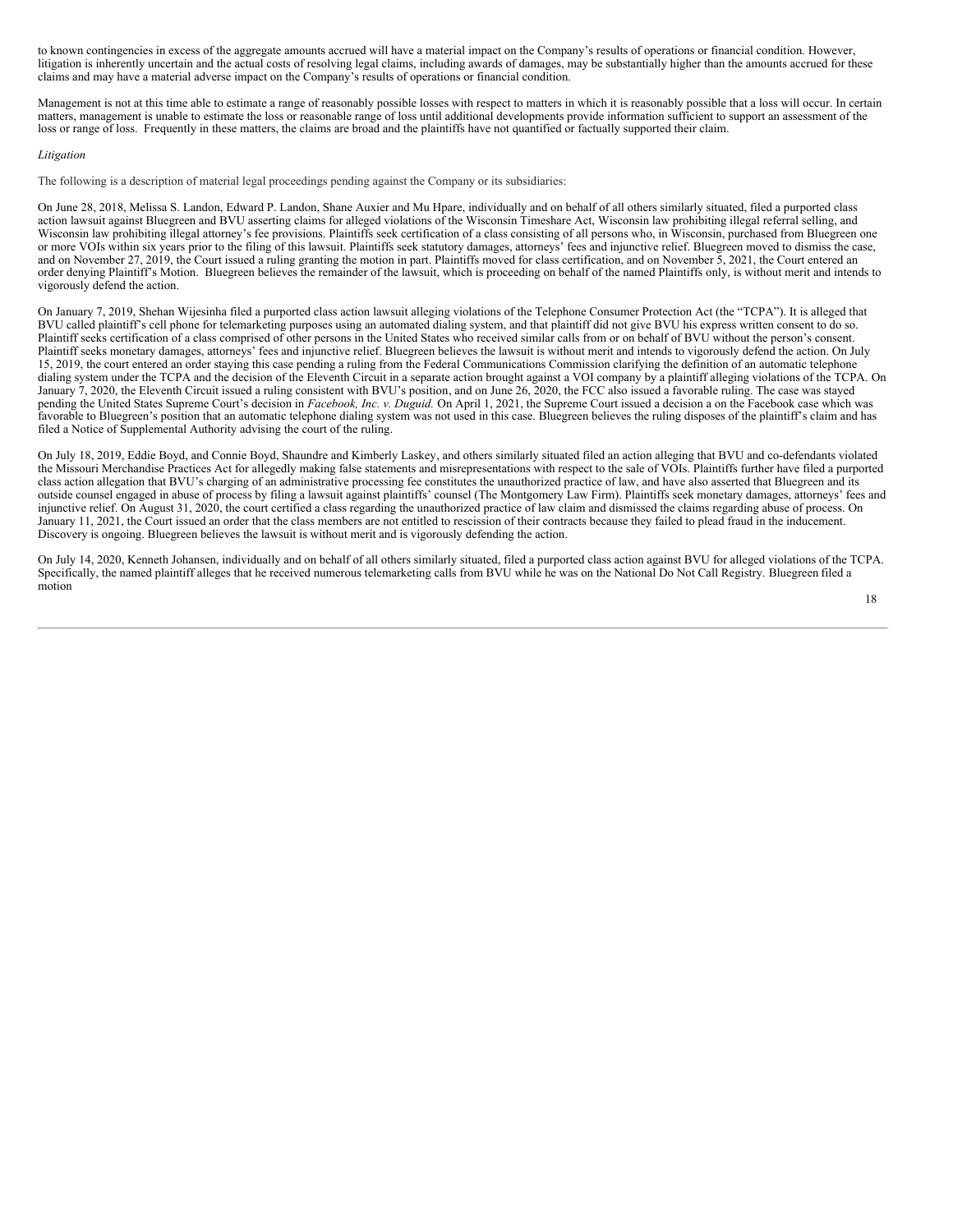to known contingencies in excess of the aggregate amounts accrued will have a material impact on the Company's results of operations or financial condition. However, litigation is inherently uncertain and the actual costs of resolving legal claims, including awards of damages, may be substantially higher than the amounts accrued for these claims and may have a material adverse impact on the Company's results of operations or financial condition.

Management is not at this time able to estimate a range of reasonably possible losses with respect to matters in which it is reasonably possible that a loss will occur. In certain matters, management is unable to estimate the loss or reasonable range of loss until additional developments provide information sufficient to support an assessment of the loss or range of loss. Frequently in these matters, the claims are broad and the plaintiffs have not quantified or factually supported their claim.

*Litigation*

The following is a description of material legal proceedings pending against the Company or its subsidiaries:

On June 28, 2018, Melissa S. Landon, Edward P. Landon, Shane Auxier and Mu Hpare, individually and on behalf of all others similarly situated, filed a purported class action lawsuit against Bluegreen and BVU asserting claims for alleged violations of the Wisconsin Timeshare Act, Wisconsin law prohibiting illegal referral selling, and Wisconsin law prohibiting illegal attorney's fee provisions. Plaintiffs seek certification of a class consisting of all persons who, in Wisconsin, purchased from Bluegreen one or more VOIs within six years prior to the filing of this lawsuit. Plaintiffs seek statutory damages, attorneys' fees and injunctive relief. Bluegreen moved to dismiss the case, and on November 27, 2019, the Court issued a ruling granting the motion in part. Plaintiffs moved for class certification, and on November 5, 2021, the Court entered an order denying Plaintiff's Motion. Bluegreen believes the remainder of the lawsuit, which is proceeding on behalf of the named Plaintiffs only, is without merit and intends to vigorously defend the action.

On January 7, 2019, Shehan Wijesinha filed a purported class action lawsuit alleging violations of the Telephone Consumer Protection Act (the "TCPA"). It is alleged that BVU called plaintiff's cell phone for telemarketing purposes using an automated dialing system, and that plaintiff did not give BVU his express written consent to do so. Plaintiff seeks certification of a class comprised of other persons in the United States who received similar calls from or on behalf of BVU without the person's consent. Plaintiff seeks monetary damages, attorneys' fees and injunctive relief. Bluegreen believes the lawsuit is without merit and intends to vigorously defend the action. On July 15, 2019, the court entered an order staying this case pending a ruling from the Federal Communications Commission clarifying the definition of an automatic telephone dialing system under the TCPA and the decision of the Eleventh Circuit in a separate action brought against a VOI company by a plaintiff alleging violations of the TCPA. On January 7, 2020, the Eleventh Circuit issued a ruling consistent with BVU's position, and on June 26, 2020, the FCC also issued a favorable ruling. The case was stayed pending the United States Supreme Court's decision in *Facebook, Inc. v. Duguid.* On April 1, 2021, the Supreme Court issued a decision a on the Facebook case which was favorable to Bluegreen's position that an automatic telephone dialing system was not used in this case. Bluegreen believes the ruling disposes of the plaintiff's claim and has filed a Notice of Supplemental Authority advising the court of the ruling.

On July 18, 2019, Eddie Boyd, and Connie Boyd, Shaundre and Kimberly Laskey, and others similarly situated filed an action alleging that BVU and co-defendants violated the Missouri Merchandise Practices Act for allegedly making false statements and misrepresentations with respect to the sale of VOIs. Plaintiffs further have filed a purported class action allegation that BVU's charging of an administrative processing fee constitutes the unauthorized practice of law, and have also asserted that Bluegreen and its outside counsel engaged in abuse of process by filing a lawsuit against plaintiffs' counsel (The Montgomery Law Firm). Plaintiffs seek monetary damages, attorneys' fees and injunctive relief. On August 31, 2020, the court certified a class regarding the unauthorized practice of law claim and dismissed the claims regarding abuse of process. On January 11, 2021, the Court issued an order that the class members are not entitled to rescission of their contracts because they failed to plead fraud in the inducement. Discovery is ongoing. Bluegreen believes the lawsuit is without merit and is vigorously defending the action.

On July 14, 2020, Kenneth Johansen, individually and on behalf of all others similarly situated, filed a purported class action against BVU for alleged violations of the TCPA. Specifically, the named plaintiff alleges that he received numerous telemarketing calls from BVU while he was on the National Do Not Call Registry. Bluegreen filed a motion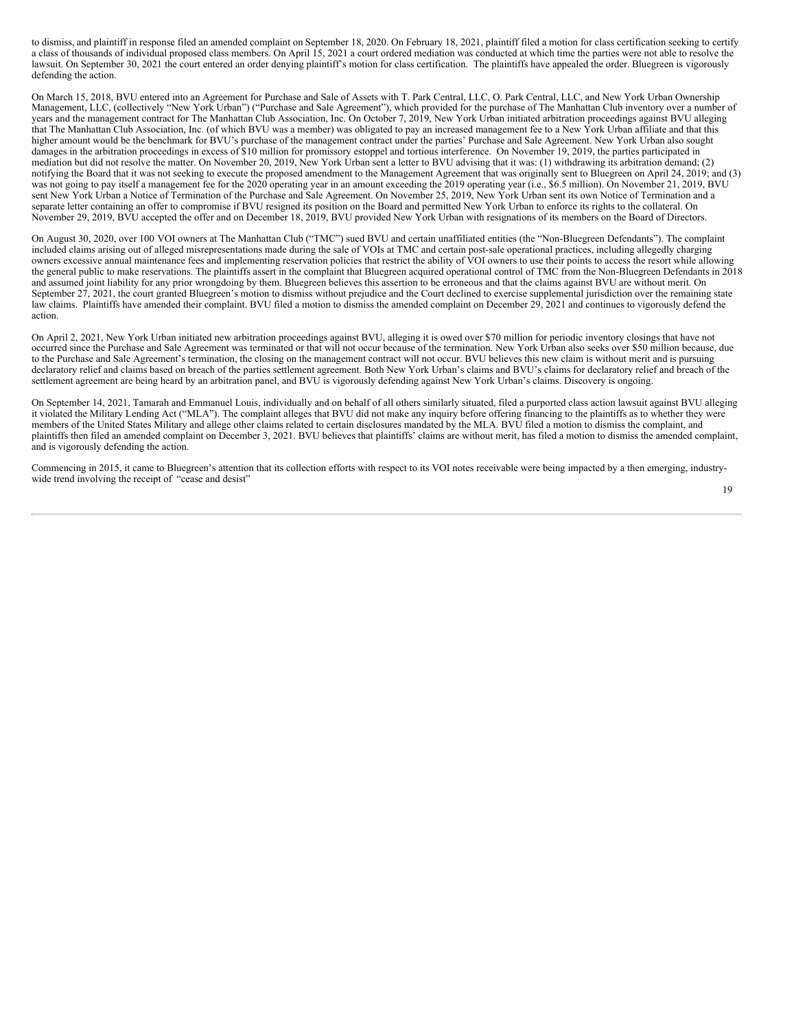to dismiss, and plaintiff in response filed an amended complaint on September 18, 2020. On February 18, 2021, plaintiff filed a motion for class certification seeking to certify a class of thousands of individual proposed class members. On April 15, 2021 a court ordered mediation was conducted at which time the parties were not able to resolve the lawsuit. On September 30, 2021 the court entered an order denying plaintiff's motion for class certification. The plaintiffs have appealed the order. Bluegreen is vigorously defending the action.

On March 15, 2018, BVU entered into an Agreement for Purchase and Sale of Assets with T. Park Central, LLC, O. Park Central, LLC, and New York Urban Ownership Management, LLC, (collectively "New York Urban") ("Purchase and Sale Agreement"), which provided for the purchase of The Manhattan Club inventory over a number of years and the management contract for The Manhattan Club Association, Inc. On October 7, 2019, New York Urban initiated arbitration proceedings against BVU alleging that The Manhattan Club Association, Inc. (of which BVU was a member) was obligated to pay an increased management fee to a New York Urban affiliate and that this higher amount would be the benchmark for BVU's purchase of the management contract under the parties' Purchase and Sale Agreement. New York Urban also sought damages in the arbitration proceedings in excess of $10 million for promissory estoppel and tortious interference. On November 19, 2019, the parties participated in mediation but did not resolve the matter. On November 20, 2019, New York Urban sent a letter to BVU advising that it was: (1) withdrawing its arbitration demand; (2) notifying the Board that it was not seeking to execute the proposed amendment to the Management Agreement that was originally sent to Bluegreen on April 24, 2019; and (3) was not going to pay itself a management fee for the 2020 operating year in an amount exceeding the 2019 operating year (i.e., $6.5 million). On November 21, 2019, BVU sent New York Urban a Notice of Termination of the Purchase and Sale Agreement. On November 25, 2019, New York Urban sent its own Notice of Termination and a separate letter containing an offer to compromise if BVU resigned its position on the Board and permitted New York Urban to enforce its rights to the collateral. On November 29, 2019, BVU accepted the offer and on December 18, 2019, BVU provided New York Urban with resignations of its members on the Board of Directors.

On August 30, 2020, over 100 VOI owners at The Manhattan Club ("TMC") sued BVU and certain unaffiliated entities (the "Non-Bluegreen Defendants"). The complaint included claims arising out of alleged misrepresentations made during the sale of VOIs at TMC and certain post-sale operational practices, including allegedly charging owners excessive annual maintenance fees and implementing reservation policies that restrict the ability of VOI owners to use their points to access the resort while allowing the general public to make reservations. The plaintiffs assert in the complaint that Bluegreen acquired operational control of TMC from the Non-Bluegreen Defendants in 2018 and assumed joint liability for any prior wrongdoing by them. Bluegreen believes this assertion to be erroneous and that the claims against BVU are without merit. On September 27, 2021, the court granted Bluegreen's motion to dismiss without prejudice and the Court declined to exercise supplemental jurisdiction over the remaining state law claims. Plaintiffs have amended their complaint. BVU filed a motion to dismiss the amended complaint on December 29, 2021 and continues to vigorously defend the action.

On April 2, 2021, New York Urban initiated new arbitration proceedings against BVU, alleging it is owed over $70 million for periodic inventory closings that have not occurred since the Purchase and Sale Agreement was terminated or that will not occur because of the termination. New York Urban also seeks over $50 million because, due to the Purchase and Sale Agreement's termination, the closing on the management contract will not occur. BVU believes this new claim is without merit and is pursuing declaratory relief and claims based on breach of the parties settlement agreement. Both New York Urban's claims and BVU's claims for declaratory relief and breach of the settlement agreement are being heard by an arbitration panel, and BVU is vigorously defending against New York Urban's claims. Discovery is ongoing.

On September 14, 2021, Tamarah and Emmanuel Louis, individually and on behalf of all others similarly situated, filed a purported class action lawsuit against BVU alleging it violated the Military Lending Act ("MLA"). The complaint alleges that BVU did not make any inquiry before offering financing to the plaintiffs as to whether they were members of the United States Military and allege other claims related to certain disclosures mandated by the MLA. BVU filed a motion to dismiss the complaint, and plaintiffs then filed an amended complaint on December 3, 2021. BVU believes that plaintiffs' claims are without merit, has filed a motion to dismiss the amended complaint, and is vigorously defending the action.

Commencing in 2015, it came to Bluegreen's attention that its collection efforts with respect to its VOI notes receivable were being impacted by a then emerging, industry-wide trend involving the receipt of "cease and desist"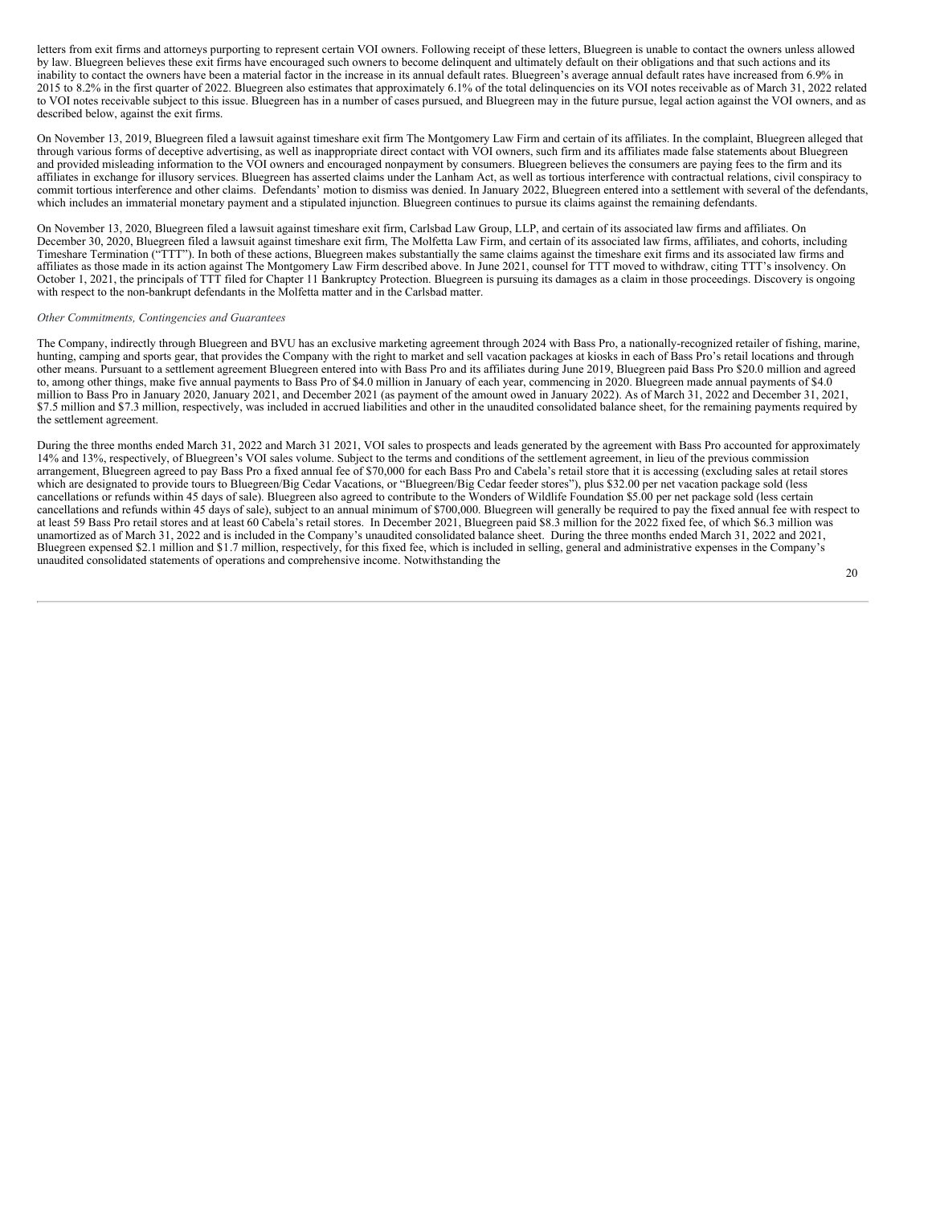letters from exit firms and attorneys purporting to represent certain VOI owners. Following receipt of these letters, Bluegreen is unable to contact the owners unless allowed by law. Bluegreen believes these exit firms have encouraged such owners to become delinquent and ultimately default on their obligations and that such actions and its inability to contact the owners have been a material factor in the increase in its annual default rates. Bluegreen's average annual default rates have increased from 6.9% in 2015 to 8.2% in the first quarter of 2022. Bluegreen also estimates that approximately 6.1% of the total delinquencies on its VOI notes receivable as of March 31, 2022 related to VOI notes receivable subject to this issue. Bluegreen has in a number of cases pursued, and Bluegreen may in the future pursue, legal action against the VOI owners, and as described below, against the exit firms.

On November 13, 2019, Bluegreen filed a lawsuit against timeshare exit firm The Montgomery Law Firm and certain of its affiliates. In the complaint, Bluegreen alleged that through various forms of deceptive advertising, as well as inappropriate direct contact with VOI owners, such firm and its affiliates made false statements about Bluegreen and provided misleading information to the VOI owners and encouraged nonpayment by consumers. Bluegreen believes the consumers are paying fees to the firm and its affiliates in exchange for illusory services. Bluegreen has asserted claims under the Lanham Act, as well as tortious interference with contractual relations, civil conspiracy to commit tortious interference and other claims. Defendants' motion to dismiss was denied. In January 2022, Bluegreen entered into a settlement with several of the defendants, which includes an immaterial monetary payment and a stipulated injunction. Bluegreen continues to pursue its claims against the remaining defendants.

On November 13, 2020, Bluegreen filed a lawsuit against timeshare exit firm, Carlsbad Law Group, LLP, and certain of its associated law firms and affiliates. On December 30, 2020, Bluegreen filed a lawsuit against timeshare exit firm, The Molfetta Law Firm, and certain of its associated law firms, affiliates, and cohorts, including Timeshare Termination ("TTT"). In both of these actions, Bluegreen makes substantially the same claims against the timeshare exit firms and its associated law firms and affiliates as those made in its action against The Montgomery Law Firm described above. In June 2021, counsel for TTT moved to withdraw, citing TTT's insolvency. On October 1, 2021, the principals of TTT filed for Chapter 11 Bankruptcy Protection. Bluegreen is pursuing its damages as a claim in those proceedings. Discovery is ongoing with respect to the non-bankrupt defendants in the Molfetta matter and in the Carlsbad matter.

*Other Commitments, Contingencies and Guarantees*

The Company, indirectly through Bluegreen and BVU has an exclusive marketing agreement through 2024 with Bass Pro, a nationally-recognized retailer of fishing, marine, hunting, camping and sports gear, that provides the Company with the right to market and sell vacation packages at kiosks in each of Bass Pro's retail locations and through other means. Pursuant to a settlement agreement Bluegreen entered into with Bass Pro and its affiliates during June 2019, Bluegreen paid Bass Pro $20.0 million and agreed to, among other things, make five annual payments to Bass Pro of $4.0 million in January of each year, commencing in 2020. Bluegreen made annual payments of $4.0 million to Bass Pro in January 2020, January 2021, and December 2021 (as payment of the amount owed in January 2022). As of March 31, 2022 and December 31, 2021, $7.5 million and $7.3 million, respectively, was included in accrued liabilities and other in the unaudited consolidated balance sheet, for the remaining payments required by the settlement agreement.

During the three months ended March 31, 2022 and March 31 2021, VOI sales to prospects and leads generated by the agreement with Bass Pro accounted for approximately 14% and 13%, respectively, of Bluegreen's VOI sales volume. Subject to the terms and conditions of the settlement agreement, in lieu of the previous commission arrangement, Bluegreen agreed to pay Bass Pro a fixed annual fee of $70,000 for each Bass Pro and Cabela's retail store that it is accessing (excluding sales at retail stores which are designated to provide tours to Bluegreen/Big Cedar Vacations, or "Bluegreen/Big Cedar feeder stores"), plus $32.00 per net vacation package sold (less cancellations or refunds within 45 days of sale). Bluegreen also agreed to contribute to the Wonders of Wildlife Foundation $5.00 per net package sold (less certain cancellations and refunds within 45 days of sale), subject to an annual minimum of $700,000. Bluegreen will generally be required to pay the fixed annual fee with respect to at least 59 Bass Pro retail stores and at least 60 Cabela's retail stores. In December 2021, Bluegreen paid $8.3 million for the 2022 fixed fee, of which $6.3 million was unamortized as of March 31, 2022 and is included in the Company's unaudited consolidated balance sheet. During the three months ended March 31, 2022 and 2021, Bluegreen expensed $2.1 million and $1.7 million, respectively, for this fixed fee, which is included in selling, general and administrative expenses in the Company's unaudited consolidated statements of operations and comprehensive income. Notwithstanding the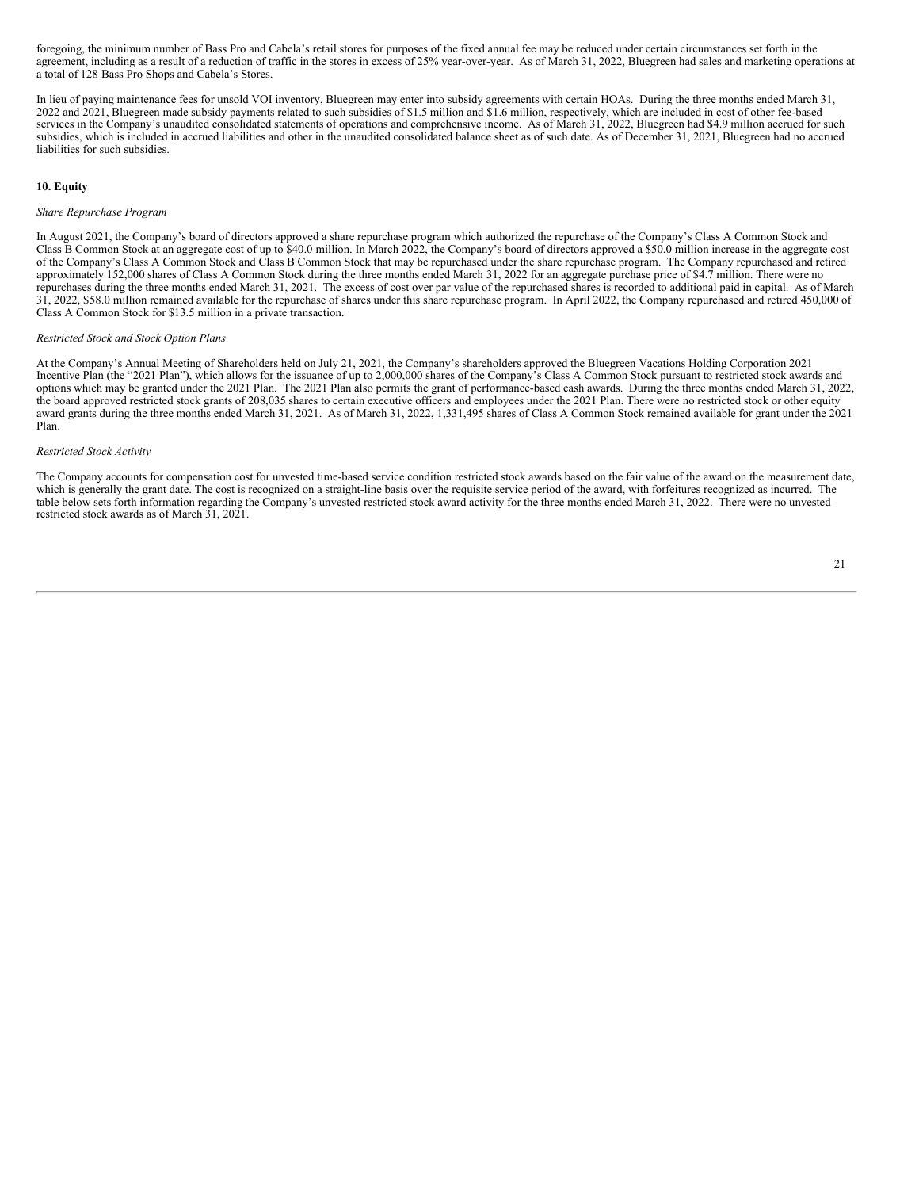foregoing, the minimum number of Bass Pro and Cabela's retail stores for purposes of the fixed annual fee may be reduced under certain circumstances set forth in the agreement, including as a result of a reduction of traffic in the stores in excess of 25% year-over-year. As of March 31, 2022, Bluegreen had sales and marketing operations at a total of 128 Bass Pro Shops and Cabela's Stores.

In lieu of paying maintenance fees for unsold VOI inventory, Bluegreen may enter into subsidy agreements with certain HOAs. During the three months ended March 31, 2022 and 2021, Bluegreen made subsidy payments related to such subsidies of $1.5 million and $1.6 million, respectively, which are included in cost of other fee-based services in the Company's unaudited consolidated statements of operations and comprehensive income. As of March 31, 2022, Bluegreen had $4.9 million accrued for such subsidies, which is included in accrued liabilities and other in the unaudited consolidated balance sheet as of such date. As of December 31, 2021, Bluegreen had no accrued liabilities for such subsidies.

**10. Equity**

*Share Repurchase Program*

In August 2021, the Company's board of directors approved a share repurchase program which authorized the repurchase of the Company's Class A Common Stock and Class B Common Stock at an aggregate cost of up to $40.0 million. In March 2022, the Company's board of directors approved a $50.0 million increase in the aggregate cost of the Company's Class A Common Stock and Class B Common Stock that may be repurchased under the share repurchase program. The Company repurchased and retired approximately 152,000 shares of Class A Common Stock during the three months ended March 31, 2022 for an aggregate purchase price of $4.7 million. There were no repurchases during the three months ended March 31, 2021. The excess of cost over par value of the repurchased shares is recorded to additional paid in capital. As of March 31, 2022, $58.0 million remained available for the repurchase of shares under this share repurchase program. In April 2022, the Company repurchased and retired 450,000 of Class A Common Stock for $13.5 million in a private transaction.

*Restricted Stock and Stock Option Plans*

At the Company's Annual Meeting of Shareholders held on July 21, 2021, the Company's shareholders approved the Bluegreen Vacations Holding Corporation 2021 Incentive Plan (the "2021 Plan"), which allows for the issuance of up to 2,000,000 shares of the Company's Class A Common Stock pursuant to restricted stock awards and options which may be granted under the 2021 Plan. The 2021 Plan also permits the grant of performance-based cash awards. During the three months ended March 31, 2022, the board approved restricted stock grants of 208,035 shares to certain executive officers and employees under the 2021 Plan. There were no restricted stock or other equity award grants during the three months ended March 31, 2021. As of March 31, 2022, 1,331,495 shares of Class A Common Stock remained available for grant under the 2021 Plan.

*Restricted Stock Activity*

The Company accounts for compensation cost for unvested time-based service condition restricted stock awards based on the fair value of the award on the measurement date, which is generally the grant date. The cost is recognized on a straight-line basis over the requisite service period of the award, with forfeitures recognized as incurred. The table below sets forth information regarding the Company's unvested restricted stock award activity for the three months ended March 31, 2022. There were no unvested restricted stock awards as of March 31, 2021.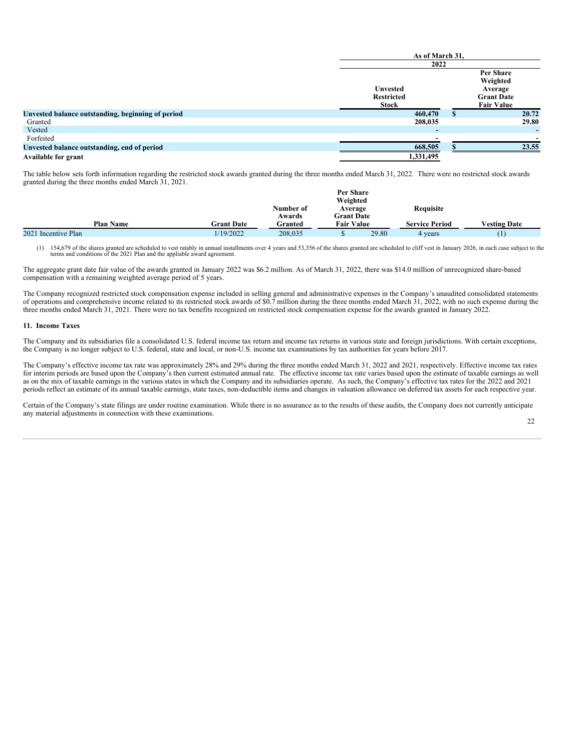| | As of March 31, | |
|---|---|---|
| | 2022 | |
| | Unvested Restricted Stock | Per Share Weighted Average Grant Date Fair Value |
| **Unvested balance outstanding, beginning of period** | **460,470** | **$ 20.72** |
| Granted | **208,035** | **29.80** |
| Vested | **-** | **-** |
| Forfeited | **-** | **-** |
| **Unvested balance outstanding, end of period** | **668,505** | **$ 23.55** |
| **Available for grant** | **1,331,495** | |

The table below sets forth information regarding the restricted stock awards granted during the three months ended March 31, 2022. There were no restricted stock awards granted during the three months ended March 31, 2021.

| Plan Name | Grant Date | Number of Awards Granted | Per Share Weighted Average Grant Date Fair Value | Requisite Service Period | Vesting Date |
|---|---|---|---|---|---|
| 2021 Incentive Plan | 1/19/2022 | 208,035 | $ 29.80 | 4 years | (1) |

(1) 154,679 of the shares granted are scheduled to vest ratably in annual installments over 4 years and 53,356 of the shares granted are scheduled to cliff vest in January 2026, in each case subject to the terms and conditions of the 2021 Plan and the appliable award agreement.

The aggregate grant date fair value of the awards granted in January 2022 was $6.2 million. As of March 31, 2022, there was $14.0 million of unrecognized share-based compensation with a remaining weighted average period of 5 years.

The Company recognized restricted stock compensation expense included in selling general and administrative expenses in the Company's unaudited consolidated statements of operations and comprehensive income related to its restricted stock awards of $0.7 million during the three months ended March 31, 2022, with no such expense during the three months ended March 31, 2021. There were no tax benefits recognized on restricted stock compensation expense for the awards granted in January 2022.

### 11. Income Taxes

The Company and its subsidiaries file a consolidated U.S. federal income tax return and income tax returns in various state and foreign jurisdictions. With certain exceptions, the Company is no longer subject to U.S. federal, state and local, or non-U.S. income tax examinations by tax authorities for years before 2017.

The Company's effective income tax rate was approximately 28% and 29% during the three months ended March 31, 2022 and 2021, respectively. Effective income tax rates for interim periods are based upon the Company's then current estimated annual rate. The effective income tax rate varies based upon the estimate of taxable earnings as well as on the mix of taxable earnings in the various states in which the Company and its subsidiaries operate. As such, the Company's effective tax rates for the 2022 and 2021 periods reflect an estimate of its annual taxable earnings, state taxes, non-deductible items and changes in valuation allowance on deferred tax assets for each respective year.

Certain of the Company's state filings are under routine examination. While there is no assurance as to the results of these audits, the Company does not currently anticipate any material adjustments in connection with these examinations.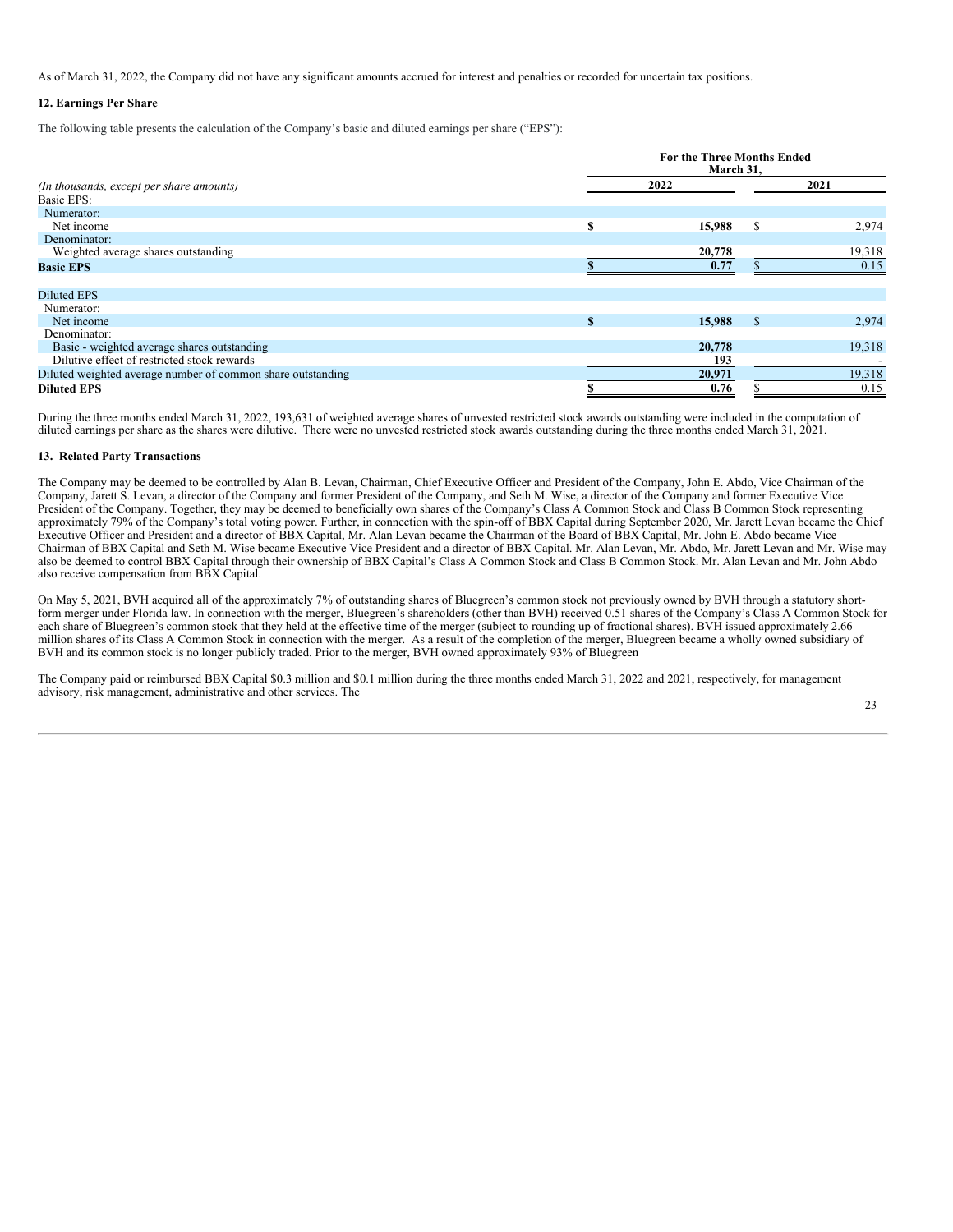As of March 31, 2022, the Company did not have any significant amounts accrued for interest and penalties or recorded for uncertain tax positions.

**12. Earnings Per Share**

The following table presents the calculation of the Company's basic and diluted earnings per share ("EPS"):

| *(In thousands, except per share amounts)* | For the Three Months Ended March 31, 2022 | 2021 |
|---|---|---|
| Basic EPS: | | |
| Numerator: | | |
| Net income | **$ 15,988** | $ 2,974 |
| Denominator: | | |
| Weighted average shares outstanding | **20,778** | 19,318 |
| **Basic EPS** | **$ 0.77** | $ 0.15 |
| | | |
| Diluted EPS | | |
| Numerator: | | |
| Net income | **$ 15,988** | $ 2,974 |
| Denominator: | | |
| Basic - weighted average shares outstanding | **20,778** | 19,318 |
| Dilutive effect of restricted stock rewards | **193** | - |
| Diluted weighted average number of common share outstanding | **20,971** | 19,318 |
| **Diluted EPS** | **$ 0.76** | $ 0.15 |

During the three months ended March 31, 2022, 193,631 of weighted average shares of unvested restricted stock awards outstanding were included in the computation of diluted earnings per share as the shares were dilutive. There were no unvested restricted stock awards outstanding during the three months ended March 31, 2021.

**13. Related Party Transactions**

The Company may be deemed to be controlled by Alan B. Levan, Chairman, Chief Executive Officer and President of the Company, John E. Abdo, Vice Chairman of the Company, Jarett S. Levan, a director of the Company and former President of the Company, and Seth M. Wise, a director of the Company and former Executive Vice President of the Company. Together, they may be deemed to beneficially own shares of the Company's Class A Common Stock and Class B Common Stock representing approximately 79% of the Company's total voting power. Further, in connection with the spin-off of BBX Capital during September 2020, Mr. Jarett Levan became the Chief Executive Officer and President and a director of BBX Capital, Mr. Alan Levan became the Chairman of the Board of BBX Capital, Mr. John E. Abdo became Vice Chairman of BBX Capital and Seth M. Wise became Executive Vice President and a director of BBX Capital. Mr. Alan Levan, Mr. Abdo, Mr. Jarett Levan and Mr. Wise may also be deemed to control BBX Capital through their ownership of BBX Capital's Class A Common Stock and Class B Common Stock. Mr. Alan Levan and Mr. John Abdo also receive compensation from BBX Capital.

On May 5, 2021, BVH acquired all of the approximately 7% of outstanding shares of Bluegreen's common stock not previously owned by BVH through a statutory short-form merger under Florida law. In connection with the merger, Bluegreen's shareholders (other than BVH) received 0.51 shares of the Company's Class A Common Stock for each share of Bluegreen's common stock that they held at the effective time of the merger (subject to rounding up of fractional shares). BVH issued approximately 2.66 million shares of its Class A Common Stock in connection with the merger. As a result of the completion of the merger, Bluegreen became a wholly owned subsidiary of BVH and its common stock is no longer publicly traded. Prior to the merger, BVH owned approximately 93% of Bluegreen

The Company paid or reimbursed BBX Capital $0.3 million and $0.1 million during the three months ended March 31, 2022 and 2021, respectively, for management advisory, risk management, administrative and other services. The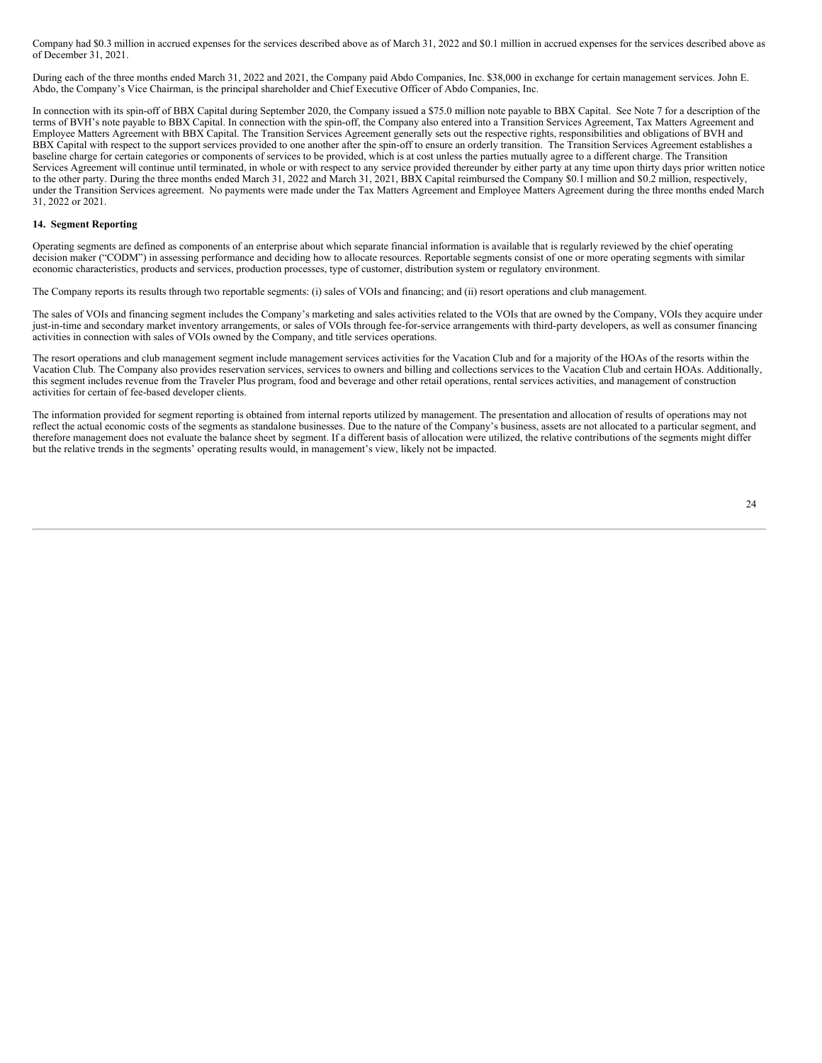Company had $0.3 million in accrued expenses for the services described above as of March 31, 2022 and $0.1 million in accrued expenses for the services described above as of December 31, 2021.

During each of the three months ended March 31, 2022 and 2021, the Company paid Abdo Companies, Inc. $38,000 in exchange for certain management services. John E. Abdo, the Company's Vice Chairman, is the principal shareholder and Chief Executive Officer of Abdo Companies, Inc.

In connection with its spin-off of BBX Capital during September 2020, the Company issued a $75.0 million note payable to BBX Capital. See Note 7 for a description of the terms of BVH's note payable to BBX Capital. In connection with the spin-off, the Company also entered into a Transition Services Agreement, Tax Matters Agreement and Employee Matters Agreement with BBX Capital. The Transition Services Agreement generally sets out the respective rights, responsibilities and obligations of BVH and BBX Capital with respect to the support services provided to one another after the spin-off to ensure an orderly transition. The Transition Services Agreement establishes a baseline charge for certain categories or components of services to be provided, which is at cost unless the parties mutually agree to a different charge. The Transition Services Agreement will continue until terminated, in whole or with respect to any service provided thereunder by either party at any time upon thirty days prior written notice to the other party. During the three months ended March 31, 2022 and March 31, 2021, BBX Capital reimbursed the Company $0.1 million and $0.2 million, respectively, under the Transition Services agreement. No payments were made under the Tax Matters Agreement and Employee Matters Agreement during the three months ended March 31, 2022 or 2021.

## 14. Segment Reporting

Operating segments are defined as components of an enterprise about which separate financial information is available that is regularly reviewed by the chief operating decision maker ("CODM") in assessing performance and deciding how to allocate resources. Reportable segments consist of one or more operating segments with similar economic characteristics, products and services, production processes, type of customer, distribution system or regulatory environment.

The Company reports its results through two reportable segments: (i) sales of VOIs and financing; and (ii) resort operations and club management.

The sales of VOIs and financing segment includes the Company's marketing and sales activities related to the VOIs that are owned by the Company, VOIs they acquire under just-in-time and secondary market inventory arrangements, or sales of VOIs through fee-for-service arrangements with third-party developers, as well as consumer financing activities in connection with sales of VOIs owned by the Company, and title services operations.

The resort operations and club management segment include management services activities for the Vacation Club and for a majority of the HOAs of the resorts within the Vacation Club. The Company also provides reservation services, services to owners and billing and collections services to the Vacation Club and certain HOAs. Additionally, this segment includes revenue from the Traveler Plus program, food and beverage and other retail operations, rental services activities, and management of construction activities for certain of fee-based developer clients.

The information provided for segment reporting is obtained from internal reports utilized by management. The presentation and allocation of results of operations may not reflect the actual economic costs of the segments as standalone businesses. Due to the nature of the Company's business, assets are not allocated to a particular segment, and therefore management does not evaluate the balance sheet by segment. If a different basis of allocation were utilized, the relative contributions of the segments might differ but the relative trends in the segments' operating results would, in management's view, likely not be impacted.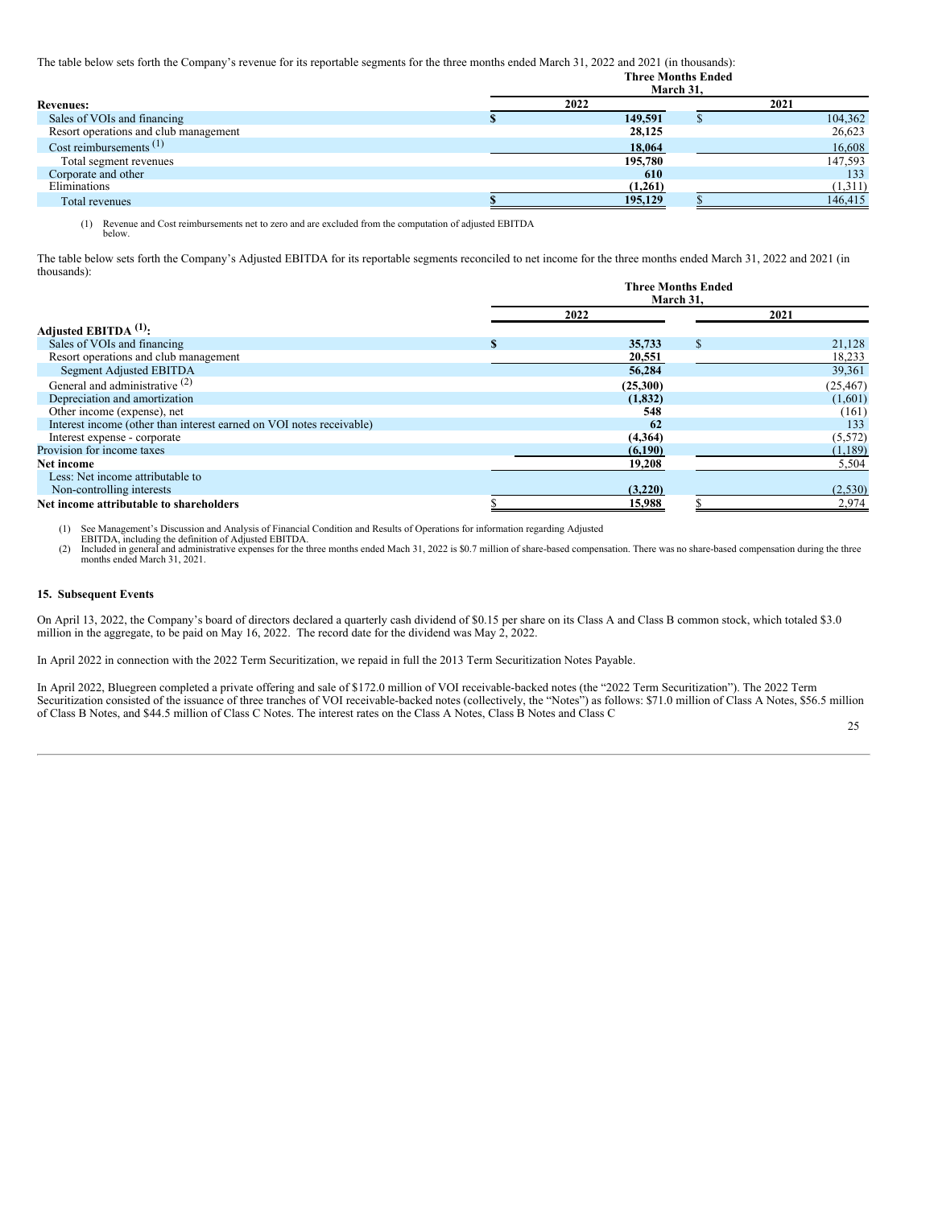The table below sets forth the Company's revenue for its reportable segments for the three months ended March 31, 2022 and 2021 (in thousands):

| | Three Months Ended March 31, | |
|---|---|---|
| **Revenues:** | **2022** | **2021** |
| Sales of VOIs and financing | **$ 149,591** | $ 104,362 |
| Resort operations and club management | **28,125** | 26,623 |
| Cost reimbursements [(1)] | **18,064** | 16,608 |
| Total segment revenues | **195,780** | 147,593 |
| Corporate and other | **610** | 133 |
| Eliminations | **(1,261)** | (1,311) |
| Total revenues | **$ 195,129** | $ 146,415 |

(1) Revenue and Cost reimbursements net to zero and are excluded from the computation of adjusted EBITDA below.

The table below sets forth the Company's Adjusted EBITDA for its reportable segments reconciled to net income for the three months ended March 31, 2022 and 2021 (in thousands):

| | Three Months Ended March 31, | |
|---|---|---|
| | **2022** | **2021** |
| **Adjusted EBITDA [(1)]:** | | |
| Sales of VOIs and financing | **$ 35,733** | $ 21,128 |
| Resort operations and club management | **20,551** | 18,233 |
| Segment Adjusted EBITDA | **56,284** | 39,361 |
| General and administrative [(2)] | **(25,300)** | (25,467) |
| Depreciation and amortization | **(1,832)** | (1,601) |
| Other income (expense), net | **548** | (161) |
| Interest income (other than interest earned on VOI notes receivable) | **62** | 133 |
| Interest expense - corporate | **(4,364)** | (5,572) |
| Provision for income taxes | **(6,190)** | (1,189) |
| **Net income** | **19,208** | 5,504 |
| Less: Net income attributable to Non-controlling interests | **(3,220)** | (2,530) |
| **Net income attributable to shareholders** | **$ 15,988** | $ 2,974 |

(1) See Management's Discussion and Analysis of Financial Condition and Results of Operations for information regarding Adjusted EBITDA, including the definition of Adjusted EBITDA.
(2) Included in general and administrative expenses for the three months ended Mach 31, 2022 is $0.7 million of share-based compensation. There was no share-based compensation during the three months ended March 31, 2021.

**15. Subsequent Events**

On April 13, 2022, the Company's board of directors declared a quarterly cash dividend of $0.15 per share on its Class A and Class B common stock, which totaled $3.0 million in the aggregate, to be paid on May 16, 2022. The record date for the dividend was May 2, 2022.

In April 2022 in connection with the 2022 Term Securitization, we repaid in full the 2013 Term Securitization Notes Payable.

In April 2022, Bluegreen completed a private offering and sale of $172.0 million of VOI receivable-backed notes (the "2022 Term Securitization"). The 2022 Term Securitization consisted of the issuance of three tranches of VOI receivable-backed notes (collectively, the "Notes") as follows: $71.0 million of Class A Notes, $56.5 million of Class B Notes, and $44.5 million of Class C Notes. The interest rates on the Class A Notes, Class B Notes and Class C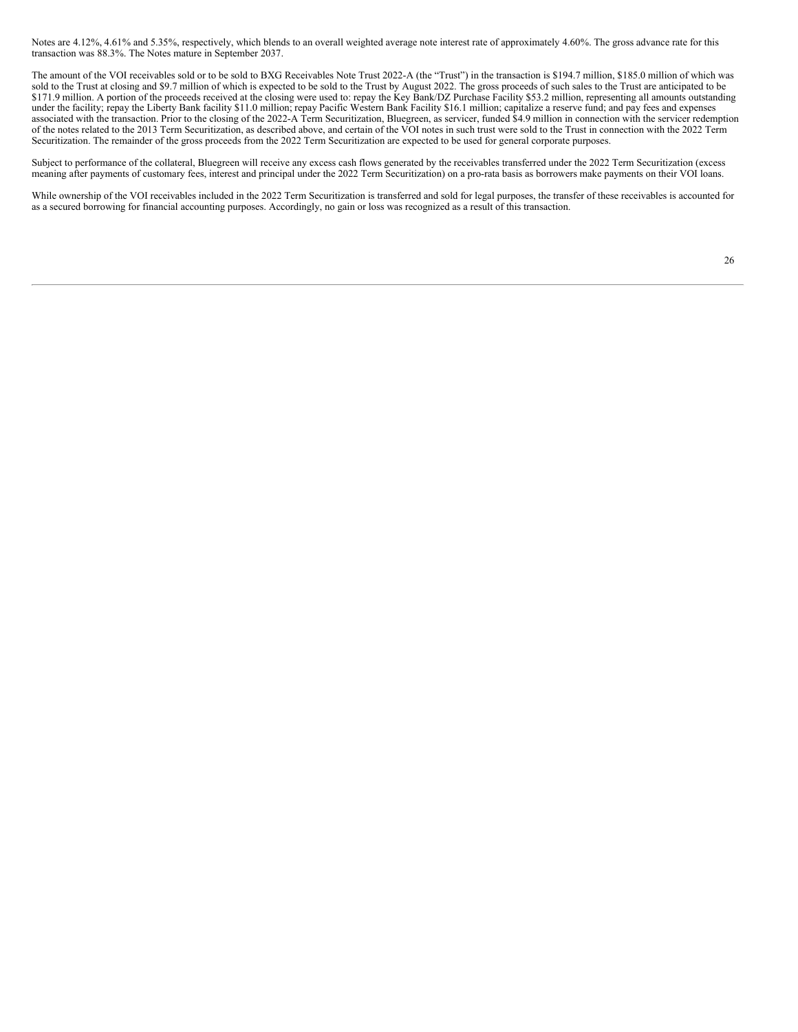Notes are 4.12%, 4.61% and 5.35%, respectively, which blends to an overall weighted average note interest rate of approximately 4.60%. The gross advance rate for this transaction was 88.3%. The Notes mature in September 2037.

The amount of the VOI receivables sold or to be sold to BXG Receivables Note Trust 2022-A (the "Trust") in the transaction is $194.7 million, $185.0 million of which was sold to the Trust at closing and $9.7 million of which is expected to be sold to the Trust by August 2022. The gross proceeds of such sales to the Trust are anticipated to be $171.9 million. A portion of the proceeds received at the closing were used to: repay the Key Bank/DZ Purchase Facility $53.2 million, representing all amounts outstanding under the facility; repay the Liberty Bank facility $11.0 million; repay Pacific Western Bank Facility $16.1 million; capitalize a reserve fund; and pay fees and expenses associated with the transaction. Prior to the closing of the 2022-A Term Securitization, Bluegreen, as servicer, funded $4.9 million in connection with the servicer redemption of the notes related to the 2013 Term Securitization, as described above, and certain of the VOI notes in such trust were sold to the Trust in connection with the 2022 Term Securitization. The remainder of the gross proceeds from the 2022 Term Securitization are expected to be used for general corporate purposes.

Subject to performance of the collateral, Bluegreen will receive any excess cash flows generated by the receivables transferred under the 2022 Term Securitization (excess meaning after payments of customary fees, interest and principal under the 2022 Term Securitization) on a pro-rata basis as borrowers make payments on their VOI loans.

While ownership of the VOI receivables included in the 2022 Term Securitization is transferred and sold for legal purposes, the transfer of these receivables is accounted for as a secured borrowing for financial accounting purposes. Accordingly, no gain or loss was recognized as a result of this transaction.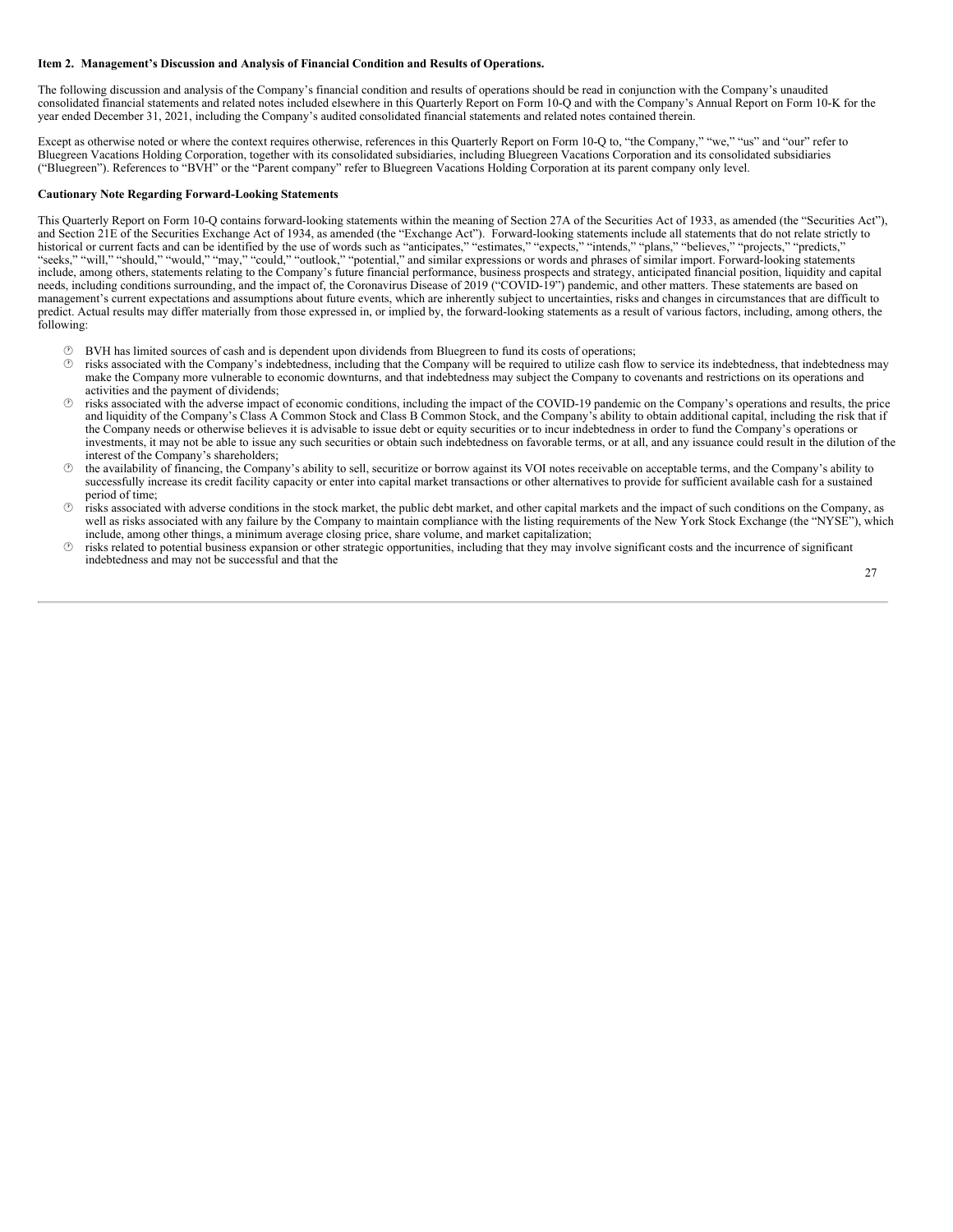**Item 2. Management's Discussion and Analysis of Financial Condition and Results of Operations.**

The following discussion and analysis of the Company's financial condition and results of operations should be read in conjunction with the Company's unaudited consolidated financial statements and related notes included elsewhere in this Quarterly Report on Form 10-Q and with the Company's Annual Report on Form 10-K for the year ended December 31, 2021, including the Company's audited consolidated financial statements and related notes contained therein.

Except as otherwise noted or where the context requires otherwise, references in this Quarterly Report on Form 10-Q to, "the Company," "we," "us" and "our" refer to Bluegreen Vacations Holding Corporation, together with its consolidated subsidiaries, including Bluegreen Vacations Corporation and its consolidated subsidiaries ("Bluegreen"). References to "BVH" or the "Parent company" refer to Bluegreen Vacations Holding Corporation at its parent company only level.

**Cautionary Note Regarding Forward-Looking Statements**

This Quarterly Report on Form 10-Q contains forward-looking statements within the meaning of Section 27A of the Securities Act of 1933, as amended (the "Securities Act"), and Section 21E of the Securities Exchange Act of 1934, as amended (the "Exchange Act"). Forward-looking statements include all statements that do not relate strictly to historical or current facts and can be identified by the use of words such as "anticipates," "estimates," "expects," "intends," "plans," "believes," "projects," "predicts," "seeks," "will," "should," "would," "may," "could," "outlook," "potential," and similar expressions or words and phrases of similar import. Forward-looking statements include, among others, statements relating to the Company's future financial performance, business prospects and strategy, anticipated financial position, liquidity and capital needs, including conditions surrounding, and the impact of, the Coronavirus Disease of 2019 ("COVID-19") pandemic, and other matters. These statements are based on management's current expectations and assumptions about future events, which are inherently subject to uncertainties, risks and changes in circumstances that are difficult to predict. Actual results may differ materially from those expressed in, or implied by, the forward-looking statements as a result of various factors, including, among others, the following:

- BVH has limited sources of cash and is dependent upon dividends from Bluegreen to fund its costs of operations;
- risks associated with the Company's indebtedness, including that the Company will be required to utilize cash flow to service its indebtedness, that indebtedness may make the Company more vulnerable to economic downturns, and that indebtedness may subject the Company to covenants and restrictions on its operations and activities and the payment of dividends;
- risks associated with the adverse impact of economic conditions, including the impact of the COVID-19 pandemic on the Company's operations and results, the price and liquidity of the Company's Class A Common Stock and Class B Common Stock, and the Company's ability to obtain additional capital, including the risk that if the Company needs or otherwise believes it is advisable to issue debt or equity securities or to incur indebtedness in order to fund the Company's operations or investments, it may not be able to issue any such securities or obtain such indebtedness on favorable terms, or at all, and any issuance could result in the dilution of the interest of the Company's shareholders;
- the availability of financing, the Company's ability to sell, securitize or borrow against its VOI notes receivable on acceptable terms, and the Company's ability to successfully increase its credit facility capacity or enter into capital market transactions or other alternatives to provide for sufficient available cash for a sustained period of time;
- risks associated with adverse conditions in the stock market, the public debt market, and other capital markets and the impact of such conditions on the Company, as well as risks associated with any failure by the Company to maintain compliance with the listing requirements of the New York Stock Exchange (the "NYSE"), which include, among other things, a minimum average closing price, share volume, and market capitalization;
- risks related to potential business expansion or other strategic opportunities, including that they may involve significant costs and the incurrence of significant indebtedness and may not be successful and that the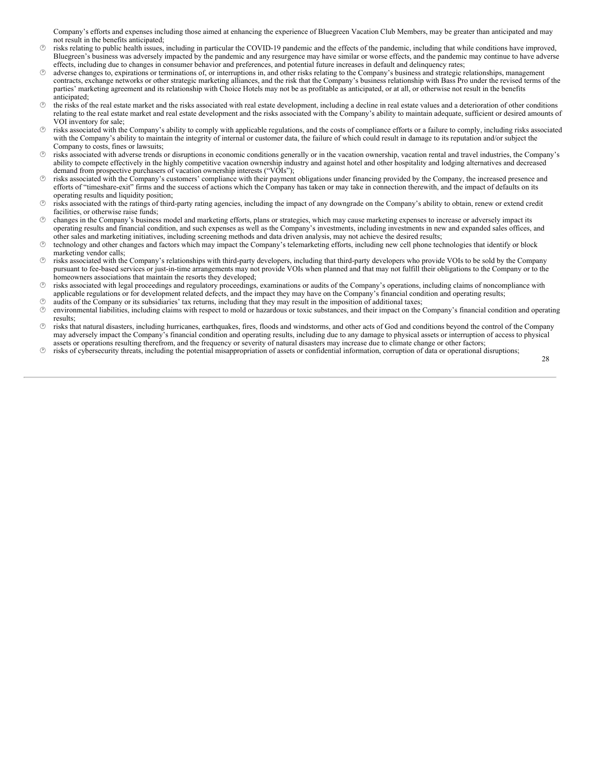Company's efforts and expenses including those aimed at enhancing the experience of Bluegreen Vacation Club Members, may be greater than anticipated and may not result in the benefits anticipated;

- risks relating to public health issues, including in particular the COVID-19 pandemic and the effects of the pandemic, including that while conditions have improved, Bluegreen's business was adversely impacted by the pandemic and any resurgence may have similar or worse effects, and the pandemic may continue to have adverse effects, including due to changes in consumer behavior and preferences, and potential future increases in default and delinquency rates;
- adverse changes to, expirations or terminations of, or interruptions in, and other risks relating to the Company's business and strategic relationships, management contracts, exchange networks or other strategic marketing alliances, and the risk that the Company's business relationship with Bass Pro under the revised terms of the parties' marketing agreement and its relationship with Choice Hotels may not be as profitable as anticipated, or at all, or otherwise not result in the benefits anticipated;
- the risks of the real estate market and the risks associated with real estate development, including a decline in real estate values and a deterioration of other conditions relating to the real estate market and real estate development and the risks associated with the Company's ability to maintain adequate, sufficient or desired amounts of VOI inventory for sale;
- risks associated with the Company's ability to comply with applicable regulations, and the costs of compliance efforts or a failure to comply, including risks associated with the Company's ability to maintain the integrity of internal or customer data, the failure of which could result in damage to its reputation and/or subject the Company to costs, fines or lawsuits;
- risks associated with adverse trends or disruptions in economic conditions generally or in the vacation ownership, vacation rental and travel industries, the Company's ability to compete effectively in the highly competitive vacation ownership industry and against hotel and other hospitality and lodging alternatives and decreased demand from prospective purchasers of vacation ownership interests ("VOIs");
- risks associated with the Company's customers' compliance with their payment obligations under financing provided by the Company, the increased presence and efforts of "timeshare-exit" firms and the success of actions which the Company has taken or may take in connection therewith, and the impact of defaults on its operating results and liquidity position;
- risks associated with the ratings of third-party rating agencies, including the impact of any downgrade on the Company's ability to obtain, renew or extend credit facilities, or otherwise raise funds;
- changes in the Company's business model and marketing efforts, plans or strategies, which may cause marketing expenses to increase or adversely impact its operating results and financial condition, and such expenses as well as the Company's investments, including investments in new and expanded sales offices, and other sales and marketing initiatives, including screening methods and data driven analysis, may not achieve the desired results;
- technology and other changes and factors which may impact the Company's telemarketing efforts, including new cell phone technologies that identify or block marketing vendor calls;
- risks associated with the Company's relationships with third-party developers, including that third-party developers who provide VOIs to be sold by the Company pursuant to fee-based services or just-in-time arrangements may not provide VOIs when planned and that may not fulfill their obligations to the Company or to the homeowners associations that maintain the resorts they developed;
- risks associated with legal proceedings and regulatory proceedings, examinations or audits of the Company's operations, including claims of noncompliance with applicable regulations or for development related defects, and the impact they may have on the Company's financial condition and operating results;
- audits of the Company or its subsidiaries' tax returns, including that they may result in the imposition of additional taxes;
- environmental liabilities, including claims with respect to mold or hazardous or toxic substances, and their impact on the Company's financial condition and operating results;
- risks that natural disasters, including hurricanes, earthquakes, fires, floods and windstorms, and other acts of God and conditions beyond the control of the Company may adversely impact the Company's financial condition and operating results, including due to any damage to physical assets or interruption of access to physical assets or operations resulting therefrom, and the frequency or severity of natural disasters may increase due to climate change or other factors;
- risks of cybersecurity threats, including the potential misappropriation of assets or confidential information, corruption of data or operational disruptions;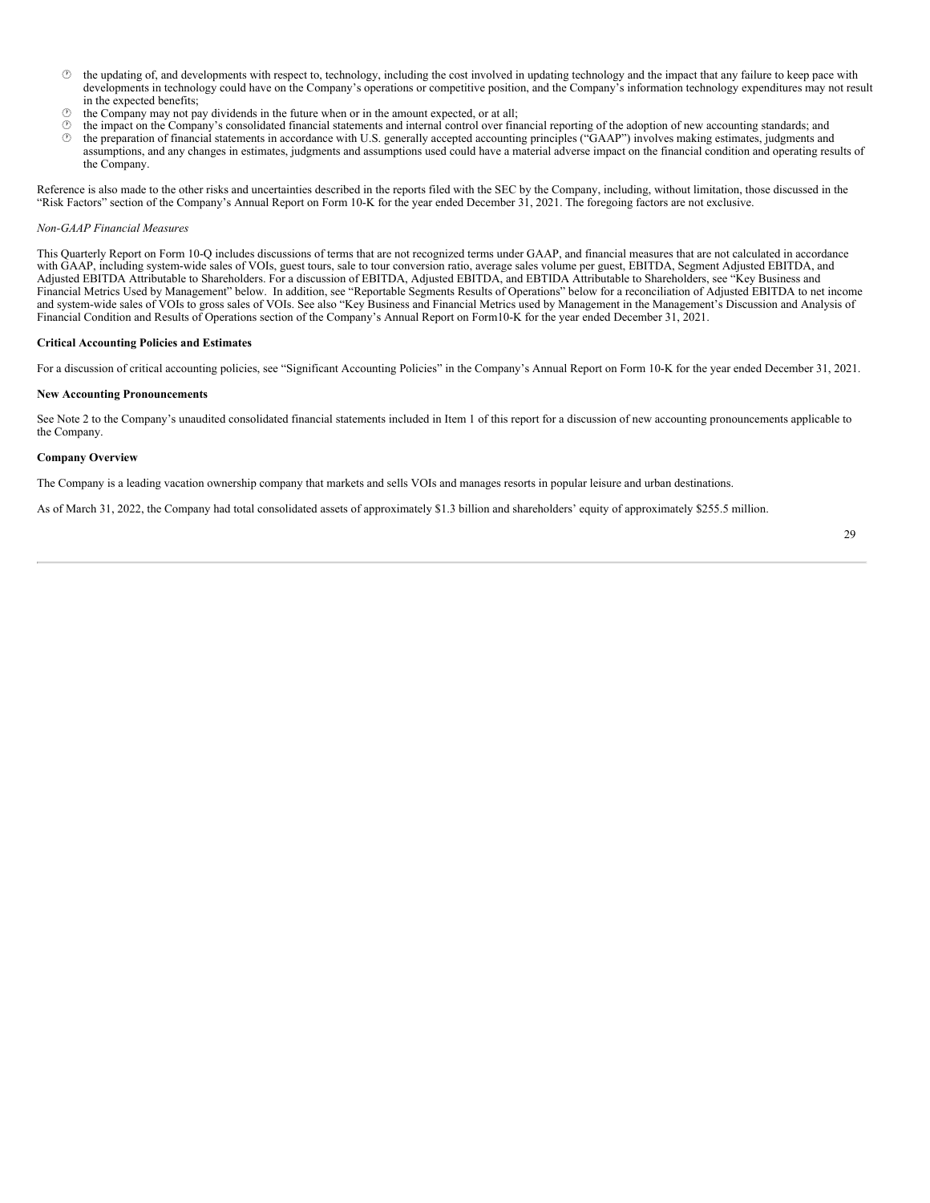- the updating of, and developments with respect to, technology, including the cost involved in updating technology and the impact that any failure to keep pace with developments in technology could have on the Company's operations or competitive position, and the Company's information technology expenditures may not result in the expected benefits;
- the Company may not pay dividends in the future when or in the amount expected, or at all;
- the impact on the Company's consolidated financial statements and internal control over financial reporting of the adoption of new accounting standards; and
- the preparation of financial statements in accordance with U.S. generally accepted accounting principles ("GAAP") involves making estimates, judgments and assumptions, and any changes in estimates, judgments and assumptions used could have a material adverse impact on the financial condition and operating results of the Company.

Reference is also made to the other risks and uncertainties described in the reports filed with the SEC by the Company, including, without limitation, those discussed in the "Risk Factors" section of the Company's Annual Report on Form 10-K for the year ended December 31, 2021. The foregoing factors are not exclusive.

*Non-GAAP Financial Measures*

This Quarterly Report on Form 10-Q includes discussions of terms that are not recognized terms under GAAP, and financial measures that are not calculated in accordance with GAAP, including system-wide sales of VOIs, guest tours, sale to tour conversion ratio, average sales volume per guest, EBITDA, Segment Adjusted EBITDA, and Adjusted EBITDA Attributable to Shareholders. For a discussion of EBITDA, Adjusted EBITDA, and EBTIDA Attributable to Shareholders, see "Key Business and Financial Metrics Used by Management" below. In addition, see "Reportable Segments Results of Operations" below for a reconciliation of Adjusted EBITDA to net income and system-wide sales of VOIs to gross sales of VOIs. See also "Key Business and Financial Metrics used by Management in the Management's Discussion and Analysis of Financial Condition and Results of Operations section of the Company's Annual Report on Form10-K for the year ended December 31, 2021.

**Critical Accounting Policies and Estimates**

For a discussion of critical accounting policies, see "Significant Accounting Policies" in the Company's Annual Report on Form 10-K for the year ended December 31, 2021.

**New Accounting Pronouncements**

See Note 2 to the Company's unaudited consolidated financial statements included in Item 1 of this report for a discussion of new accounting pronouncements applicable to the Company.

**Company Overview**

The Company is a leading vacation ownership company that markets and sells VOIs and manages resorts in popular leisure and urban destinations.

As of March 31, 2022, the Company had total consolidated assets of approximately $1.3 billion and shareholders' equity of approximately $255.5 million.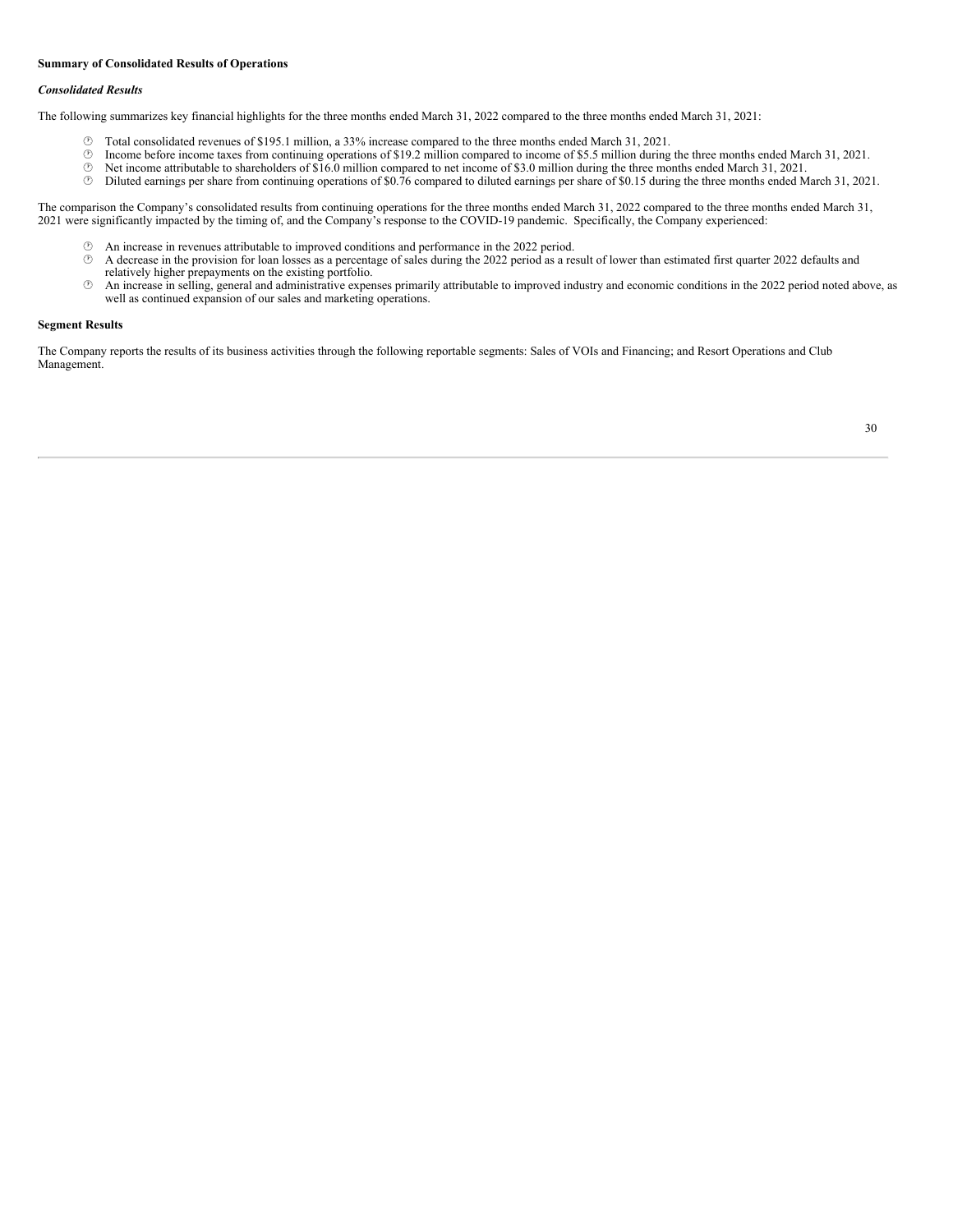**Summary of Consolidated Results of Operations**

***Consolidated Results***

The following summarizes key financial highlights for the three months ended March 31, 2022 compared to the three months ended March 31, 2021:

- Total consolidated revenues of $195.1 million, a 33% increase compared to the three months ended March 31, 2021.
- Income before income taxes from continuing operations of $19.2 million compared to income of $5.5 million during the three months ended March 31, 2021.
- Net income attributable to shareholders of $16.0 million compared to net income of $3.0 million during the three months ended March 31, 2021.
- Diluted earnings per share from continuing operations of $0.76 compared to diluted earnings per share of $0.15 during the three months ended March 31, 2021.

The comparison the Company's consolidated results from continuing operations for the three months ended March 31, 2022 compared to the three months ended March 31, 2021 were significantly impacted by the timing of, and the Company's response to the COVID-19 pandemic. Specifically, the Company experienced:

- An increase in revenues attributable to improved conditions and performance in the 2022 period.
- A decrease in the provision for loan losses as a percentage of sales during the 2022 period as a result of lower than estimated first quarter 2022 defaults and relatively higher prepayments on the existing portfolio.
- An increase in selling, general and administrative expenses primarily attributable to improved industry and economic conditions in the 2022 period noted above, as well as continued expansion of our sales and marketing operations.

**Segment Results**

The Company reports the results of its business activities through the following reportable segments: Sales of VOIs and Financing; and Resort Operations and Club Management.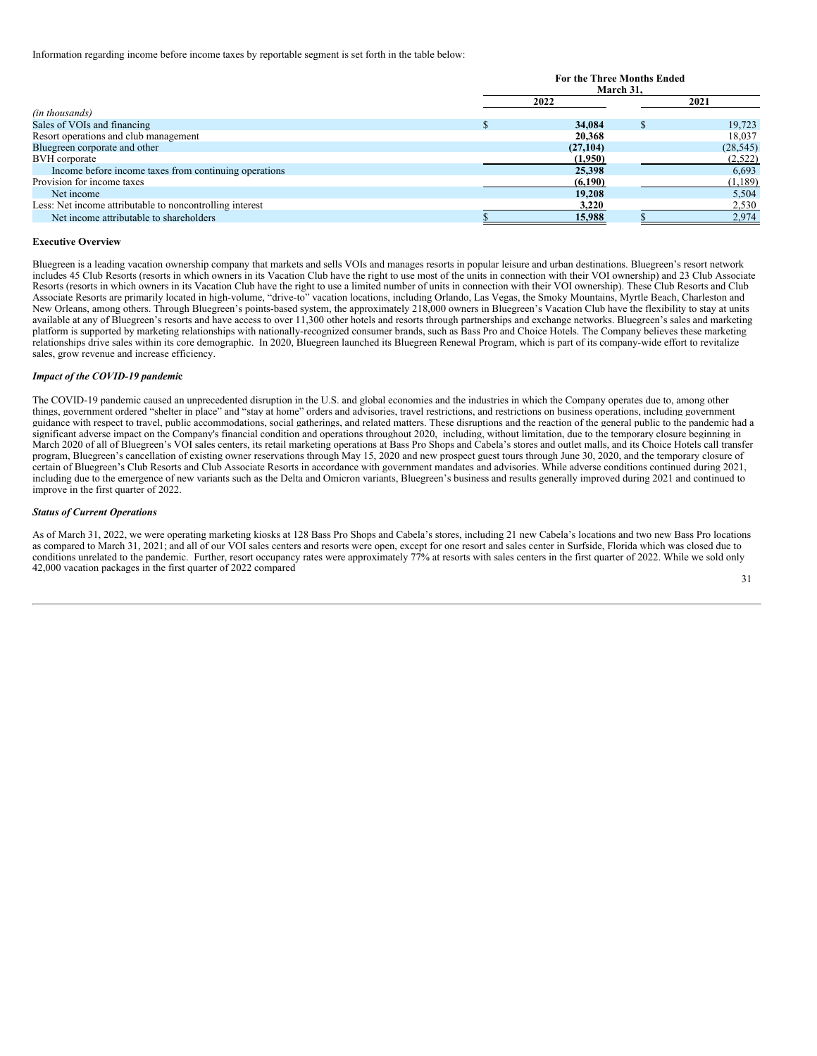Information regarding income before income taxes by reportable segment is set forth in the table below:

| | For the Three Months Ended March 31, | |
|---|---|---|
| | 2022 | 2021 |
| *(in thousands)* | | |
| Sales of VOIs and financing | $ **34,084** | $ 19,723 |
| Resort operations and club management | **20,368** | 18,037 |
| Bluegreen corporate and other | **(27,104)** | (28,545) |
| BVH corporate | **(1,950)** | (2,522) |
| Income before income taxes from continuing operations | **25,398** | 6,693 |
| Provision for income taxes | **(6,190)** | (1,189) |
| Net income | **19,208** | 5,504 |
| Less: Net income attributable to noncontrolling interest | **3,220** | 2,530 |
| Net income attributable to shareholders | $ **15,988** | $ 2,974 |

**Executive Overview**

Bluegreen is a leading vacation ownership company that markets and sells VOIs and manages resorts in popular leisure and urban destinations. Bluegreen's resort network includes 45 Club Resorts (resorts in which owners in its Vacation Club have the right to use most of the units in connection with their VOI ownership) and 23 Club Associate Resorts (resorts in which owners in its Vacation Club have the right to use a limited number of units in connection with their VOI ownership). These Club Resorts and Club Associate Resorts are primarily located in high-volume, "drive-to" vacation locations, including Orlando, Las Vegas, the Smoky Mountains, Myrtle Beach, Charleston and New Orleans, among others. Through Bluegreen's points-based system, the approximately 218,000 owners in Bluegreen's Vacation Club have the flexibility to stay at units available at any of Bluegreen's resorts and have access to over 11,300 other hotels and resorts through partnerships and exchange networks. Bluegreen's sales and marketing platform is supported by marketing relationships with nationally-recognized consumer brands, such as Bass Pro and Choice Hotels. The Company believes these marketing relationships drive sales within its core demographic. In 2020, Bluegreen launched its Bluegreen Renewal Program, which is part of its company-wide effort to revitalize sales, grow revenue and increase efficiency.

***Impact of the COVID-19 pandemic***

The COVID-19 pandemic caused an unprecedented disruption in the U.S. and global economies and the industries in which the Company operates due to, among other things, government ordered "shelter in place" and "stay at home" orders and advisories, travel restrictions, and restrictions on business operations, including government guidance with respect to travel, public accommodations, social gatherings, and related matters. These disruptions and the reaction of the general public to the pandemic had a significant adverse impact on the Company's financial condition and operations throughout 2020, including, without limitation, due to the temporary closure beginning in March 2020 of all of Bluegreen's VOI sales centers, its retail marketing operations at Bass Pro Shops and Cabela's stores and outlet malls, and its Choice Hotels call transfer program, Bluegreen's cancellation of existing owner reservations through May 15, 2020 and new prospect guest tours through June 30, 2020, and the temporary closure of certain of Bluegreen's Club Resorts and Club Associate Resorts in accordance with government mandates and advisories. While adverse conditions continued during 2021, including due to the emergence of new variants such as the Delta and Omicron variants, Bluegreen's business and results generally improved during 2021 and continued to improve in the first quarter of 2022.

***Status of Current Operations***

As of March 31, 2022, we were operating marketing kiosks at 128 Bass Pro Shops and Cabela's stores, including 21 new Cabela's locations and two new Bass Pro locations as compared to March 31, 2021; and all of our VOI sales centers and resorts were open, except for one resort and sales center in Surfside, Florida which was closed due to conditions unrelated to the pandemic. Further, resort occupancy rates were approximately 77% at resorts with sales centers in the first quarter of 2022. While we sold only 42,000 vacation packages in the first quarter of 2022 compared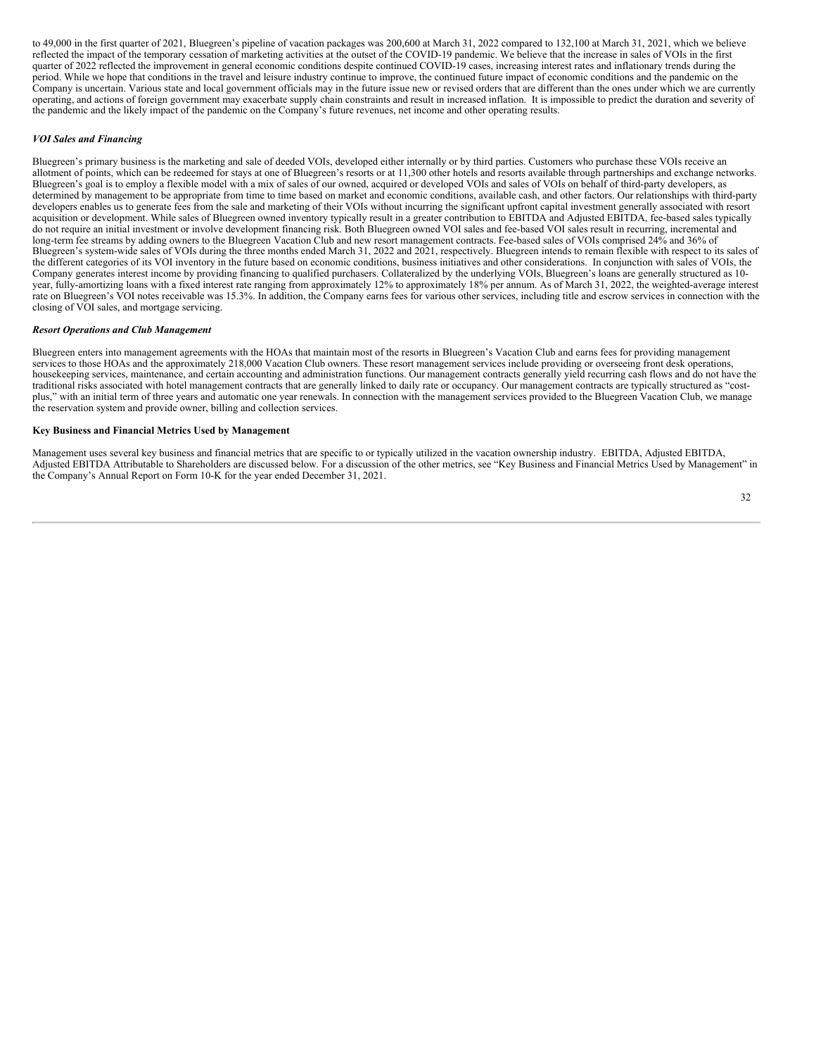to 49,000 in the first quarter of 2021, Bluegreen's pipeline of vacation packages was 200,600 at March 31, 2022 compared to 132,100 at March 31, 2021, which we believe reflected the impact of the temporary cessation of marketing activities at the outset of the COVID-19 pandemic. We believe that the increase in sales of VOIs in the first quarter of 2022 reflected the improvement in general economic conditions despite continued COVID-19 cases, increasing interest rates and inflationary trends during the period. While we hope that conditions in the travel and leisure industry continue to improve, the continued future impact of economic conditions and the pandemic on the Company is uncertain. Various state and local government officials may in the future issue new or revised orders that are different than the ones under which we are currently operating, and actions of foreign government may exacerbate supply chain constraints and result in increased inflation. It is impossible to predict the duration and severity of the pandemic and the likely impact of the pandemic on the Company's future revenues, net income and other operating results.

***VOI Sales and Financing***

Bluegreen's primary business is the marketing and sale of deeded VOIs, developed either internally or by third parties. Customers who purchase these VOIs receive an allotment of points, which can be redeemed for stays at one of Bluegreen's resorts or at 11,300 other hotels and resorts available through partnerships and exchange networks. Bluegreen's goal is to employ a flexible model with a mix of sales of our owned, acquired or developed VOIs and sales of VOIs on behalf of third-party developers, as determined by management to be appropriate from time to time based on market and economic conditions, available cash, and other factors. Our relationships with third-party developers enables us to generate fees from the sale and marketing of their VOIs without incurring the significant upfront capital investment generally associated with resort acquisition or development. While sales of Bluegreen owned inventory typically result in a greater contribution to EBITDA and Adjusted EBITDA, fee-based sales typically do not require an initial investment or involve development financing risk. Both Bluegreen owned VOI sales and fee-based VOI sales result in recurring, incremental and long-term fee streams by adding owners to the Bluegreen Vacation Club and new resort management contracts. Fee-based sales of VOIs comprised 24% and 36% of Bluegreen's system-wide sales of VOIs during the three months ended March 31, 2022 and 2021, respectively. Bluegreen intends to remain flexible with respect to its sales of the different categories of its VOI inventory in the future based on economic conditions, business initiatives and other considerations. In conjunction with sales of VOIs, the Company generates interest income by providing financing to qualified purchasers. Collateralized by the underlying VOIs, Bluegreen's loans are generally structured as 10-year, fully-amortizing loans with a fixed interest rate ranging from approximately 12% to approximately 18% per annum. As of March 31, 2022, the weighted-average interest rate on Bluegreen's VOI notes receivable was 15.3%. In addition, the Company earns fees for various other services, including title and escrow services in connection with the closing of VOI sales, and mortgage servicing.

***Resort Operations and Club Management***

Bluegreen enters into management agreements with the HOAs that maintain most of the resorts in Bluegreen's Vacation Club and earns fees for providing management services to those HOAs and the approximately 218,000 Vacation Club owners. These resort management services include providing or overseeing front desk operations, housekeeping services, maintenance, and certain accounting and administration functions. Our management contracts generally yield recurring cash flows and do not have the traditional risks associated with hotel management contracts that are generally linked to daily rate or occupancy. Our management contracts are typically structured as "cost-plus," with an initial term of three years and automatic one year renewals. In connection with the management services provided to the Bluegreen Vacation Club, we manage the reservation system and provide owner, billing and collection services.

**Key Business and Financial Metrics Used by Management**

Management uses several key business and financial metrics that are specific to or typically utilized in the vacation ownership industry. EBITDA, Adjusted EBITDA, Adjusted EBITDA Attributable to Shareholders are discussed below. For a discussion of the other metrics, see "Key Business and Financial Metrics Used by Management" in the Company's Annual Report on Form 10-K for the year ended December 31, 2021.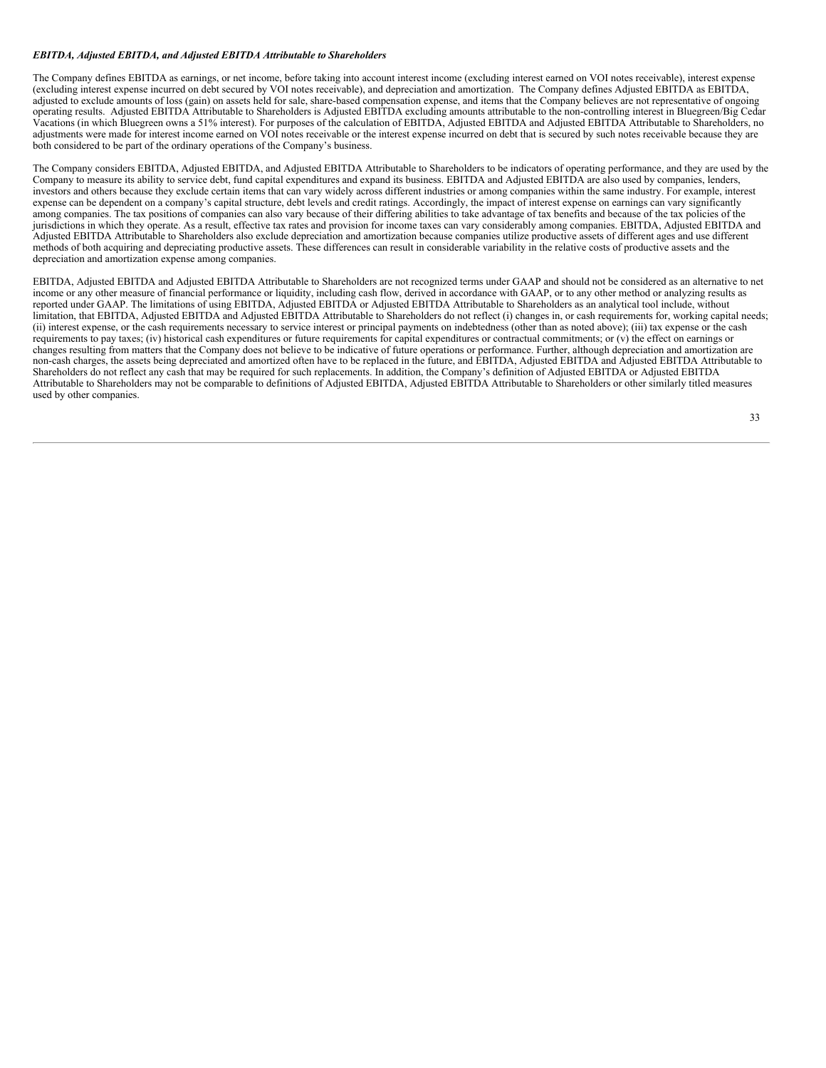***EBITDA, Adjusted EBITDA, and Adjusted EBITDA Attributable to Shareholders***

The Company defines EBITDA as earnings, or net income, before taking into account interest income (excluding interest earned on VOI notes receivable), interest expense (excluding interest expense incurred on debt secured by VOI notes receivable), and depreciation and amortization. The Company defines Adjusted EBITDA as EBITDA, adjusted to exclude amounts of loss (gain) on assets held for sale, share-based compensation expense, and items that the Company believes are not representative of ongoing operating results. Adjusted EBITDA Attributable to Shareholders is Adjusted EBITDA excluding amounts attributable to the non-controlling interest in Bluegreen/Big Cedar Vacations (in which Bluegreen owns a 51% interest). For purposes of the calculation of EBITDA, Adjusted EBITDA and Adjusted EBITDA Attributable to Shareholders, no adjustments were made for interest income earned on VOI notes receivable or the interest expense incurred on debt that is secured by such notes receivable because they are both considered to be part of the ordinary operations of the Company's business.

The Company considers EBITDA, Adjusted EBITDA, and Adjusted EBITDA Attributable to Shareholders to be indicators of operating performance, and they are used by the Company to measure its ability to service debt, fund capital expenditures and expand its business. EBITDA and Adjusted EBITDA are also used by companies, lenders, investors and others because they exclude certain items that can vary widely across different industries or among companies within the same industry. For example, interest expense can be dependent on a company's capital structure, debt levels and credit ratings. Accordingly, the impact of interest expense on earnings can vary significantly among companies. The tax positions of companies can also vary because of their differing abilities to take advantage of tax benefits and because of the tax policies of the jurisdictions in which they operate. As a result, effective tax rates and provision for income taxes can vary considerably among companies. EBITDA, Adjusted EBITDA and Adjusted EBITDA Attributable to Shareholders also exclude depreciation and amortization because companies utilize productive assets of different ages and use different methods of both acquiring and depreciating productive assets. These differences can result in considerable variability in the relative costs of productive assets and the depreciation and amortization expense among companies.

EBITDA, Adjusted EBITDA and Adjusted EBITDA Attributable to Shareholders are not recognized terms under GAAP and should not be considered as an alternative to net income or any other measure of financial performance or liquidity, including cash flow, derived in accordance with GAAP, or to any other method or analyzing results as reported under GAAP. The limitations of using EBITDA, Adjusted EBITDA or Adjusted EBITDA Attributable to Shareholders as an analytical tool include, without limitation, that EBITDA, Adjusted EBITDA and Adjusted EBITDA Attributable to Shareholders do not reflect (i) changes in, or cash requirements for, working capital needs; (ii) interest expense, or the cash requirements necessary to service interest or principal payments on indebtedness (other than as noted above); (iii) tax expense or the cash requirements to pay taxes; (iv) historical cash expenditures or future requirements for capital expenditures or contractual commitments; or (v) the effect on earnings or changes resulting from matters that the Company does not believe to be indicative of future operations or performance. Further, although depreciation and amortization are non-cash charges, the assets being depreciated and amortized often have to be replaced in the future, and EBITDA, Adjusted EBITDA and Adjusted EBITDA Attributable to Shareholders do not reflect any cash that may be required for such replacements. In addition, the Company's definition of Adjusted EBITDA or Adjusted EBITDA Attributable to Shareholders may not be comparable to definitions of Adjusted EBITDA, Adjusted EBITDA Attributable to Shareholders or other similarly titled measures used by other companies.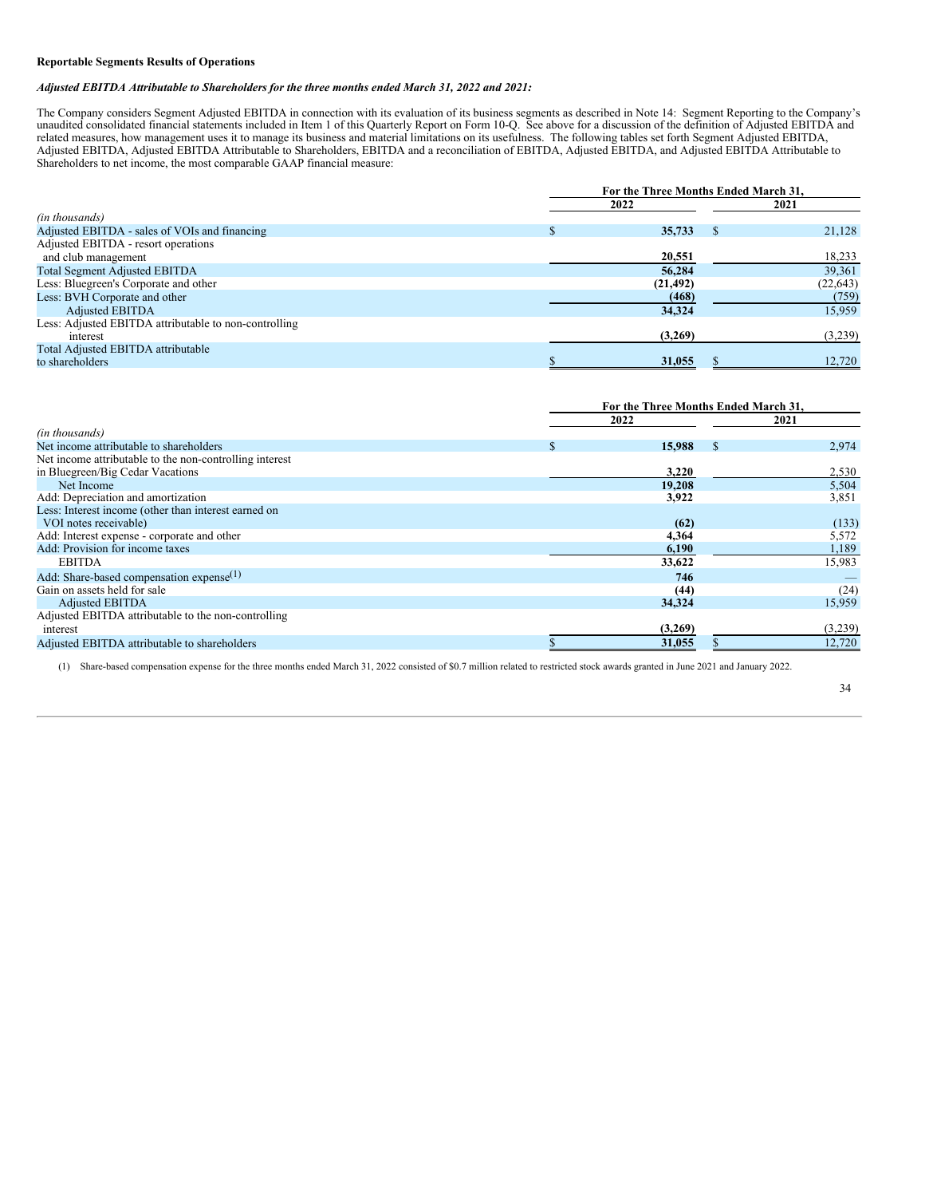**Reportable Segments Results of Operations**

***Adjusted EBITDA Attributable to Shareholders for the three months ended March 31, 2022 and 2021:***

The Company considers Segment Adjusted EBITDA in connection with its evaluation of its business segments as described in Note 14: Segment Reporting to the Company's unaudited consolidated financial statements included in Item 1 of this Quarterly Report on Form 10-Q. See above for a discussion of the definition of Adjusted EBITDA and related measures, how management uses it to manage its business and material limitations on its usefulness. The following tables set forth Segment Adjusted EBITDA, Adjusted EBITDA, Adjusted EBITDA Attributable to Shareholders, EBITDA and a reconciliation of EBITDA, Adjusted EBITDA, and Adjusted EBITDA Attributable to Shareholders to net income, the most comparable GAAP financial measure:

| | For the Three Months Ended March 31, | |
|---|---|---|
| | 2022 | 2021 |
| *(in thousands)* | | |
| Adjusted EBITDA - sales of VOIs and financing | $ 35,733 | $ 21,128 |
| Adjusted EBITDA - resort operations and club management | 20,551 | 18,233 |
| Total Segment Adjusted EBITDA | 56,284 | 39,361 |
| Less: Bluegreen's Corporate and other | (21,492) | (22,643) |
| Less: BVH Corporate and other | (468) | (759) |
| Adjusted EBITDA | 34,324 | 15,959 |
| Less: Adjusted EBITDA attributable to non-controlling interest | (3,269) | (3,239) |
| Total Adjusted EBITDA attributable to shareholders | $ 31,055 | $ 12,720 |

| | For the Three Months Ended March 31, | |
|---|---|---|
| | 2022 | 2021 |
| *(in thousands)* | | |
| Net income attributable to shareholders | $ 15,988 | $ 2,974 |
| Net income attributable to the non-controlling interest in Bluegreen/Big Cedar Vacations | 3,220 | 2,530 |
| Net Income | 19,208 | 5,504 |
| Add: Depreciation and amortization | 3,922 | 3,851 |
| Less: Interest income (other than interest earned on VOI notes receivable) | (62) | (133) |
| Add: Interest expense - corporate and other | 4,364 | 5,572 |
| Add: Provision for income taxes | 6,190 | 1,189 |
| EBITDA | 33,622 | 15,983 |
| Add: Share-based compensation expense[(1)] | 746 | — |
| Gain on assets held for sale | (44) | (24) |
| Adjusted EBITDA | 34,324 | 15,959 |
| Adjusted EBITDA attributable to the non-controlling interest | (3,269) | (3,239) |
| Adjusted EBITDA attributable to shareholders | $ 31,055 | $ 12,720 |

(1) Share-based compensation expense for the three months ended March 31, 2022 consisted of $0.7 million related to restricted stock awards granted in June 2021 and January 2022.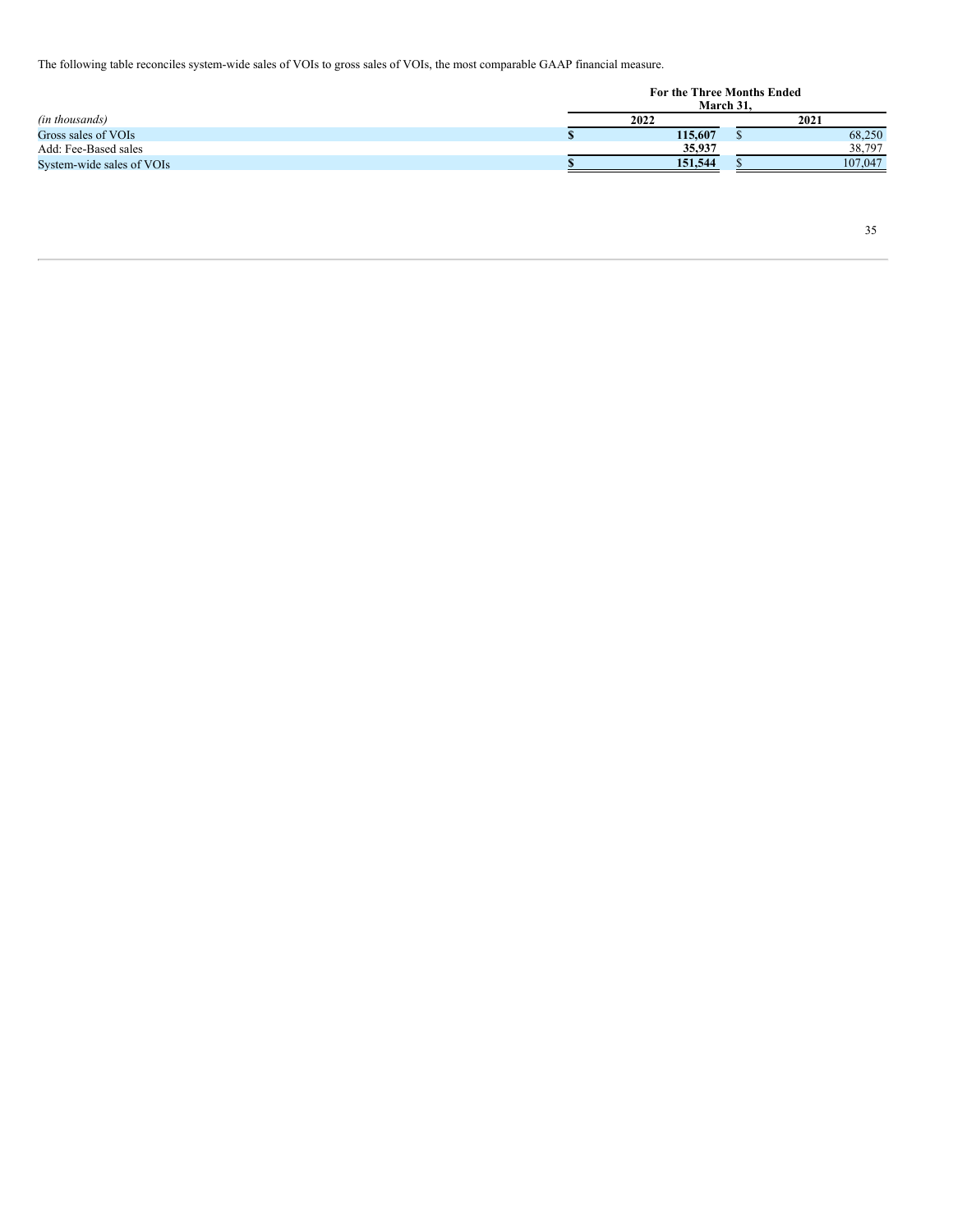The following table reconciles system-wide sales of VOIs to gross sales of VOIs, the most comparable GAAP financial measure.

| | For the Three Months Ended March 31, | |
|---|---|---|
| *(in thousands)* | **2022** | **2021** |
| Gross sales of VOIs | **$ 115,607** | $ 68,250 |
| Add: Fee-Based sales | **35,937** | 38,797 |
| System-wide sales of VOIs | **$ 151,544** | $ 107,047 |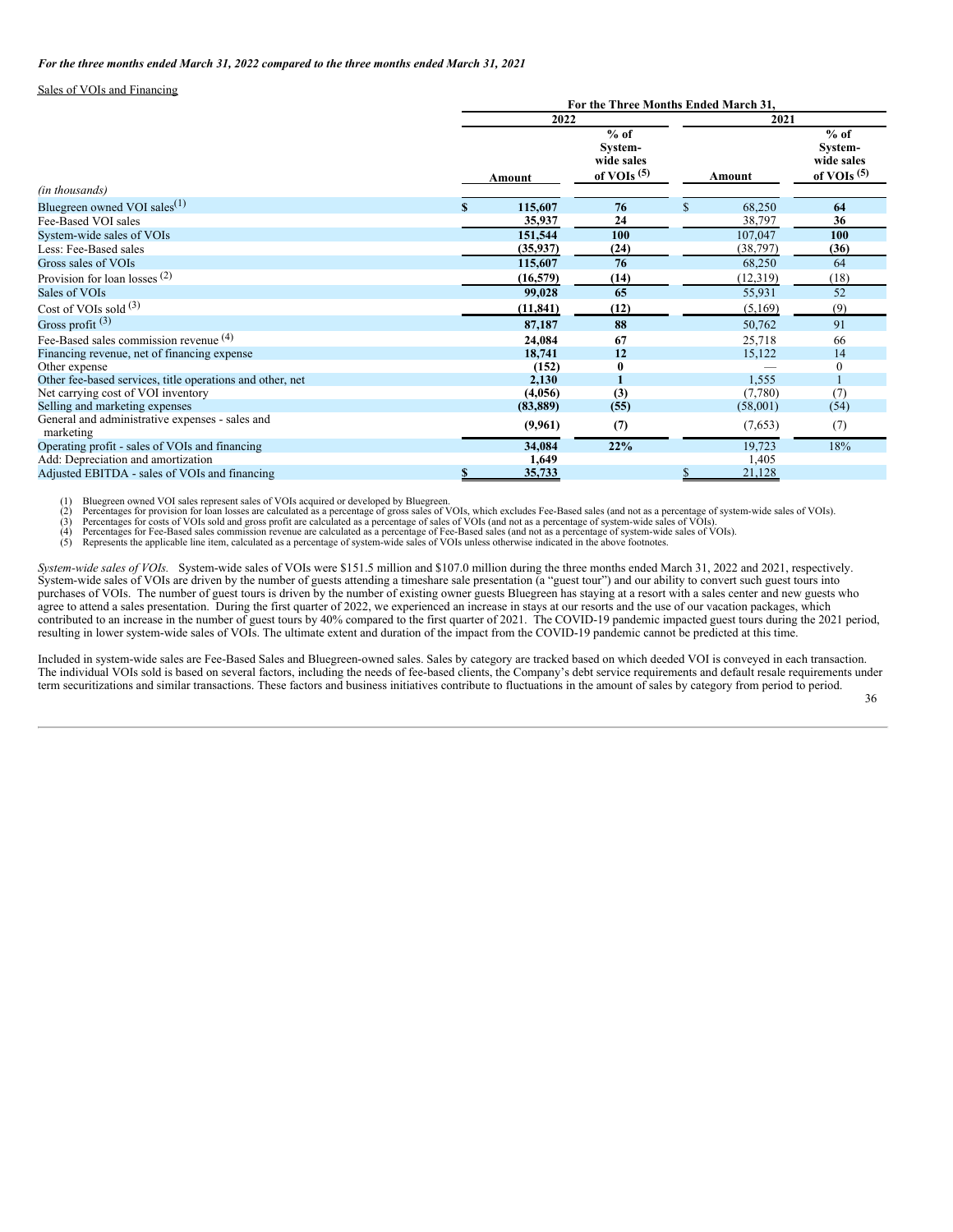*For the three months ended March 31, 2022 compared to the three months ended March 31, 2021*

Sales of VOIs and Financing

| | For the Three Months Ended March 31, | | | |
|---|---|---|---|---|
| | 2022 | | 2021 | |
| *(in thousands)* | Amount | % of System-wide sales of VOIs (5) | Amount | % of System-wide sales of VOIs (5) |
| Bluegreen owned VOI sales(1) | **$ 115,607** | **76** | $ 68,250 | **64** |
| Fee-Based VOI sales | **35,937** | **24** | 38,797 | **36** |
| System-wide sales of VOIs | **151,544** | **100** | 107,047 | **100** |
| Less: Fee-Based sales | **(35,937)** | **(24)** | (38,797) | **(36)** |
| Gross sales of VOIs | **115,607** | **76** | 68,250 | 64 |
| Provision for loan losses (2) | **(16,579)** | **(14)** | (12,319) | (18) |
| Sales of VOIs | **99,028** | **65** | 55,931 | 52 |
| Cost of VOIs sold (3) | **(11,841)** | **(12)** | (5,169) | (9) |
| Gross profit (3) | **87,187** | **88** | 50,762 | 91 |
| Fee-Based sales commission revenue (4) | **24,084** | **67** | 25,718 | 66 |
| Financing revenue, net of financing expense | **18,741** | **12** | 15,122 | 14 |
| Other expense | **(152)** | **0** | — | 0 |
| Other fee-based services, title operations and other, net | **2,130** | **1** | 1,555 | 1 |
| Net carrying cost of VOI inventory | **(4,056)** | **(3)** | (7,780) | (7) |
| Selling and marketing expenses | **(83,889)** | **(55)** | (58,001) | (54) |
| General and administrative expenses - sales and marketing | **(9,961)** | **(7)** | (7,653) | (7) |
| Operating profit - sales of VOIs and financing | **34,084** | **22%** | 19,723 | 18% |
| Add: Depreciation and amortization | **1,649** | | 1,405 | |
| Adjusted EBITDA - sales of VOIs and financing | **$ 35,733** | | $ 21,128 | |

(1) Bluegreen owned VOI sales represent sales of VOIs acquired or developed by Bluegreen.
(2) Percentages for provision for loan losses are calculated as a percentage of gross sales of VOIs, which excludes Fee-Based sales (and not as a percentage of system-wide sales of VOIs).
(3) Percentages for costs of VOIs sold and gross profit are calculated as a percentage of sales of VOIs (and not as a percentage of system-wide sales of VOIs).
(4) Percentages for Fee-Based sales commission revenue are calculated as a percentage of Fee-Based sales (and not as a percentage of system-wide sales of VOIs).
(5) Represents the applicable line item, calculated as a percentage of system-wide sales of VOIs unless otherwise indicated in the above footnotes.

*System-wide sales of VOIs.* System-wide sales of VOIs were $151.5 million and $107.0 million during the three months ended March 31, 2022 and 2021, respectively. System-wide sales of VOIs are driven by the number of guests attending a timeshare sale presentation (a "guest tour") and our ability to convert such guest tours into purchases of VOIs. The number of guest tours is driven by the number of existing owner guests Bluegreen has staying at a resort with a sales center and new guests who agree to attend a sales presentation. During the first quarter of 2022, we experienced an increase in stays at our resorts and the use of our vacation packages, which contributed to an increase in the number of guest tours by 40% compared to the first quarter of 2021. The COVID-19 pandemic impacted guest tours during the 2021 period, resulting in lower system-wide sales of VOIs. The ultimate extent and duration of the impact from the COVID-19 pandemic cannot be predicted at this time.

Included in system-wide sales are Fee-Based Sales and Bluegreen-owned sales. Sales by category are tracked based on which deeded VOI is conveyed in each transaction. The individual VOIs sold is based on several factors, including the needs of fee-based clients, the Company's debt service requirements and default resale requirements under term securitizations and similar transactions. These factors and business initiatives contribute to fluctuations in the amount of sales by category from period to period.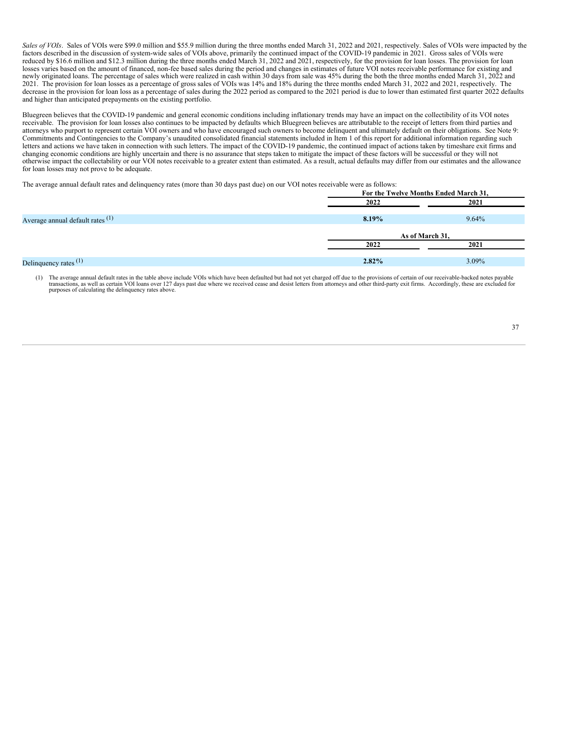*Sales of VOIs*. Sales of VOIs were $99.0 million and $55.9 million during the three months ended March 31, 2022 and 2021, respectively. Sales of VOIs were impacted by the factors described in the discussion of system-wide sales of VOIs above, primarily the continued impact of the COVID-19 pandemic in 2021. Gross sales of VOIs were reduced by $16.6 million and $12.3 million during the three months ended March 31, 2022 and 2021, respectively, for the provision for loan losses. The provision for loan losses varies based on the amount of financed, non-fee based sales during the period and changes in estimates of future VOI notes receivable performance for existing and newly originated loans. The percentage of sales which were realized in cash within 30 days from sale was 45% during the both the three months ended March 31, 2022 and 2021. The provision for loan losses as a percentage of gross sales of VOIs was 14% and 18% during the three months ended March 31, 2022 and 2021, respectively. The decrease in the provision for loan loss as a percentage of sales during the 2022 period as compared to the 2021 period is due to lower than estimated first quarter 2022 defaults and higher than anticipated prepayments on the existing portfolio.

Bluegreen believes that the COVID-19 pandemic and general economic conditions including inflationary trends may have an impact on the collectibility of its VOI notes receivable. The provision for loan losses also continues to be impacted by defaults which Bluegreen believes are attributable to the receipt of letters from third parties and attorneys who purport to represent certain VOI owners and who have encouraged such owners to become delinquent and ultimately default on their obligations. See Note 9: Commitments and Contingencies to the Company's unaudited consolidated financial statements included in Item 1 of this report for additional information regarding such letters and actions we have taken in connection with such letters. The impact of the COVID-19 pandemic, the continued impact of actions taken by timeshare exit firms and changing economic conditions are highly uncertain and there is no assurance that steps taken to mitigate the impact of these factors will be successful or they will not otherwise impact the collectability or our VOI notes receivable to a greater extent than estimated. As a result, actual defaults may differ from our estimates and the allowance for loan losses may not prove to be adequate.

The average annual default rates and delinquency rates (more than 30 days past due) on our VOI notes receivable were as follows:

| | For the Twelve Months Ended March 31, | |
|---|---|---|
| | 2022 | 2021 |
| Average annual default rates (1) | **8.19%** | 9.64% |
| | **As of March 31,** | |
| | 2022 | 2021 |
| Delinquency rates (1) | **2.82%** | 3.09% |

(1) The average annual default rates in the table above include VOIs which have been defaulted but had not yet charged off due to the provisions of certain of our receivable-backed notes payable transactions, as well as certain VOI loans over 127 days past due where we received cease and desist letters from attorneys and other third-party exit firms. Accordingly, these are excluded for purposes of calculating the delinquency rates above.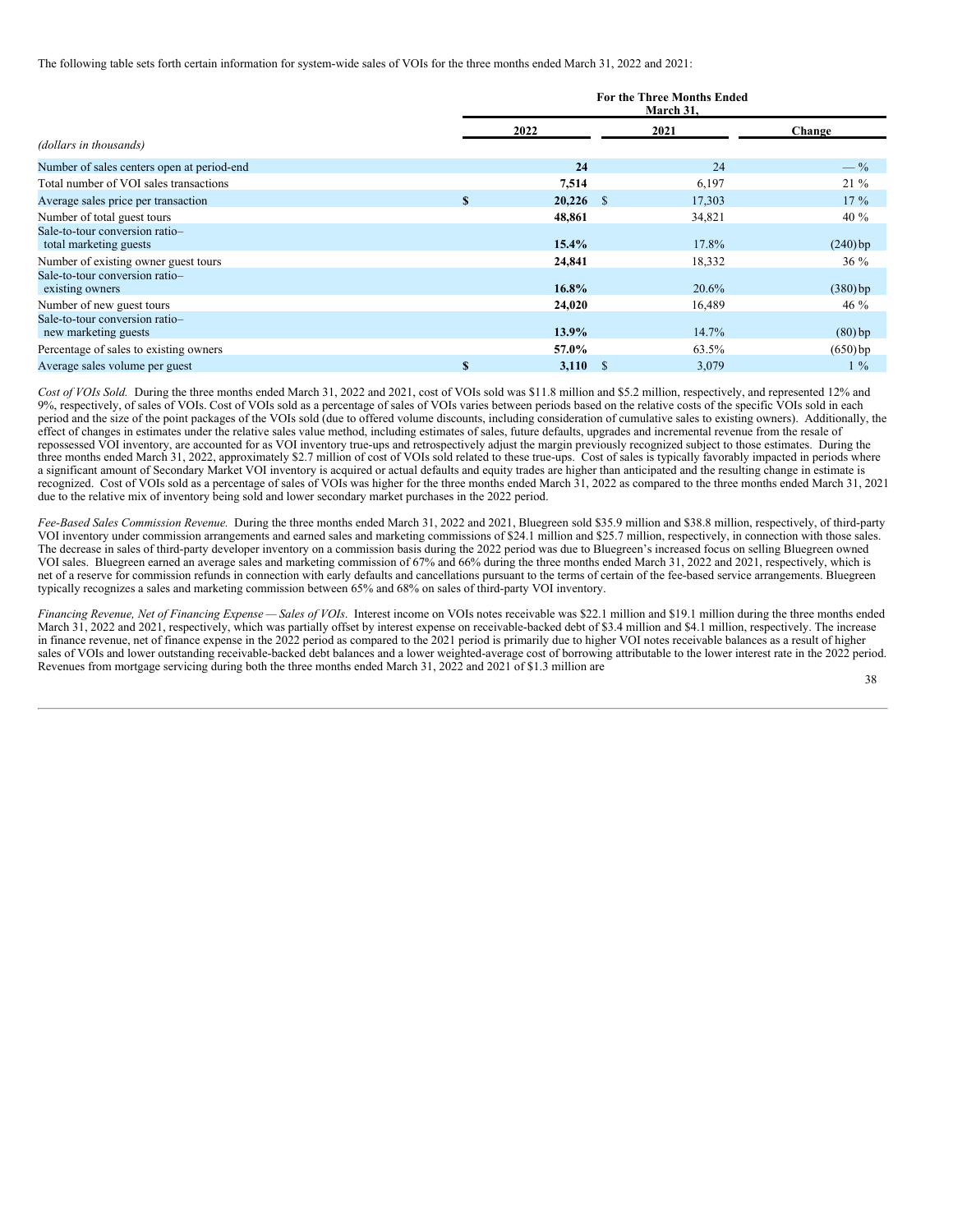The following table sets forth certain information for system-wide sales of VOIs for the three months ended March 31, 2022 and 2021:

| *(dollars in thousands)* | For the Three Months Ended March 31, 2022 | 2021 | Change |
|---|---|---|---|
| Number of sales centers open at period-end | **24** | 24 | — % |
| Total number of VOI sales transactions | **7,514** | 6,197 | 21 % |
| Average sales price per transaction | **$ 20,226** | $ 17,303 | 17 % |
| Number of total guest tours | **48,861** | 34,821 | 40 % |
| Sale-to-tour conversion ratio– total marketing guests | **15.4%** | 17.8% | (240) bp |
| Number of existing owner guest tours | **24,841** | 18,332 | 36 % |
| Sale-to-tour conversion ratio– existing owners | **16.8%** | 20.6% | (380) bp |
| Number of new guest tours | **24,020** | 16,489 | 46 % |
| Sale-to-tour conversion ratio– new marketing guests | **13.9%** | 14.7% | (80) bp |
| Percentage of sales to existing owners | **57.0%** | 63.5% | (650) bp |
| Average sales volume per guest | **$ 3,110** | $ 3,079 | 1 % |

*Cost of VOIs Sold.* During the three months ended March 31, 2022 and 2021, cost of VOIs sold was $11.8 million and $5.2 million, respectively, and represented 12% and 9%, respectively, of sales of VOIs. Cost of VOIs sold as a percentage of sales of VOIs varies between periods based on the relative costs of the specific VOIs sold in each period and the size of the point packages of the VOIs sold (due to offered volume discounts, including consideration of cumulative sales to existing owners). Additionally, the effect of changes in estimates under the relative sales value method, including estimates of sales, future defaults, upgrades and incremental revenue from the resale of repossessed VOI inventory, are accounted for as VOI inventory true-ups and retrospectively adjust the margin previously recognized subject to those estimates. During the three months ended March 31, 2022, approximately $2.7 million of cost of VOIs sold related to these true-ups. Cost of sales is typically favorably impacted in periods where a significant amount of Secondary Market VOI inventory is acquired or actual defaults and equity trades are higher than anticipated and the resulting change in estimate is recognized. Cost of VOIs sold as a percentage of sales of VOIs was higher for the three months ended March 31, 2022 as compared to the three months ended March 31, 2021 due to the relative mix of inventory being sold and lower secondary market purchases in the 2022 period.

*Fee-Based Sales Commission Revenue.* During the three months ended March 31, 2022 and 2021, Bluegreen sold $35.9 million and $38.8 million, respectively, of third-party VOI inventory under commission arrangements and earned sales and marketing commissions of $24.1 million and $25.7 million, respectively, in connection with those sales. The decrease in sales of third-party developer inventory on a commission basis during the 2022 period was due to Bluegreen's increased focus on selling Bluegreen owned VOI sales. Bluegreen earned an average sales and marketing commission of 67% and 66% during the three months ended March 31, 2022 and 2021, respectively, which is net of a reserve for commission refunds in connection with early defaults and cancellations pursuant to the terms of certain of the fee-based service arrangements. Bluegreen typically recognizes a sales and marketing commission between 65% and 68% on sales of third-party VOI inventory.

*Financing Revenue, Net of Financing Expense — Sales of VOIs*. Interest income on VOIs notes receivable was $22.1 million and $19.1 million during the three months ended March 31, 2022 and 2021, respectively, which was partially offset by interest expense on receivable-backed debt of $3.4 million and $4.1 million, respectively. The increase in finance revenue, net of finance expense in the 2022 period as compared to the 2021 period is primarily due to higher VOI notes receivable balances as a result of higher sales of VOIs and lower outstanding receivable-backed debt balances and a lower weighted-average cost of borrowing attributable to the lower interest rate in the 2022 period. Revenues from mortgage servicing during both the three months ended March 31, 2022 and 2021 of $1.3 million are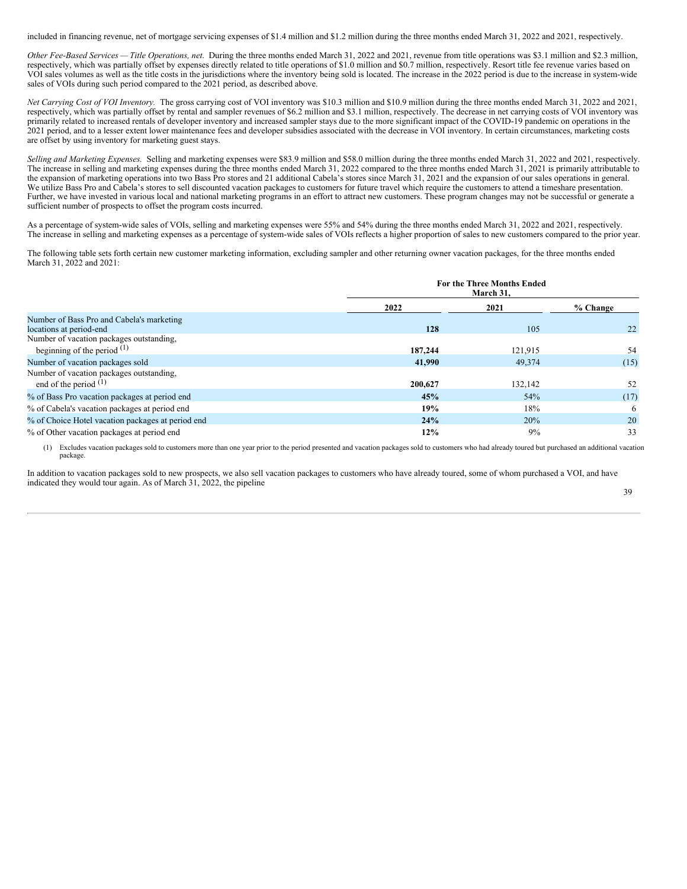included in financing revenue, net of mortgage servicing expenses of $1.4 million and $1.2 million during the three months ended March 31, 2022 and 2021, respectively.

*Other Fee-Based Services — Title Operations, net.* During the three months ended March 31, 2022 and 2021, revenue from title operations was $3.1 million and $2.3 million, respectively, which was partially offset by expenses directly related to title operations of $1.0 million and $0.7 million, respectively. Resort title fee revenue varies based on VOI sales volumes as well as the title costs in the jurisdictions where the inventory being sold is located. The increase in the 2022 period is due to the increase in system-wide sales of VOIs during such period compared to the 2021 period, as described above.

*Net Carrying Cost of VOI Inventory.* The gross carrying cost of VOI inventory was $10.3 million and $10.9 million during the three months ended March 31, 2022 and 2021, respectively, which was partially offset by rental and sampler revenues of $6.2 million and $3.1 million, respectively. The decrease in net carrying costs of VOI inventory was primarily related to increased rentals of developer inventory and increased sampler stays due to the more significant impact of the COVID-19 pandemic on operations in the 2021 period, and to a lesser extent lower maintenance fees and developer subsidies associated with the decrease in VOI inventory. In certain circumstances, marketing costs are offset by using inventory for marketing guest stays.

*Selling and Marketing Expenses.* Selling and marketing expenses were $83.9 million and $58.0 million during the three months ended March 31, 2022 and 2021, respectively. The increase in selling and marketing expenses during the three months ended March 31, 2022 compared to the three months ended March 31, 2021 is primarily attributable to the expansion of marketing operations into two Bass Pro stores and 21 additional Cabela's stores since March 31, 2021 and the expansion of our sales operations in general. We utilize Bass Pro and Cabela's stores to sell discounted vacation packages to customers for future travel which require the customers to attend a timeshare presentation. Further, we have invested in various local and national marketing programs in an effort to attract new customers. These program changes may not be successful or generate a sufficient number of prospects to offset the program costs incurred.

As a percentage of system-wide sales of VOIs, selling and marketing expenses were 55% and 54% during the three months ended March 31, 2022 and 2021, respectively. The increase in selling and marketing expenses as a percentage of system-wide sales of VOIs reflects a higher proportion of sales to new customers compared to the prior year.

The following table sets forth certain new customer marketing information, excluding sampler and other returning owner vacation packages, for the three months ended March 31, 2022 and 2021:

| | For the Three Months Ended March 31, | | |
|---|---|---|---|
| | **2022** | **2021** | **% Change** |
| Number of Bass Pro and Cabela's marketing locations at period-end | **128** | 105 | 22 |
| Number of vacation packages outstanding, beginning of the period (1) | **187,244** | 121,915 | 54 |
| Number of vacation packages sold | **41,990** | 49,374 | (15) |
| Number of vacation packages outstanding, end of the period (1) | **200,627** | 132,142 | 52 |
| % of Bass Pro vacation packages at period end | **45%** | 54% | (17) |
| % of Cabela's vacation packages at period end | **19%** | 18% | 6 |
| % of Choice Hotel vacation packages at period end | **24%** | 20% | 20 |
| % of Other vacation packages at period end | **12%** | 9% | 33 |

(1) Excludes vacation packages sold to customers more than one year prior to the period presented and vacation packages sold to customers who had already toured but purchased an additional vacation package.

In addition to vacation packages sold to new prospects, we also sell vacation packages to customers who have already toured, some of whom purchased a VOI, and have indicated they would tour again. As of March 31, 2022, the pipeline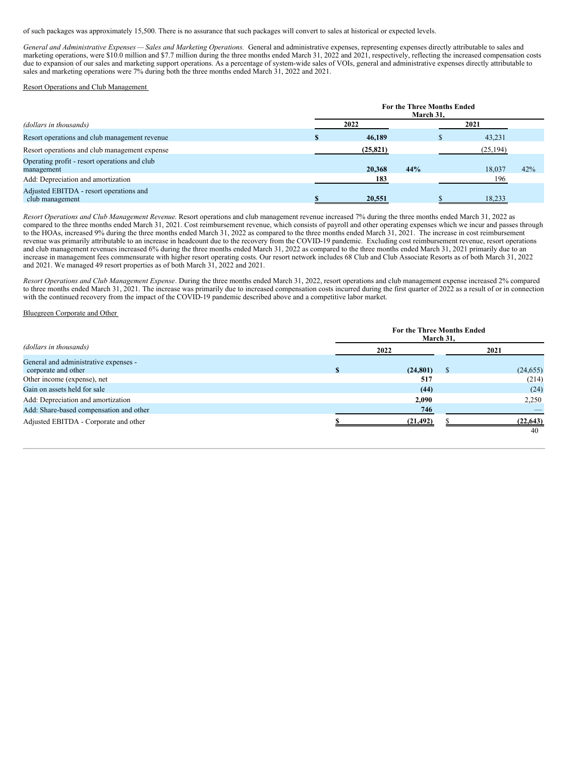of such packages was approximately 15,500. There is no assurance that such packages will convert to sales at historical or expected levels.

*General and Administrative Expenses — Sales and Marketing Operations.* General and administrative expenses, representing expenses directly attributable to sales and marketing operations, were $10.0 million and $7.7 million during the three months ended March 31, 2022 and 2021, respectively, reflecting the increased compensation costs due to expansion of our sales and marketing support operations. As a percentage of system-wide sales of VOIs, general and administrative expenses directly attributable to sales and marketing operations were 7% during both the three months ended March 31, 2022 and 2021.

Resort Operations and Club Management

| *(dollars in thousands)* | For the Three Months Ended March 31, 2022 | | For the Three Months Ended March 31, 2021 | |
|---|---|---|---|---|
| Resort operations and club management revenue | **$ 46,189** | | $ 43,231 | |
| Resort operations and club management expense | **(25,821)** | | (25,194) | |
| Operating profit - resort operations and club management | **20,368** | **44%** | 18,037 | 42% |
| Add: Depreciation and amortization | **183** | | 196 | |
| Adjusted EBITDA - resort operations and club management | **$ 20,551** | | $ 18,233 | |

*Resort Operations and Club Management Revenue.* Resort operations and club management revenue increased 7% during the three months ended March 31, 2022 as compared to the three months ended March 31, 2021. Cost reimbursement revenue, which consists of payroll and other operating expenses which we incur and passes through to the HOAs, increased 9% during the three months ended March 31, 2022 as compared to the three months ended March 31, 2021. The increase in cost reimbursement revenue was primarily attributable to an increase in headcount due to the recovery from the COVID-19 pandemic. Excluding cost reimbursement revenue, resort operations and club management revenues increased 6% during the three months ended March 31, 2022 as compared to the three months ended March 31, 2021 primarily due to an increase in management fees commensurate with higher resort operating costs. Our resort network includes 68 Club and Club Associate Resorts as of both March 31, 2022 and 2021. We managed 49 resort properties as of both March 31, 2022 and 2021.

*Resort Operations and Club Management Expense*. During the three months ended March 31, 2022, resort operations and club management expense increased 2% compared to three months ended March 31, 2021. The increase was primarily due to increased compensation costs incurred during the first quarter of 2022 as a result of or in connection with the continued recovery from the impact of the COVID-19 pandemic described above and a competitive labor market.

Bluegreen Corporate and Other

| *(dollars in thousands)* | For the Three Months Ended March 31, 2022 | For the Three Months Ended March 31, 2021 |
|---|---|---|
| General and administrative expenses - corporate and other | **$ (24,801)** | $ (24,655) |
| Other income (expense), net | **517** | (214) |
| Gain on assets held for sale | **(44)** | (24) |
| Add: Depreciation and amortization | **2,090** | 2,250 |
| Add: Share-based compensation and other | **746** | — |
| Adjusted EBITDA - Corporate and other | **$ (21,492)** | $ **(22,643)** |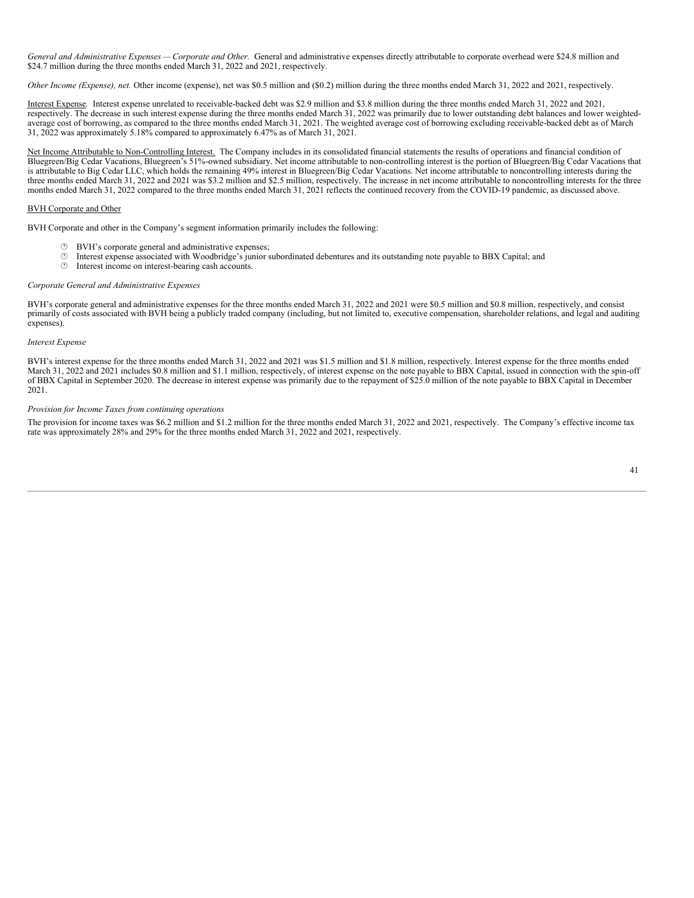*General and Administrative Expenses — Corporate and Other.* General and administrative expenses directly attributable to corporate overhead were $24.8 million and $24.7 million during the three months ended March 31, 2022 and 2021, respectively.

*Other Income (Expense), net.* Other income (expense), net was $0.5 million and ($0.2) million during the three months ended March 31, 2022 and 2021, respectively.

Interest Expense*.* Interest expense unrelated to receivable-backed debt was $2.9 million and $3.8 million during the three months ended March 31, 2022 and 2021, respectively. The decrease in such interest expense during the three months ended March 31, 2022 was primarily due to lower outstanding debt balances and lower weighted-average cost of borrowing, as compared to the three months ended March 31, 2021. The weighted average cost of borrowing excluding receivable-backed debt as of March 31, 2022 was approximately 5.18% compared to approximately 6.47% as of March 31, 2021.

Net Income Attributable to Non-Controlling Interest. The Company includes in its consolidated financial statements the results of operations and financial condition of Bluegreen/Big Cedar Vacations, Bluegreen's 51%-owned subsidiary. Net income attributable to non-controlling interest is the portion of Bluegreen/Big Cedar Vacations that is attributable to Big Cedar LLC, which holds the remaining 49% interest in Bluegreen/Big Cedar Vacations. Net income attributable to noncontrolling interests during the three months ended March 31, 2022 and 2021 was $3.2 million and $2.5 million, respectively. The increase in net income attributable to noncontrolling interests for the three months ended March 31, 2022 compared to the three months ended March 31, 2021 reflects the continued recovery from the COVID-19 pandemic, as discussed above.

BVH Corporate and Other

BVH Corporate and other in the Company's segment information primarily includes the following:

- BVH's corporate general and administrative expenses;
- Interest expense associated with Woodbridge's junior subordinated debentures and its outstanding note payable to BBX Capital; and
- Interest income on interest-bearing cash accounts.

*Corporate General and Administrative Expenses*

BVH's corporate general and administrative expenses for the three months ended March 31, 2022 and 2021 were $0.5 million and $0.8 million, respectively, and consist primarily of costs associated with BVH being a publicly traded company (including, but not limited to, executive compensation, shareholder relations, and legal and auditing expenses).

*Interest Expense*

BVH's interest expense for the three months ended March 31, 2022 and 2021 was $1.5 million and $1.8 million, respectively. Interest expense for the three months ended March 31, 2022 and 2021 includes $0.8 million and $1.1 million, respectively, of interest expense on the note payable to BBX Capital, issued in connection with the spin-off of BBX Capital in September 2020. The decrease in interest expense was primarily due to the repayment of $25.0 million of the note payable to BBX Capital in December 2021.

*Provision for Income Taxes from continuing operations*

The provision for income taxes was $6.2 million and $1.2 million for the three months ended March 31, 2022 and 2021, respectively. The Company's effective income tax rate was approximately 28% and 29% for the three months ended March 31, 2022 and 2021, respectively.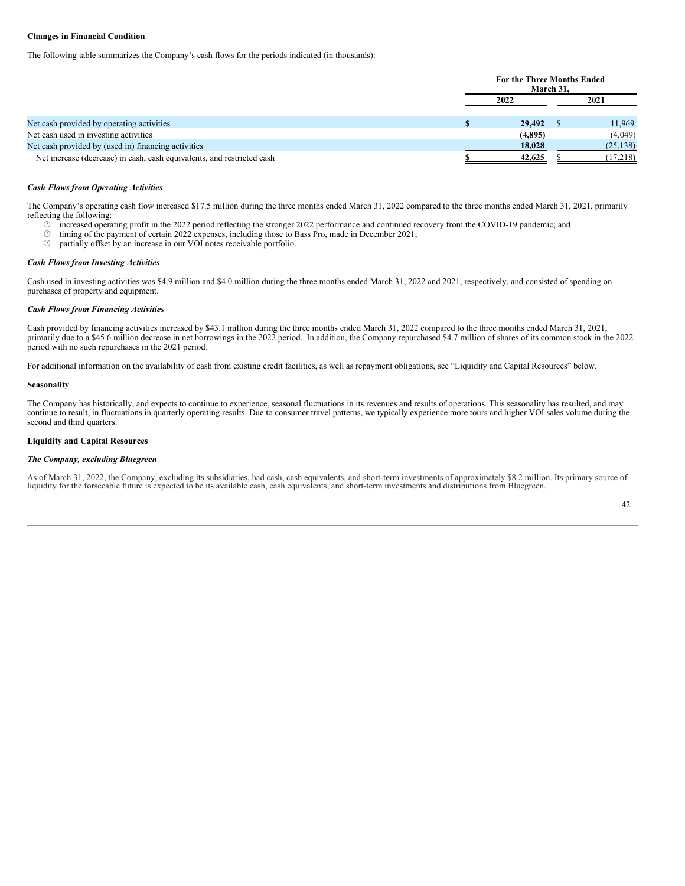**Changes in Financial Condition**

The following table summarizes the Company's cash flows for the periods indicated (in thousands):

| | For the Three Months Ended March 31, | |
|---|---|---|
| | 2022 | 2021 |
| Net cash provided by operating activities | $ 29,492 | $ 11,969 |
| Net cash used in investing activities | (4,895) | (4,049) |
| Net cash provided by (used in) financing activities | 18,028 | (25,138) |
| Net increase (decrease) in cash, cash equivalents, and restricted cash | $ 42,625 | $ (17,218) |

***Cash Flows from Operating Activities***

The Company's operating cash flow increased $17.5 million during the three months ended March 31, 2022 compared to the three months ended March 31, 2021, primarily reflecting the following:

- increased operating profit in the 2022 period reflecting the stronger 2022 performance and continued recovery from the COVID-19 pandemic; and
- timing of the payment of certain 2022 expenses, including those to Bass Pro, made in December 2021;
- partially offset by an increase in our VOI notes receivable portfolio.

***Cash Flows from Investing Activities***

Cash used in investing activities was $4.9 million and $4.0 million during the three months ended March 31, 2022 and 2021, respectively, and consisted of spending on purchases of property and equipment.

***Cash Flows from Financing Activities***

Cash provided by financing activities increased by $43.1 million during the three months ended March 31, 2022 compared to the three months ended March 31, 2021, primarily due to a $45.6 million decrease in net borrowings in the 2022 period. In addition, the Company repurchased $4.7 million of shares of its common stock in the 2022 period with no such repurchases in the 2021 period.

For additional information on the availability of cash from existing credit facilities, as well as repayment obligations, see "Liquidity and Capital Resources" below.

**Seasonality**

The Company has historically, and expects to continue to experience, seasonal fluctuations in its revenues and results of operations. This seasonality has resulted, and may continue to result, in fluctuations in quarterly operating results. Due to consumer travel patterns, we typically experience more tours and higher VOI sales volume during the second and third quarters.

**Liquidity and Capital Resources**

***The Company, excluding Bluegreen***

As of March 31, 2022, the Company, excluding its subsidiaries, had cash, cash equivalents, and short-term investments of approximately $8.2 million. Its primary source of liquidity for the forseeable future is expected to be its available cash, cash equivalents, and short-term investments and distributions from Bluegreen.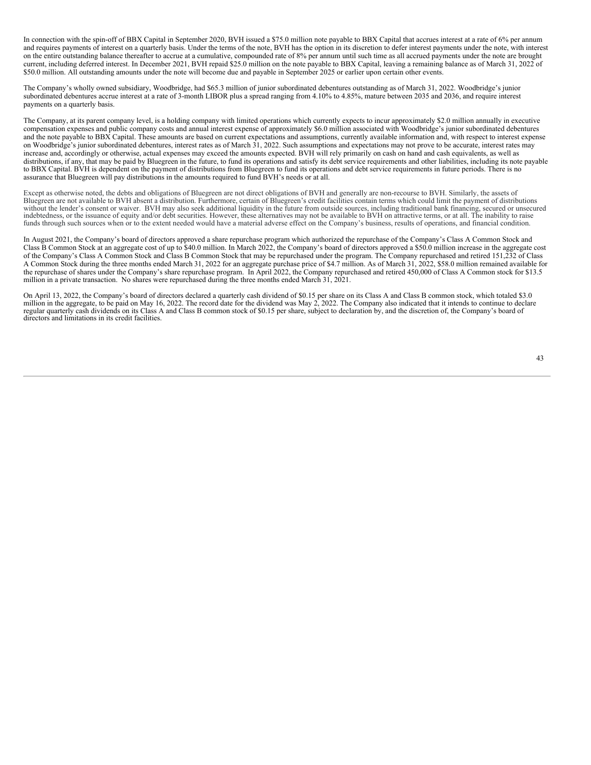In connection with the spin-off of BBX Capital in September 2020, BVH issued a $75.0 million note payable to BBX Capital that accrues interest at a rate of 6% per annum and requires payments of interest on a quarterly basis. Under the terms of the note, BVH has the option in its discretion to defer interest payments under the note, with interest on the entire outstanding balance thereafter to accrue at a cumulative, compounded rate of 8% per annum until such time as all accrued payments under the note are brought current, including deferred interest. In December 2021, BVH repaid $25.0 million on the note payable to BBX Capital, leaving a remaining balance as of March 31, 2022 of $50.0 million. All outstanding amounts under the note will become due and payable in September 2025 or earlier upon certain other events.

The Company's wholly owned subsidiary, Woodbridge, had $65.3 million of junior subordinated debentures outstanding as of March 31, 2022. Woodbridge's junior subordinated debentures accrue interest at a rate of 3-month LIBOR plus a spread ranging from 4.10% to 4.85%, mature between 2035 and 2036, and require interest payments on a quarterly basis.

The Company, at its parent company level, is a holding company with limited operations which currently expects to incur approximately $2.0 million annually in executive compensation expenses and public company costs and annual interest expense of approximately $6.0 million associated with Woodbridge's junior subordinated debentures and the note payable to BBX Capital. These amounts are based on current expectations and assumptions, currently available information and, with respect to interest expense on Woodbridge's junior subordinated debentures, interest rates as of March 31, 2022. Such assumptions and expectations may not prove to be accurate, interest rates may increase and, accordingly or otherwise, actual expenses may exceed the amounts expected. BVH will rely primarily on cash on hand and cash equivalents, as well as distributions, if any, that may be paid by Bluegreen in the future, to fund its operations and satisfy its debt service requirements and other liabilities, including its note payable to BBX Capital. BVH is dependent on the payment of distributions from Bluegreen to fund its operations and debt service requirements in future periods. There is no assurance that Bluegreen will pay distributions in the amounts required to fund BVH's needs or at all.

Except as otherwise noted, the debts and obligations of Bluegreen are not direct obligations of BVH and generally are non-recourse to BVH. Similarly, the assets of Bluegreen are not available to BVH absent a distribution. Furthermore, certain of Bluegreen's credit facilities contain terms which could limit the payment of distributions without the lender's consent or waiver. BVH may also seek additional liquidity in the future from outside sources, including traditional bank financing, secured or unsecured indebtedness, or the issuance of equity and/or debt securities. However, these alternatives may not be available to BVH on attractive terms, or at all. The inability to raise funds through such sources when or to the extent needed would have a material adverse effect on the Company's business, results of operations, and financial condition.

In August 2021, the Company's board of directors approved a share repurchase program which authorized the repurchase of the Company's Class A Common Stock and Class B Common Stock at an aggregate cost of up to $40.0 million. In March 2022, the Company's board of directors approved a $50.0 million increase in the aggregate cost of the Company's Class A Common Stock and Class B Common Stock that may be repurchased under the program. The Company repurchased and retired 151,232 of Class A Common Stock during the three months ended March 31, 2022 for an aggregate purchase price of $4.7 million. As of March 31, 2022, $58.0 million remained available for the repurchase of shares under the Company's share repurchase program. In April 2022, the Company repurchased and retired 450,000 of Class A Common stock for $13.5 million in a private transaction. No shares were repurchased during the three months ended March 31, 2021.

On April 13, 2022, the Company's board of directors declared a quarterly cash dividend of $0.15 per share on its Class A and Class B common stock, which totaled $3.0 million in the aggregate, to be paid on May 16, 2022. The record date for the dividend was May 2, 2022. The Company also indicated that it intends to continue to declare regular quarterly cash dividends on its Class A and Class B common stock of $0.15 per share, subject to declaration by, and the discretion of, the Company's board of directors and limitations in its credit facilities.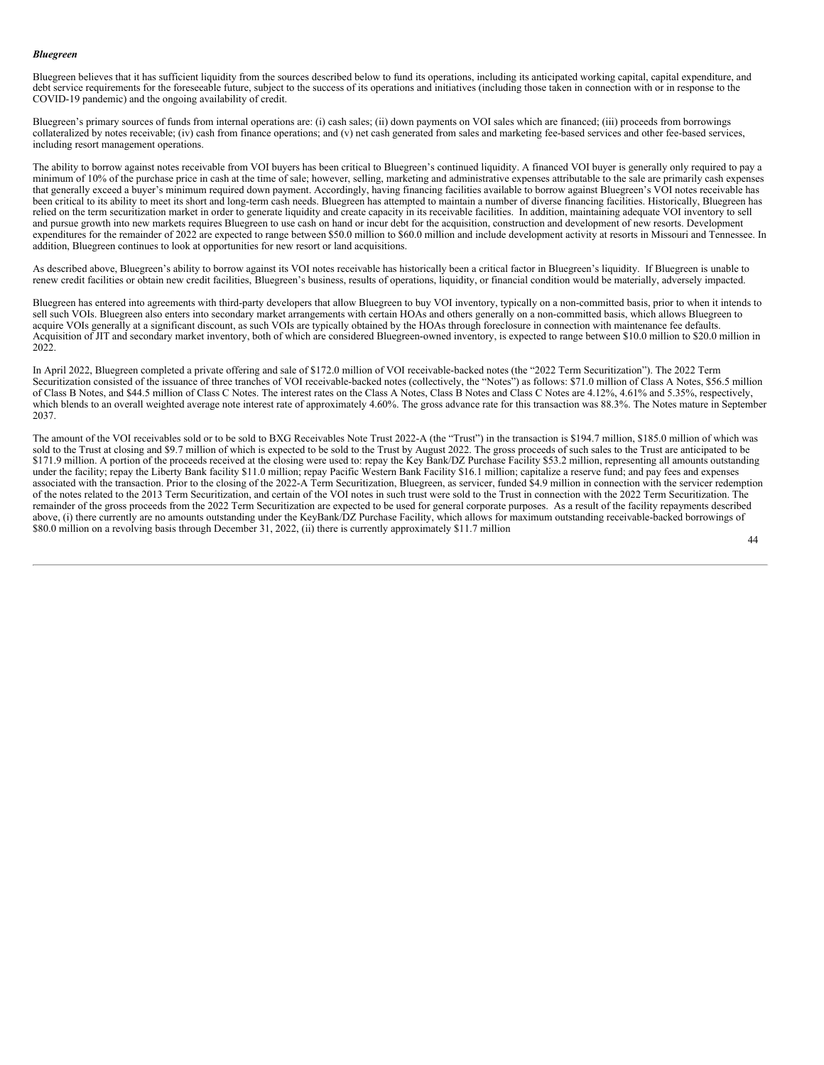***Bluegreen***

Bluegreen believes that it has sufficient liquidity from the sources described below to fund its operations, including its anticipated working capital, capital expenditure, and debt service requirements for the foreseeable future, subject to the success of its operations and initiatives (including those taken in connection with or in response to the COVID-19 pandemic) and the ongoing availability of credit.

Bluegreen's primary sources of funds from internal operations are: (i) cash sales; (ii) down payments on VOI sales which are financed; (iii) proceeds from borrowings collateralized by notes receivable; (iv) cash from finance operations; and (v) net cash generated from sales and marketing fee-based services and other fee-based services, including resort management operations.

The ability to borrow against notes receivable from VOI buyers has been critical to Bluegreen's continued liquidity. A financed VOI buyer is generally only required to pay a minimum of 10% of the purchase price in cash at the time of sale; however, selling, marketing and administrative expenses attributable to the sale are primarily cash expenses that generally exceed a buyer's minimum required down payment. Accordingly, having financing facilities available to borrow against Bluegreen's VOI notes receivable has been critical to its ability to meet its short and long-term cash needs. Bluegreen has attempted to maintain a number of diverse financing facilities. Historically, Bluegreen has relied on the term securitization market in order to generate liquidity and create capacity in its receivable facilities. In addition, maintaining adequate VOI inventory to sell and pursue growth into new markets requires Bluegreen to use cash on hand or incur debt for the acquisition, construction and development of new resorts. Development expenditures for the remainder of 2022 are expected to range between $50.0 million to $60.0 million and include development activity at resorts in Missouri and Tennessee. In addition, Bluegreen continues to look at opportunities for new resort or land acquisitions.

As described above, Bluegreen's ability to borrow against its VOI notes receivable has historically been a critical factor in Bluegreen's liquidity. If Bluegreen is unable to renew credit facilities or obtain new credit facilities, Bluegreen's business, results of operations, liquidity, or financial condition would be materially, adversely impacted.

Bluegreen has entered into agreements with third-party developers that allow Bluegreen to buy VOI inventory, typically on a non-committed basis, prior to when it intends to sell such VOIs. Bluegreen also enters into secondary market arrangements with certain HOAs and others generally on a non-committed basis, which allows Bluegreen to acquire VOIs generally at a significant discount, as such VOIs are typically obtained by the HOAs through foreclosure in connection with maintenance fee defaults. Acquisition of JIT and secondary market inventory, both of which are considered Bluegreen-owned inventory, is expected to range between $10.0 million to $20.0 million in 2022.

In April 2022, Bluegreen completed a private offering and sale of $172.0 million of VOI receivable-backed notes (the "2022 Term Securitization"). The 2022 Term Securitization consisted of the issuance of three tranches of VOI receivable-backed notes (collectively, the "Notes") as follows: $71.0 million of Class A Notes, $56.5 million of Class B Notes, and $44.5 million of Class C Notes. The interest rates on the Class A Notes, Class B Notes and Class C Notes are 4.12%, 4.61% and 5.35%, respectively, which blends to an overall weighted average note interest rate of approximately 4.60%. The gross advance rate for this transaction was 88.3%. The Notes mature in September 2037.

The amount of the VOI receivables sold or to be sold to BXG Receivables Note Trust 2022-A (the "Trust") in the transaction is $194.7 million, $185.0 million of which was sold to the Trust at closing and $9.7 million of which is expected to be sold to the Trust by August 2022. The gross proceeds of such sales to the Trust are anticipated to be $171.9 million. A portion of the proceeds received at the closing were used to: repay the Key Bank/DZ Purchase Facility $53.2 million, representing all amounts outstanding under the facility; repay the Liberty Bank facility $11.0 million; repay Pacific Western Bank Facility $16.1 million; capitalize a reserve fund; and pay fees and expenses associated with the transaction. Prior to the closing of the 2022-A Term Securitization, Bluegreen, as servicer, funded $4.9 million in connection with the servicer redemption of the notes related to the 2013 Term Securitization, and certain of the VOI notes in such trust were sold to the Trust in connection with the 2022 Term Securitization. The remainder of the gross proceeds from the 2022 Term Securitization are expected to be used for general corporate purposes. As a result of the facility repayments described above, (i) there currently are no amounts outstanding under the KeyBank/DZ Purchase Facility, which allows for maximum outstanding receivable-backed borrowings of $80.0 million on a revolving basis through December 31, 2022, (ii) there is currently approximately $11.7 million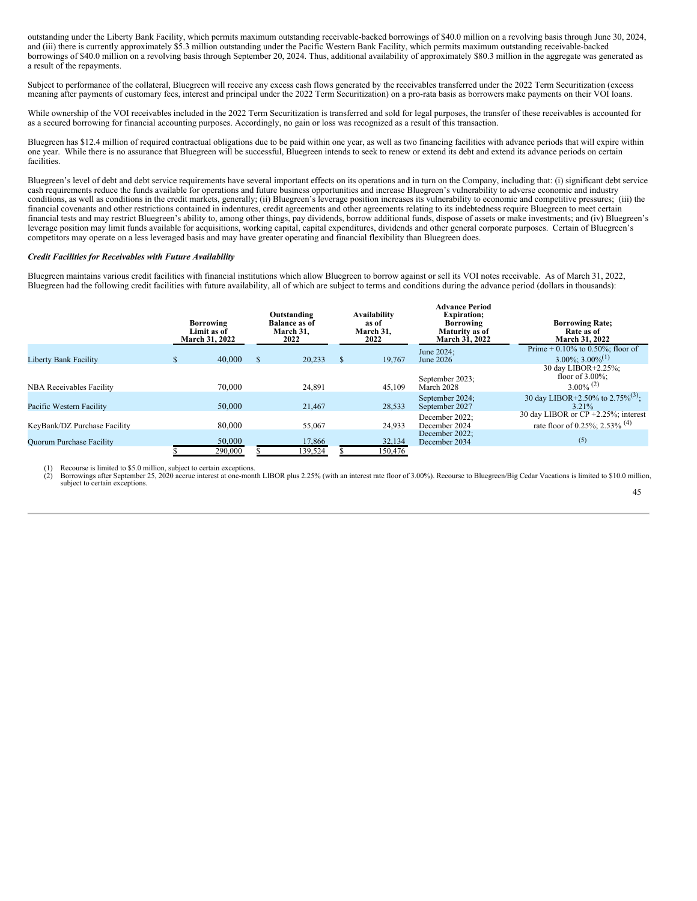outstanding under the Liberty Bank Facility, which permits maximum outstanding receivable-backed borrowings of $40.0 million on a revolving basis through June 30, 2024, and (iii) there is currently approximately $5.3 million outstanding under the Pacific Western Bank Facility, which permits maximum outstanding receivable-backed borrowings of $40.0 million on a revolving basis through September 20, 2024. Thus, additional availability of approximately $80.3 million in the aggregate was generated as a result of the repayments.

Subject to performance of the collateral, Bluegreen will receive any excess cash flows generated by the receivables transferred under the 2022 Term Securitization (excess meaning after payments of customary fees, interest and principal under the 2022 Term Securitization) on a pro-rata basis as borrowers make payments on their VOI loans.

While ownership of the VOI receivables included in the 2022 Term Securitization is transferred and sold for legal purposes, the transfer of these receivables is accounted for as a secured borrowing for financial accounting purposes. Accordingly, no gain or loss was recognized as a result of this transaction.

Bluegreen has $12.4 million of required contractual obligations due to be paid within one year, as well as two financing facilities with advance periods that will expire within one year. While there is no assurance that Bluegreen will be successful, Bluegreen intends to seek to renew or extend its debt and extend its advance periods on certain facilities.

Bluegreen's level of debt and debt service requirements have several important effects on its operations and in turn on the Company, including that: (i) significant debt service cash requirements reduce the funds available for operations and future business opportunities and increase Bluegreen's vulnerability to adverse economic and industry conditions, as well as conditions in the credit markets, generally; (ii) Bluegreen's leverage position increases its vulnerability to economic and competitive pressures; (iii) the financial covenants and other restrictions contained in indentures, credit agreements and other agreements relating to its indebtedness require Bluegreen to meet certain financial tests and may restrict Bluegreen's ability to, among other things, pay dividends, borrow additional funds, dispose of assets or make investments; and (iv) Bluegreen's leverage position may limit funds available for acquisitions, working capital, capital expenditures, dividends and other general corporate purposes. Certain of Bluegreen's competitors may operate on a less leveraged basis and may have greater operating and financial flexibility than Bluegreen does.

***Credit Facilities for Receivables with Future Availability***

Bluegreen maintains various credit facilities with financial institutions which allow Bluegreen to borrow against or sell its VOI notes receivable. As of March 31, 2022, Bluegreen had the following credit facilities with future availability, all of which are subject to terms and conditions during the advance period (dollars in thousands):

| | Borrowing Limit as of March 31, 2022 | Outstanding Balance as of March 31, 2022 | Availability as of March 31, 2022 | Advance Period Expiration; Borrowing Maturity as of March 31, 2022 | Borrowing Rate; Rate as of March 31, 2022 |
|---|---|---|---|---|---|
| Liberty Bank Facility | $ 40,000 | $ 20,233 | $ 19,767 | June 2024; June 2026 | Prime + 0.10% to 0.50%; floor of 3.00%; 3.00%(1) |
| NBA Receivables Facility | 70,000 | 24,891 | 45,109 | September 2023; March 2028 | 30 day LIBOR+2.25%; floor of 3.00%; 3.00% (2) |
| Pacific Western Facility | 50,000 | 21,467 | 28,533 | September 2024; September 2027 | 30 day LIBOR+2.50% to 2.75%(3); 3.21% |
| KeyBank/DZ Purchase Facility | 80,000 | 55,067 | 24,933 | December 2022; December 2024 | 30 day LIBOR or CP +2.25%; interest rate floor of 0.25%; 2.53% (4) |
| Quorum Purchase Facility | 50,000 | 17,866 | 32,134 | December 2022; December 2034 | (5) |
| | $ 290,000 | $ 139,524 | $ 150,476 | | |

(1) Recourse is limited to $5.0 million, subject to certain exceptions.
(2) Borrowings after September 25, 2020 accrue interest at one-month LIBOR plus 2.25% (with an interest rate floor of 3.00%). Recourse to Bluegreen/Big Cedar Vacations is limited to $10.0 million, subject to certain exceptions.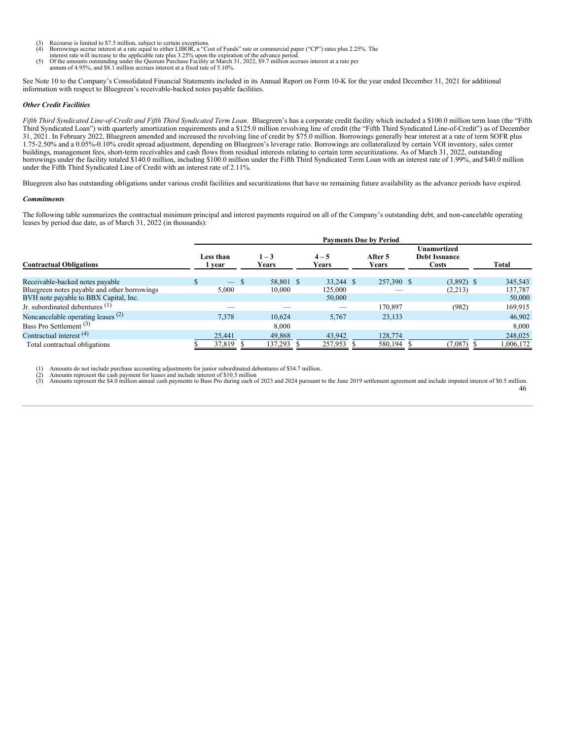(3) Recourse is limited to $7.5 million, subject to certain exceptions.
(4) Borrowings accrue interest at a rate equal to either LIBOR, a "Cost of Funds" rate or commercial paper ("CP") rates plus 2.25%. The interest rate will increase to the applicable rate plus 3.25% upon the expiration of the advance period.
(5) Of the amounts outstanding under the Quorum Purchase Facility at March 31, 2022, $9.7 million accrues interest at a rate per annum of 4.95%, and $8.1 million accrues interest at a fixed rate of 5.10%.

See Note 10 to the Company's Consolidated Financial Statements included in its Annual Report on Form 10-K for the year ended December 31, 2021 for additional information with respect to Bluegreen's receivable-backed notes payable facilities.

***Other Credit Facilities***

*Fifth Third Syndicated Line-of-Credit and Fifth Third Syndicated Term Loan.* Bluegreen's has a corporate credit facility which included a $100.0 million term loan (the "Fifth Third Syndicated Loan") with quarterly amortization requirements and a $125.0 million revolving line of credit (the "Fifth Third Syndicated Line-of-Credit") as of December 31, 2021. In February 2022, Bluegreen amended and increased the revolving line of credit by $75.0 million. Borrowings generally bear interest at a rate of term SOFR plus 1.75-2.50% and a 0.05%-0.10% credit spread adjustment, depending on Bluegreen's leverage ratio. Borrowings are collateralized by certain VOI inventory, sales center buildings, management fees, short-term receivables and cash flows from residual interests relating to certain term securitizations. As of March 31, 2022, outstanding borrowings under the facility totaled $140.0 million, including $100.0 million under the Fifth Third Syndicated Term Loan with an interest rate of 1.99%, and $40.0 million under the Fifth Third Syndicated Line of Credit with an interest rate of 2.11%.

Bluegreen also has outstanding obligations under various credit facilities and securitizations that have no remaining future availability as the advance periods have expired.

***Commitments***

The following table summarizes the contractual minimum principal and interest payments required on all of the Company's outstanding debt, and non-cancelable operating leases by period due date, as of March 31, 2022 (in thousands):

| | Payments Due by Period | | | | | |
|---|---|---|---|---|---|---|
| **Contractual Obligations** | **Less than 1 year** | **1 – 3 Years** | **4 – 5 Years** | **After 5 Years** | **Unamortized Debt Issuance Costs** | **Total** |
| Receivable-backed notes payable | $ — | $ 58,801 | $ 33,244 | $ 257,390 | $ (3,892) | $ 345,543 |
| Bluegreen notes payable and other borrowings | 5,000 | 10,000 | 125,000 | — | (2,213) | 137,787 |
| BVH note payable to BBX Capital, Inc. | | | 50,000 | | | 50,000 |
| Jr. subordinated debentures (1) | — | — | — | 170,897 | (982) | 169,915 |
| Noncancelable operating leases (2) | 7,378 | 10,624 | 5,767 | 23,133 | | 46,902 |
| Bass Pro Settlement (3) | | 8,000 | | | | 8,000 |
| Contractual interest (4) | 25,441 | 49,868 | 43,942 | 128,774 | | 248,025 |
| Total contractual obligations | $ 37,819 | $ 137,293 | $ 257,953 | $ 580,194 | $ (7,087) | $ 1,006,172 |

(1) Amounts do not include purchase accounting adjustments for junior subordinated debentures of $34.7 million.
(2) Amounts represent the cash payment for leases and include interest of $10.5 million
(3) Amounts represent the $4.0 million annual cash payments to Bass Pro during each of 2023 and 2024 pursuant to the June 2019 settlement agreement and include imputed interest of $0.5 million.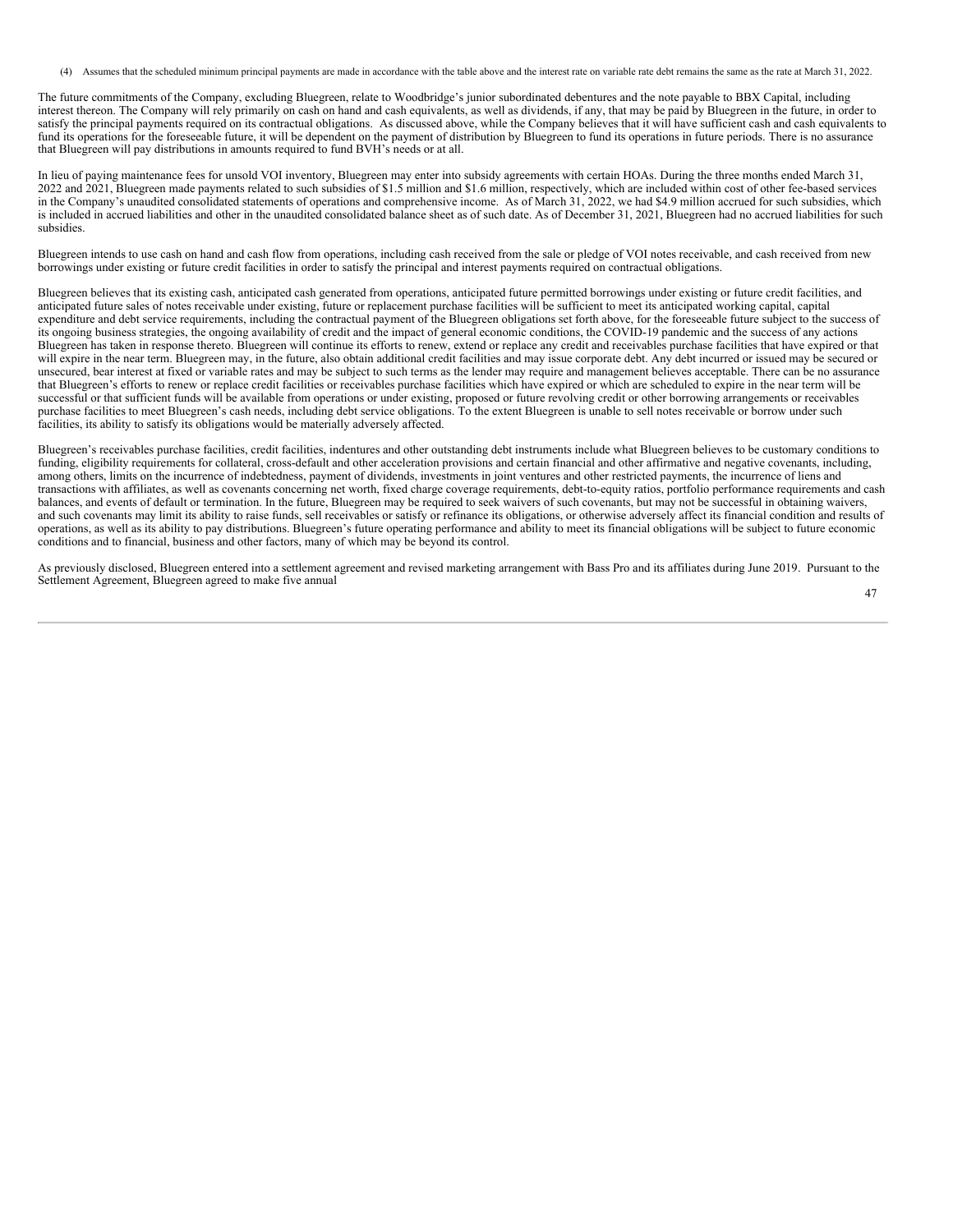(4) Assumes that the scheduled minimum principal payments are made in accordance with the table above and the interest rate on variable rate debt remains the same as the rate at March 31, 2022.

The future commitments of the Company, excluding Bluegreen, relate to Woodbridge's junior subordinated debentures and the note payable to BBX Capital, including interest thereon. The Company will rely primarily on cash on hand and cash equivalents, as well as dividends, if any, that may be paid by Bluegreen in the future, in order to satisfy the principal payments required on its contractual obligations. As discussed above, while the Company believes that it will have sufficient cash and cash equivalents to fund its operations for the foreseeable future, it will be dependent on the payment of distribution by Bluegreen to fund its operations in future periods. There is no assurance that Bluegreen will pay distributions in amounts required to fund BVH's needs or at all.

In lieu of paying maintenance fees for unsold VOI inventory, Bluegreen may enter into subsidy agreements with certain HOAs. During the three months ended March 31, 2022 and 2021, Bluegreen made payments related to such subsidies of $1.5 million and $1.6 million, respectively, which are included within cost of other fee-based services in the Company's unaudited consolidated statements of operations and comprehensive income. As of March 31, 2022, we had $4.9 million accrued for such subsidies, which is included in accrued liabilities and other in the unaudited consolidated balance sheet as of such date. As of December 31, 2021, Bluegreen had no accrued liabilities for such subsidies.

Bluegreen intends to use cash on hand and cash flow from operations, including cash received from the sale or pledge of VOI notes receivable, and cash received from new borrowings under existing or future credit facilities in order to satisfy the principal and interest payments required on contractual obligations.

Bluegreen believes that its existing cash, anticipated cash generated from operations, anticipated future permitted borrowings under existing or future credit facilities, and anticipated future sales of notes receivable under existing, future or replacement purchase facilities will be sufficient to meet its anticipated working capital, capital expenditure and debt service requirements, including the contractual payment of the Bluegreen obligations set forth above, for the foreseeable future subject to the success of its ongoing business strategies, the ongoing availability of credit and the impact of general economic conditions, the COVID-19 pandemic and the success of any actions Bluegreen has taken in response thereto. Bluegreen will continue its efforts to renew, extend or replace any credit and receivables purchase facilities that have expired or that will expire in the near term. Bluegreen may, in the future, also obtain additional credit facilities and may issue corporate debt. Any debt incurred or issued may be secured or unsecured, bear interest at fixed or variable rates and may be subject to such terms as the lender may require and management believes acceptable. There can be no assurance that Bluegreen's efforts to renew or replace credit facilities or receivables purchase facilities which have expired or which are scheduled to expire in the near term will be successful or that sufficient funds will be available from operations or under existing, proposed or future revolving credit or other borrowing arrangements or receivables purchase facilities to meet Bluegreen's cash needs, including debt service obligations. To the extent Bluegreen is unable to sell notes receivable or borrow under such facilities, its ability to satisfy its obligations would be materially adversely affected.

Bluegreen's receivables purchase facilities, credit facilities, indentures and other outstanding debt instruments include what Bluegreen believes to be customary conditions to funding, eligibility requirements for collateral, cross-default and other acceleration provisions and certain financial and other affirmative and negative covenants, including, among others, limits on the incurrence of indebtedness, payment of dividends, investments in joint ventures and other restricted payments, the incurrence of liens and transactions with affiliates, as well as covenants concerning net worth, fixed charge coverage requirements, debt-to-equity ratios, portfolio performance requirements and cash balances, and events of default or termination. In the future, Bluegreen may be required to seek waivers of such covenants, but may not be successful in obtaining waivers, and such covenants may limit its ability to raise funds, sell receivables or satisfy or refinance its obligations, or otherwise adversely affect its financial condition and results of operations, as well as its ability to pay distributions. Bluegreen's future operating performance and ability to meet its financial obligations will be subject to future economic conditions and to financial, business and other factors, many of which may be beyond its control.

As previously disclosed, Bluegreen entered into a settlement agreement and revised marketing arrangement with Bass Pro and its affiliates during June 2019. Pursuant to the Settlement Agreement, Bluegreen agreed to make five annual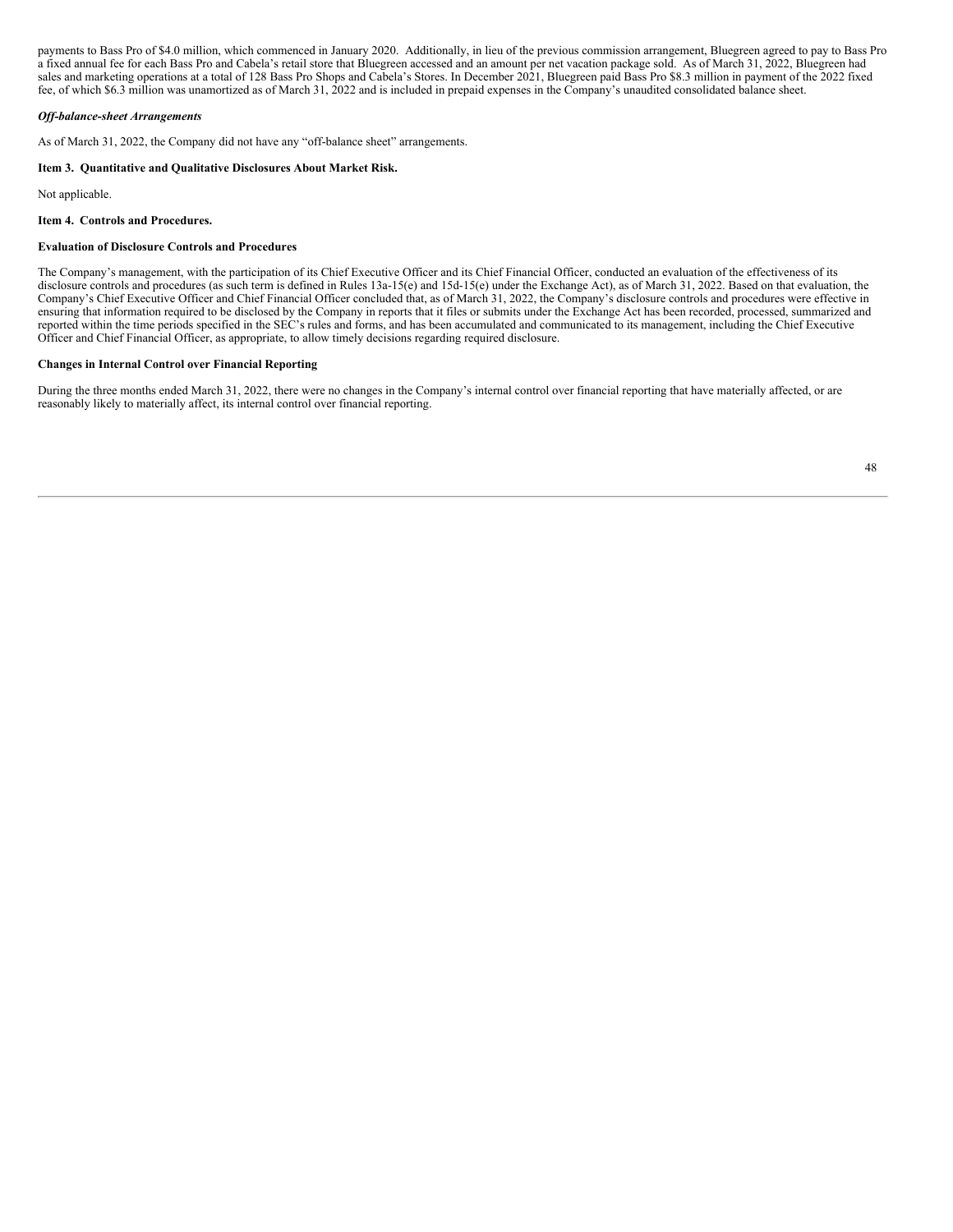payments to Bass Pro of $4.0 million, which commenced in January 2020. Additionally, in lieu of the previous commission arrangement, Bluegreen agreed to pay to Bass Pro a fixed annual fee for each Bass Pro and Cabela's retail store that Bluegreen accessed and an amount per net vacation package sold. As of March 31, 2022, Bluegreen had sales and marketing operations at a total of 128 Bass Pro Shops and Cabela's Stores. In December 2021, Bluegreen paid Bass Pro $8.3 million in payment of the 2022 fixed fee, of which $6.3 million was unamortized as of March 31, 2022 and is included in prepaid expenses in the Company's unaudited consolidated balance sheet.

***Off-balance-sheet Arrangements***

As of March 31, 2022, the Company did not have any "off-balance sheet" arrangements.

**Item 3. Quantitative and Qualitative Disclosures About Market Risk.**

Not applicable.

**Item 4. Controls and Procedures.**

**Evaluation of Disclosure Controls and Procedures**

The Company's management, with the participation of its Chief Executive Officer and its Chief Financial Officer, conducted an evaluation of the effectiveness of its disclosure controls and procedures (as such term is defined in Rules 13a-15(e) and 15d-15(e) under the Exchange Act), as of March 31, 2022. Based on that evaluation, the Company's Chief Executive Officer and Chief Financial Officer concluded that, as of March 31, 2022, the Company's disclosure controls and procedures were effective in ensuring that information required to be disclosed by the Company in reports that it files or submits under the Exchange Act has been recorded, processed, summarized and reported within the time periods specified in the SEC's rules and forms, and has been accumulated and communicated to its management, including the Chief Executive Officer and Chief Financial Officer, as appropriate, to allow timely decisions regarding required disclosure.

**Changes in Internal Control over Financial Reporting**

During the three months ended March 31, 2022, there were no changes in the Company's internal control over financial reporting that have materially affected, or are reasonably likely to materially affect, its internal control over financial reporting.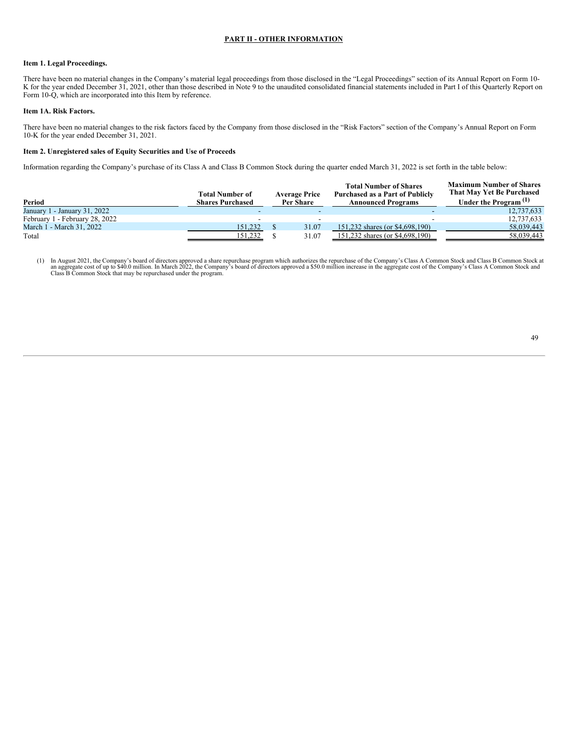## PART II - OTHER INFORMATION

### Item 1. Legal Proceedings.

There have been no material changes in the Company's material legal proceedings from those disclosed in the "Legal Proceedings" section of its Annual Report on Form 10-K for the year ended December 31, 2021, other than those described in Note 9 to the unaudited consolidated financial statements included in Part I of this Quarterly Report on Form 10-Q, which are incorporated into this Item by reference.

### Item 1A. Risk Factors.

There have been no material changes to the risk factors faced by the Company from those disclosed in the "Risk Factors" section of the Company's Annual Report on Form 10-K for the year ended December 31, 2021.

### Item 2. Unregistered sales of Equity Securities and Use of Proceeds

Information regarding the Company's purchase of its Class A and Class B Common Stock during the quarter ended March 31, 2022 is set forth in the table below:

| Period | Total Number of Shares Purchased | Average Price Per Share | Total Number of Shares Purchased as a Part of Publicly Announced Programs | Maximum Number of Shares That May Yet Be Purchased Under the Program (1) |
|---|---|---|---|---|
| January 1 - January 31, 2022 | - | - | - | 12,737,633 |
| February 1 - February 28, 2022 | - | - | - | 12,737,633 |
| March 1 - March 31, 2022 | 151,232 | $ 31.07 | 151,232 shares (or $4,698,190) | 58,039,443 |
| Total | 151,232 | $ 31.07 | 151,232 shares (or $4,698,190) | 58,039,443 |

(1) In August 2021, the Company's board of directors approved a share repurchase program which authorizes the repurchase of the Company's Class A Common Stock and Class B Common Stock at an aggregate cost of up to $40.0 million. In March 2022, the Company's board of directors approved a $50.0 million increase in the aggregate cost of the Company's Class A Common Stock and Class B Common Stock that may be repurchased under the program.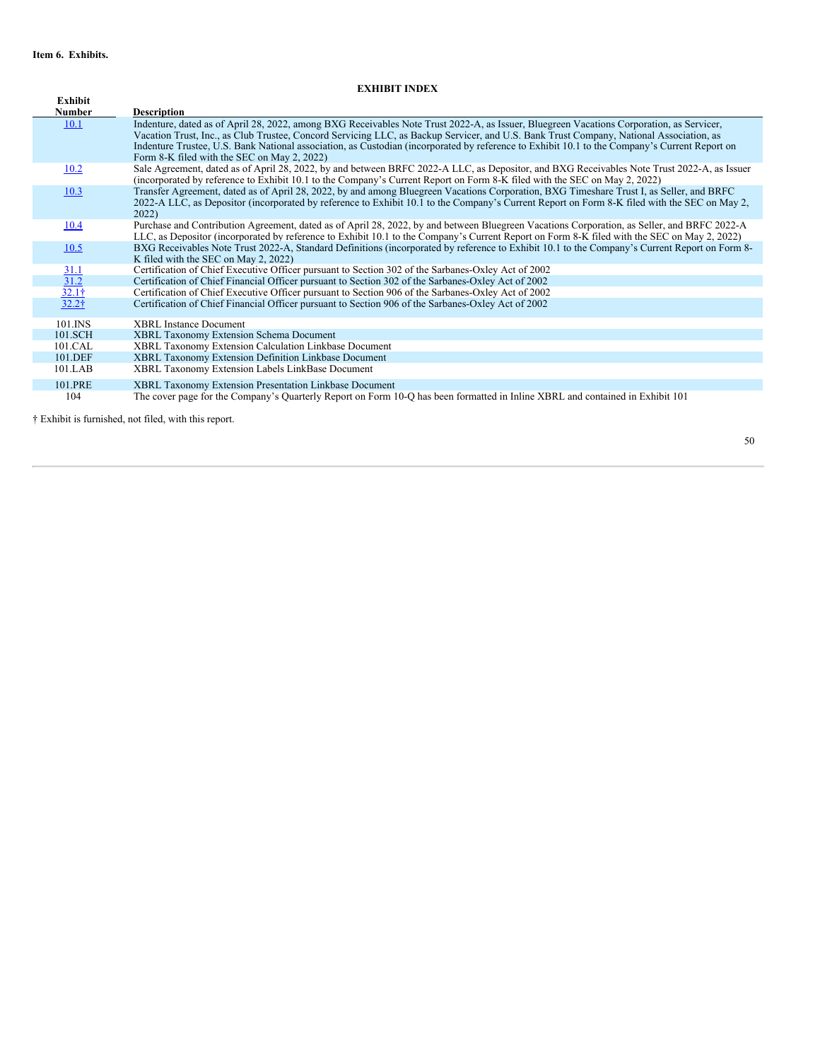**Item 6. Exhibits.**

**EXHIBIT INDEX**

| Exhibit Number | Description |
|---|---|
| 10.1 | Indenture, dated as of April 28, 2022, among BXG Receivables Note Trust 2022-A, as Issuer, Bluegreen Vacations Corporation, as Servicer, Vacation Trust, Inc., as Club Trustee, Concord Servicing LLC, as Backup Servicer, and U.S. Bank Trust Company, National Association, as Indenture Trustee, U.S. Bank National association, as Custodian (incorporated by reference to Exhibit 10.1 to the Company's Current Report on Form 8-K filed with the SEC on May 2, 2022) |
| 10.2 | Sale Agreement, dated as of April 28, 2022, by and between BRFC 2022-A LLC, as Depositor, and BXG Receivables Note Trust 2022-A, as Issuer (incorporated by reference to Exhibit 10.1 to the Company's Current Report on Form 8-K filed with the SEC on May 2, 2022) |
| 10.3 | Transfer Agreement, dated as of April 28, 2022, by and among Bluegreen Vacations Corporation, BXG Timeshare Trust I, as Seller, and BRFC 2022-A LLC, as Depositor (incorporated by reference to Exhibit 10.1 to the Company's Current Report on Form 8-K filed with the SEC on May 2, 2022) |
| 10.4 | Purchase and Contribution Agreement, dated as of April 28, 2022, by and between Bluegreen Vacations Corporation, as Seller, and BRFC 2022-A LLC, as Depositor (incorporated by reference to Exhibit 10.1 to the Company's Current Report on Form 8-K filed with the SEC on May 2, 2022) |
| 10.5 | BXG Receivables Note Trust 2022-A, Standard Definitions (incorporated by reference to Exhibit 10.1 to the Company's Current Report on Form 8-K filed with the SEC on May 2, 2022) |
| 31.1 | Certification of Chief Executive Officer pursuant to Section 302 of the Sarbanes-Oxley Act of 2002 |
| 31.2 | Certification of Chief Financial Officer pursuant to Section 302 of the Sarbanes-Oxley Act of 2002 |
| 32.1† | Certification of Chief Executive Officer pursuant to Section 906 of the Sarbanes-Oxley Act of 2002 |
| 32.2† | Certification of Chief Financial Officer pursuant to Section 906 of the Sarbanes-Oxley Act of 2002 |
| 101.INS | XBRL Instance Document |
| 101.SCH | XBRL Taxonomy Extension Schema Document |
| 101.CAL | XBRL Taxonomy Extension Calculation Linkbase Document |
| 101.DEF | XBRL Taxonomy Extension Definition Linkbase Document |
| 101.LAB | XBRL Taxonomy Extension Labels LinkBase Document |
| 101.PRE | XBRL Taxonomy Extension Presentation Linkbase Document |
| 104 | The cover page for the Company's Quarterly Report on Form 10-Q has been formatted in Inline XBRL and contained in Exhibit 101 |

† Exhibit is furnished, not filed, with this report.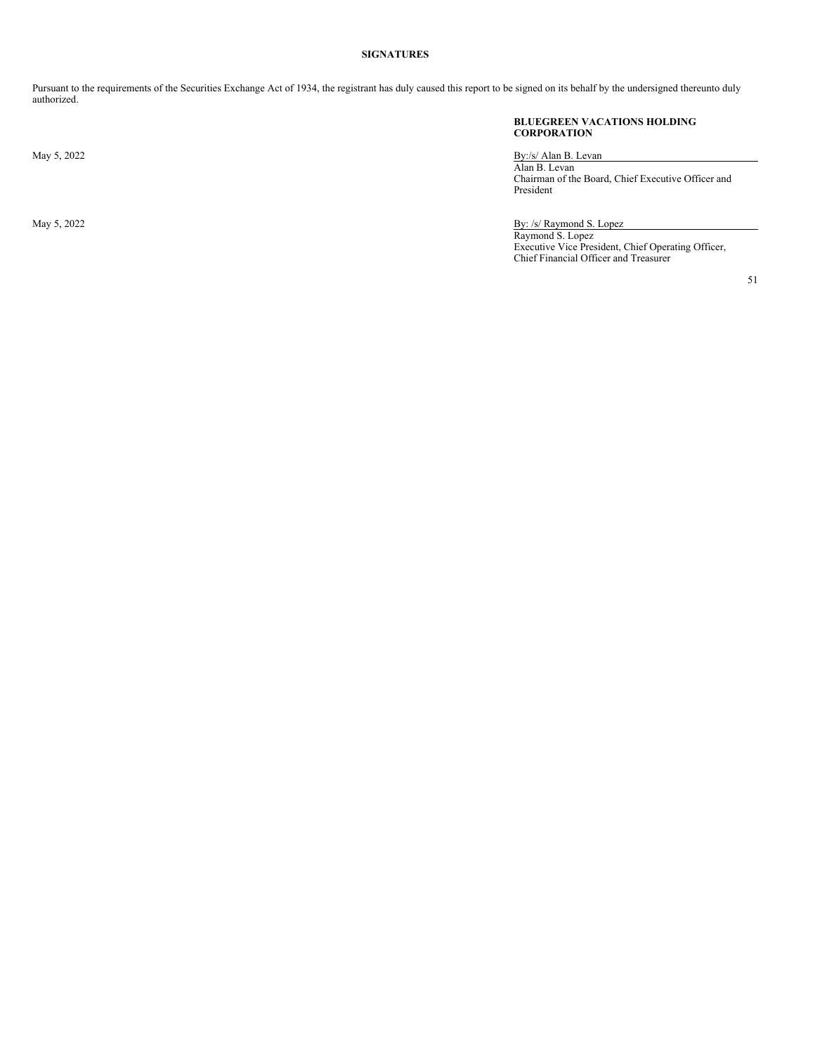## SIGNATURES

Pursuant to the requirements of the Securities Exchange Act of 1934, the registrant has duly caused this report to be signed on its behalf by the undersigned thereunto duly authorized.

**BLUEGREEN VACATIONS HOLDING CORPORATION**

May 5, 2022

By:/s/ Alan B. Levan
Alan B. Levan
Chairman of the Board, Chief Executive Officer and President

May 5, 2022

By: /s/ Raymond S. Lopez
Raymond S. Lopez
Executive Vice President, Chief Operating Officer, Chief Financial Officer and Treasurer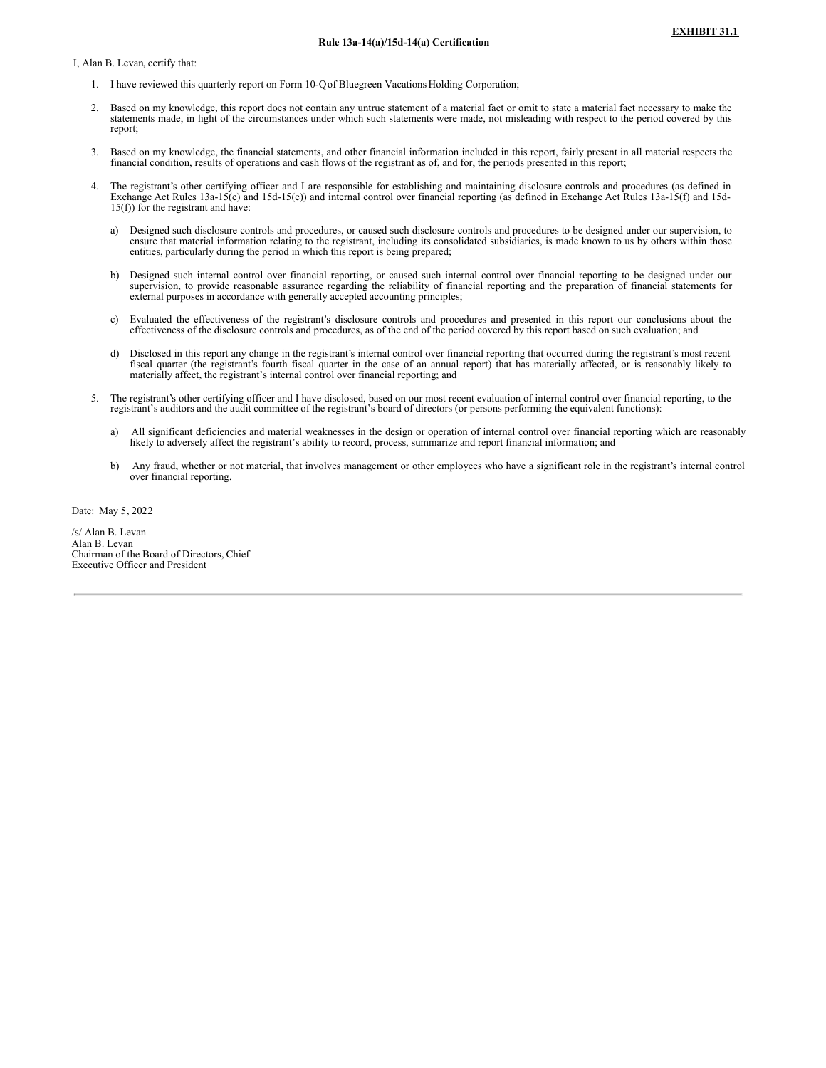**EXHIBIT 31.1**

**Rule 13a-14(a)/15d-14(a) Certification**

I, Alan B. Levan, certify that:

1. I have reviewed this quarterly report on Form 10-Q of Bluegreen Vacations Holding Corporation;

2. Based on my knowledge, this report does not contain any untrue statement of a material fact or omit to state a material fact necessary to make the statements made, in light of the circumstances under which such statements were made, not misleading with respect to the period covered by this report;

3. Based on my knowledge, the financial statements, and other financial information included in this report, fairly present in all material respects the financial condition, results of operations and cash flows of the registrant as of, and for, the periods presented in this report;

4. The registrant's other certifying officer and I are responsible for establishing and maintaining disclosure controls and procedures (as defined in Exchange Act Rules 13a-15(e) and 15d-15(e)) and internal control over financial reporting (as defined in Exchange Act Rules 13a-15(f) and 15d-15(f)) for the registrant and have:

   a) Designed such disclosure controls and procedures, or caused such disclosure controls and procedures to be designed under our supervision, to ensure that material information relating to the registrant, including its consolidated subsidiaries, is made known to us by others within those entities, particularly during the period in which this report is being prepared;

   b) Designed such internal control over financial reporting, or caused such internal control over financial reporting to be designed under our supervision, to provide reasonable assurance regarding the reliability of financial reporting and the preparation of financial statements for external purposes in accordance with generally accepted accounting principles;

   c) Evaluated the effectiveness of the registrant's disclosure controls and procedures and presented in this report our conclusions about the effectiveness of the disclosure controls and procedures, as of the end of the period covered by this report based on such evaluation; and

   d) Disclosed in this report any change in the registrant's internal control over financial reporting that occurred during the registrant's most recent fiscal quarter (the registrant's fourth fiscal quarter in the case of an annual report) that has materially affected, or is reasonably likely to materially affect, the registrant's internal control over financial reporting; and

5. The registrant's other certifying officer and I have disclosed, based on our most recent evaluation of internal control over financial reporting, to the registrant's auditors and the audit committee of the registrant's board of directors (or persons performing the equivalent functions):

   a) All significant deficiencies and material weaknesses in the design or operation of internal control over financial reporting which are reasonably likely to adversely affect the registrant's ability to record, process, summarize and report financial information; and

   b) Any fraud, whether or not material, that involves management or other employees who have a significant role in the registrant's internal control over financial reporting.

Date: May 5, 2022

/s/ Alan B. Levan
Alan B. Levan
Chairman of the Board of Directors, Chief Executive Officer and President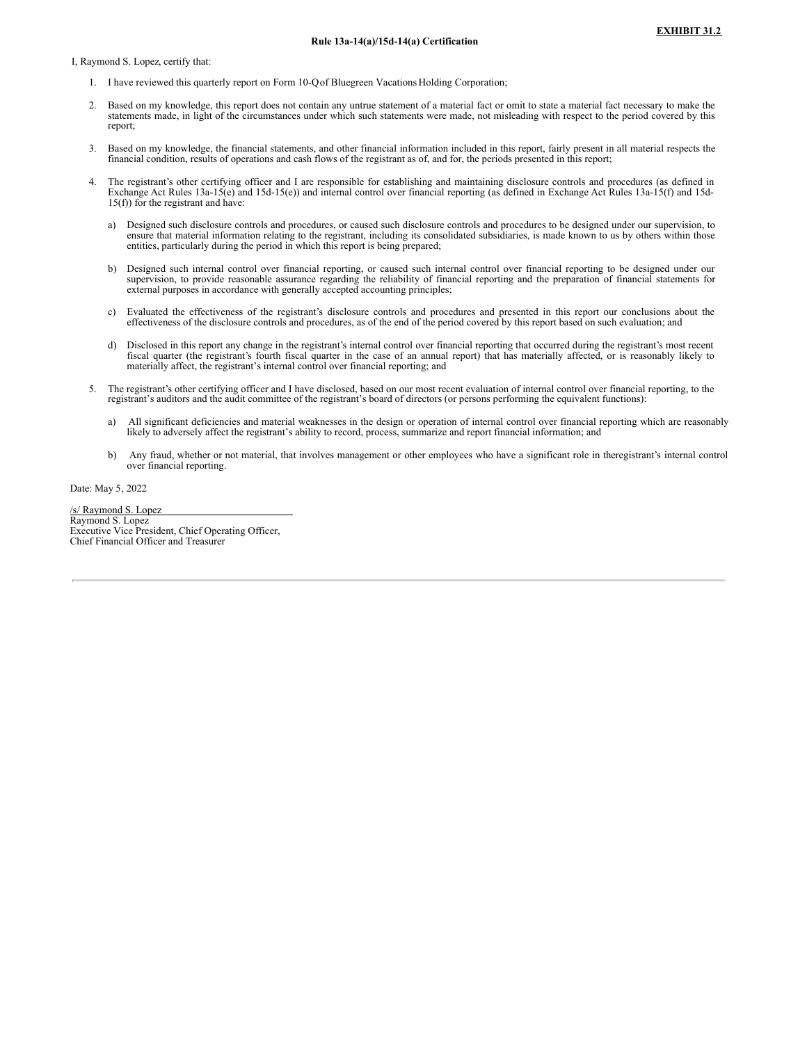**EXHIBIT 31.2**

**Rule 13a-14(a)/15d-14(a) Certification**

I, Raymond S. Lopez, certify that:

1. I have reviewed this quarterly report on Form 10-Q of Bluegreen Vacations Holding Corporation;

2. Based on my knowledge, this report does not contain any untrue statement of a material fact or omit to state a material fact necessary to make the statements made, in light of the circumstances under which such statements were made, not misleading with respect to the period covered by this report;

3. Based on my knowledge, the financial statements, and other financial information included in this report, fairly present in all material respects the financial condition, results of operations and cash flows of the registrant as of, and for, the periods presented in this report;

4. The registrant's other certifying officer and I are responsible for establishing and maintaining disclosure controls and procedures (as defined in Exchange Act Rules 13a-15(e) and 15d-15(e)) and internal control over financial reporting (as defined in Exchange Act Rules 13a-15(f) and 15d-15(f)) for the registrant and have:

   a) Designed such disclosure controls and procedures, or caused such disclosure controls and procedures to be designed under our supervision, to ensure that material information relating to the registrant, including its consolidated subsidiaries, is made known to us by others within those entities, particularly during the period in which this report is being prepared;

   b) Designed such internal control over financial reporting, or caused such internal control over financial reporting to be designed under our supervision, to provide reasonable assurance regarding the reliability of financial reporting and the preparation of financial statements for external purposes in accordance with generally accepted accounting principles;

   c) Evaluated the effectiveness of the registrant's disclosure controls and procedures and presented in this report our conclusions about the effectiveness of the disclosure controls and procedures, as of the end of the period covered by this report based on such evaluation; and

   d) Disclosed in this report any change in the registrant's internal control over financial reporting that occurred during the registrant's most recent fiscal quarter (the registrant's fourth fiscal quarter in the case of an annual report) that has materially affected, or is reasonably likely to materially affect, the registrant's internal control over financial reporting; and

5. The registrant's other certifying officer and I have disclosed, based on our most recent evaluation of internal control over financial reporting, to the registrant's auditors and the audit committee of the registrant's board of directors (or persons performing the equivalent functions):

   a) All significant deficiencies and material weaknesses in the design or operation of internal control over financial reporting which are reasonably likely to adversely affect the registrant's ability to record, process, summarize and report financial information; and

   b) Any fraud, whether or not material, that involves management or other employees who have a significant role in theregistrant's internal control over financial reporting.

Date: May 5, 2022

/s/ Raymond S. Lopez
Raymond S. Lopez
Executive Vice President, Chief Operating Officer,
Chief Financial Officer and Treasurer